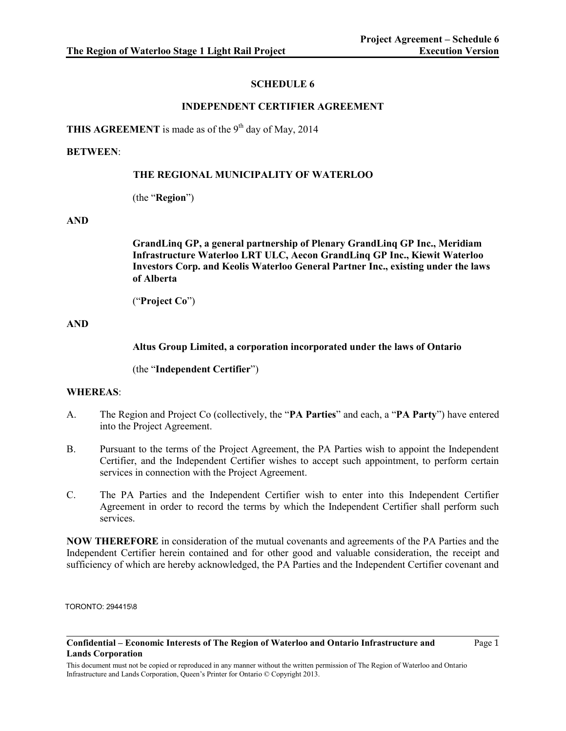# SCHEDULE 6

## INDEPENDENT CERTIFIER AGREEMENT

**THIS AGREEMENT** is made as of the 9th day of May, 2014

**BETWEEN**:

**THE REGIONAL MUNICIPALITY OF WATERLOO**

(the "**Region**")

**AND**

**GrandLinq GP, a general partnership of Plenary GrandLinq GP Inc., Meridiam Infrastructure Waterloo LRT ULC, Aecon GrandLinq GP Inc., Kiewit Waterloo Investors Corp. and Keolis Waterloo General Partner Inc., existing under the laws of Alberta**

("**Project Co**")

**AND**

**Altus Group Limited, a corporation incorporated under the laws of Ontario**

(the "**Independent Certifier**")

**WHEREAS**:

A. The Region and Project Co (collectively, the "**PA Parties**" and each, a "**PA Party**") have entered into the Project Agreement.

B. Pursuant to the terms of the Project Agreement, the PA Parties wish to appoint the Independent Certifier, and the Independent Certifier wishes to accept such appointment, to perform certain services in connection with the Project Agreement.

C. The PA Parties and the Independent Certifier wish to enter into this Independent Certifier Agreement in order to record the terms by which the Independent Certifier shall perform such services.

**NOW THEREFORE** in consideration of the mutual covenants and agreements of the PA Parties and the Independent Certifier herein contained and for other good and valuable consideration, the receipt and sufficiency of which are hereby acknowledged, the PA Parties and the Independent Certifier covenant and

TORONTO: 294415\8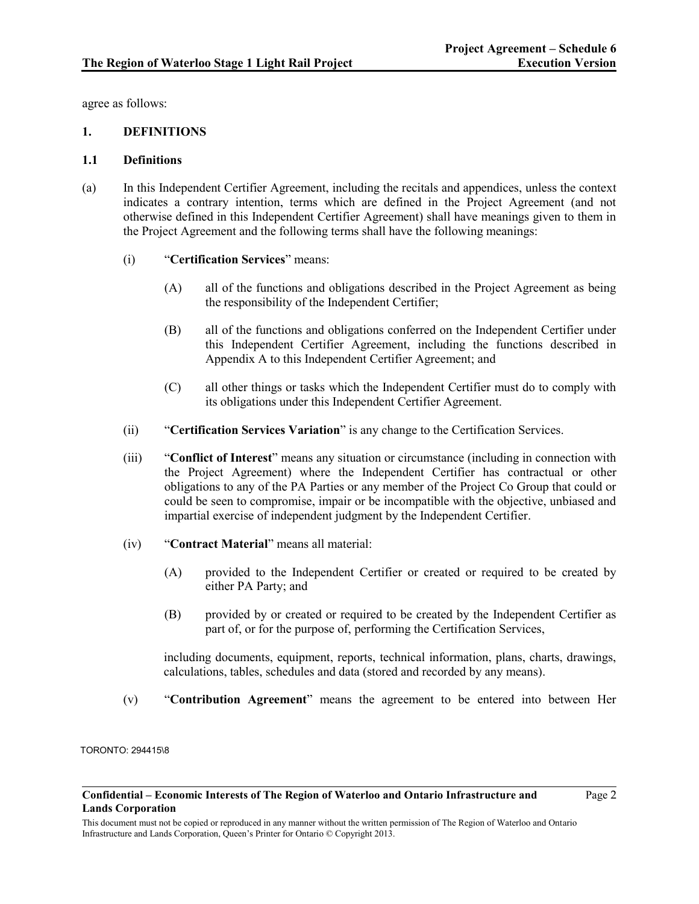agree as follows:

## 1. DEFINITIONS

### 1.1 Definitions

(a) In this Independent Certifier Agreement, including the recitals and appendices, unless the context indicates a contrary intention, terms which are defined in the Project Agreement (and not otherwise defined in this Independent Certifier Agreement) shall have meanings given to them in the Project Agreement and the following terms shall have the following meanings:

(i) "**Certification Services**" means:

(A) all of the functions and obligations described in the Project Agreement as being the responsibility of the Independent Certifier;

(B) all of the functions and obligations conferred on the Independent Certifier under this Independent Certifier Agreement, including the functions described in Appendix A to this Independent Certifier Agreement; and

(C) all other things or tasks which the Independent Certifier must do to comply with its obligations under this Independent Certifier Agreement.

(ii) "**Certification Services Variation**" is any change to the Certification Services.

(iii) "**Conflict of Interest**" means any situation or circumstance (including in connection with the Project Agreement) where the Independent Certifier has contractual or other obligations to any of the PA Parties or any member of the Project Co Group that could or could be seen to compromise, impair or be incompatible with the objective, unbiased and impartial exercise of independent judgment by the Independent Certifier.

(iv) "**Contract Material**" means all material:

(A) provided to the Independent Certifier or created or required to be created by either PA Party; and

(B) provided by or created or required to be created by the Independent Certifier as part of, or for the purpose of, performing the Certification Services,

including documents, equipment, reports, technical information, plans, charts, drawings, calculations, tables, schedules and data (stored and recorded by any means).

(v) "**Contribution Agreement**" means the agreement to be entered into between Her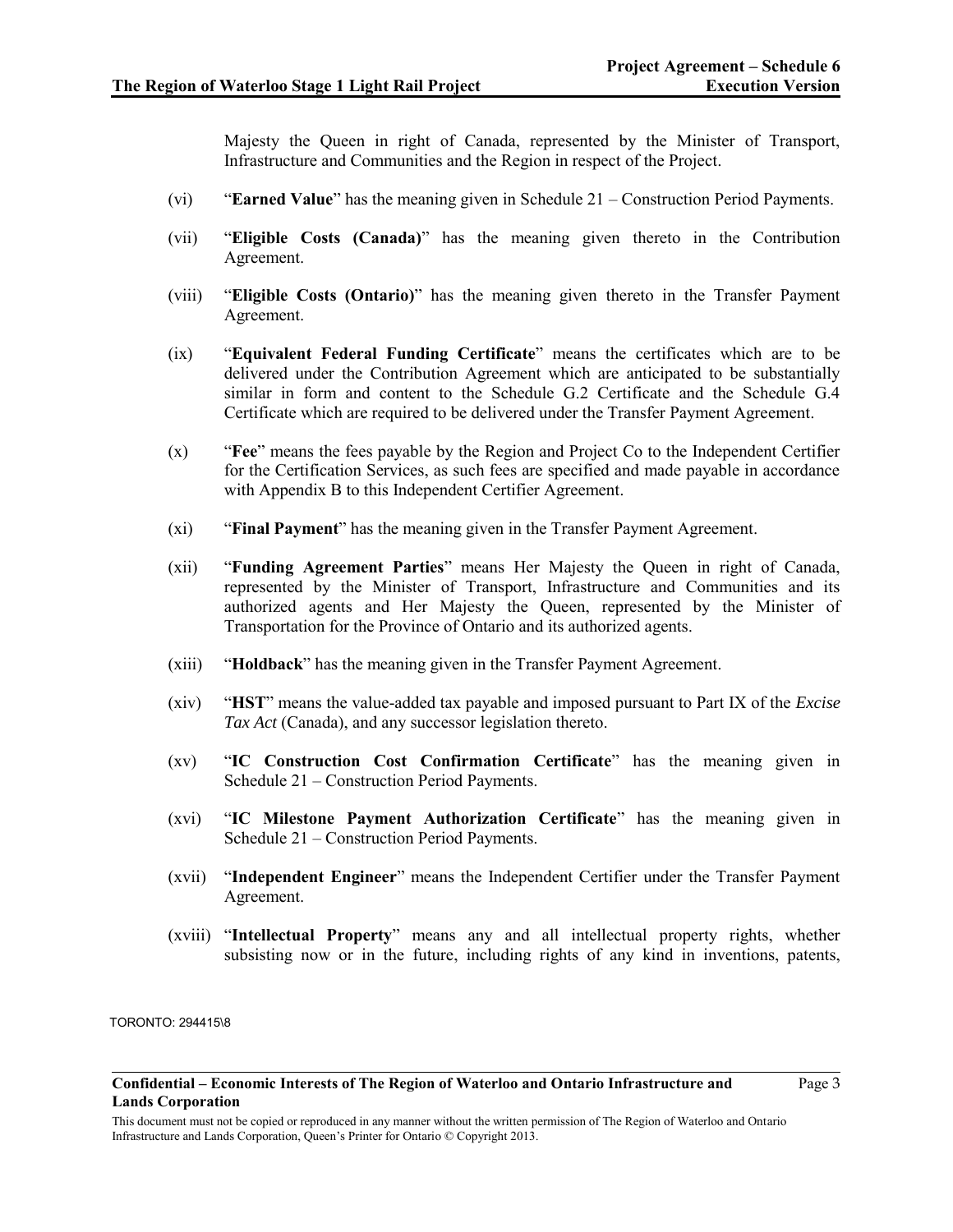Majesty the Queen in right of Canada, represented by the Minister of Transport, Infrastructure and Communities and the Region in respect of the Project.

(vi) "**Earned Value**" has the meaning given in Schedule 21 – Construction Period Payments.

(vii) "**Eligible Costs (Canada)**" has the meaning given thereto in the Contribution Agreement.

(viii) "**Eligible Costs (Ontario)**" has the meaning given thereto in the Transfer Payment Agreement.

(ix) "**Equivalent Federal Funding Certificate**" means the certificates which are to be delivered under the Contribution Agreement which are anticipated to be substantially similar in form and content to the Schedule G.2 Certificate and the Schedule G.4 Certificate which are required to be delivered under the Transfer Payment Agreement.

(x) "**Fee**" means the fees payable by the Region and Project Co to the Independent Certifier for the Certification Services, as such fees are specified and made payable in accordance with Appendix B to this Independent Certifier Agreement.

(xi) "**Final Payment**" has the meaning given in the Transfer Payment Agreement.

(xii) "**Funding Agreement Parties**" means Her Majesty the Queen in right of Canada, represented by the Minister of Transport, Infrastructure and Communities and its authorized agents and Her Majesty the Queen, represented by the Minister of Transportation for the Province of Ontario and its authorized agents.

(xiii) "**Holdback**" has the meaning given in the Transfer Payment Agreement.

(xiv) "**HST**" means the value-added tax payable and imposed pursuant to Part IX of the *Excise Tax Act* (Canada), and any successor legislation thereto.

(xv) "**IC Construction Cost Confirmation Certificate**" has the meaning given in Schedule 21 – Construction Period Payments.

(xvi) "**IC Milestone Payment Authorization Certificate**" has the meaning given in Schedule 21 – Construction Period Payments.

(xvii) "**Independent Engineer**" means the Independent Certifier under the Transfer Payment Agreement.

(xviii) "**Intellectual Property**" means any and all intellectual property rights, whether subsisting now or in the future, including rights of any kind in inventions, patents,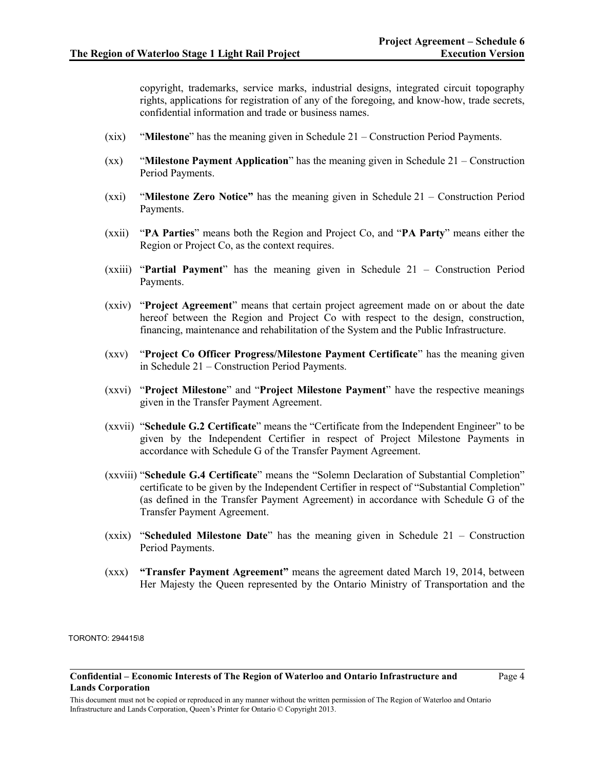copyright, trademarks, service marks, industrial designs, integrated circuit topography rights, applications for registration of any of the foregoing, and know-how, trade secrets, confidential information and trade or business names.

(xix) "**Milestone**" has the meaning given in Schedule 21 – Construction Period Payments.

(xx) "**Milestone Payment Application**" has the meaning given in Schedule 21 – Construction Period Payments.

(xxi) "**Milestone Zero Notice"** has the meaning given in Schedule 21 – Construction Period Payments.

(xxii) "**PA Parties**" means both the Region and Project Co, and "**PA Party**" means either the Region or Project Co, as the context requires.

(xxiii) "**Partial Payment**" has the meaning given in Schedule 21 – Construction Period Payments.

(xxiv) "**Project Agreement**" means that certain project agreement made on or about the date hereof between the Region and Project Co with respect to the design, construction, financing, maintenance and rehabilitation of the System and the Public Infrastructure.

(xxv) "**Project Co Officer Progress/Milestone Payment Certificate**" has the meaning given in Schedule 21 – Construction Period Payments.

(xxvi) "**Project Milestone**" and "**Project Milestone Payment**" have the respective meanings given in the Transfer Payment Agreement.

(xxvii) "**Schedule G.2 Certificate**" means the "Certificate from the Independent Engineer" to be given by the Independent Certifier in respect of Project Milestone Payments in accordance with Schedule G of the Transfer Payment Agreement.

(xxviii) "**Schedule G.4 Certificate**" means the "Solemn Declaration of Substantial Completion" certificate to be given by the Independent Certifier in respect of "Substantial Completion" (as defined in the Transfer Payment Agreement) in accordance with Schedule G of the Transfer Payment Agreement.

(xxix) "**Scheduled Milestone Date**" has the meaning given in Schedule 21 – Construction Period Payments.

(xxx) **"Transfer Payment Agreement"** means the agreement dated March 19, 2014, between Her Majesty the Queen represented by the Ontario Ministry of Transportation and the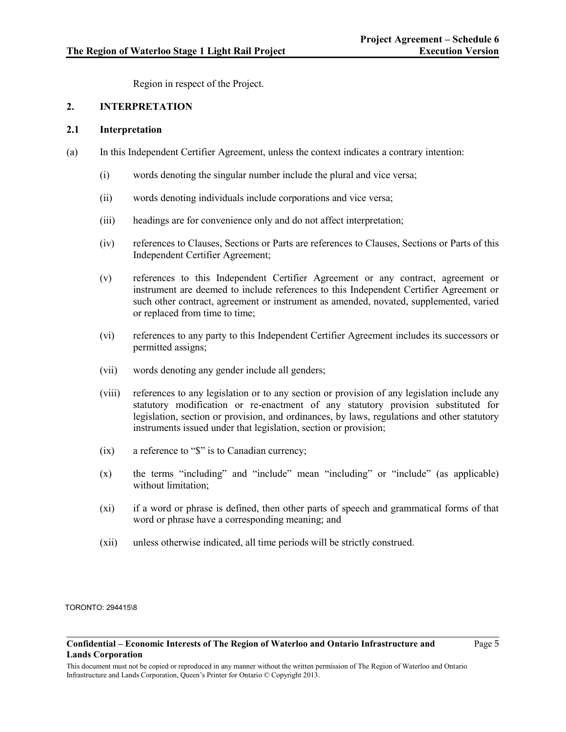Region in respect of the Project.

## 2. INTERPRETATION

### 2.1 Interpretation

(a) In this Independent Certifier Agreement, unless the context indicates a contrary intention:

(i) words denoting the singular number include the plural and vice versa;

(ii) words denoting individuals include corporations and vice versa;

(iii) headings are for convenience only and do not affect interpretation;

(iv) references to Clauses, Sections or Parts are references to Clauses, Sections or Parts of this Independent Certifier Agreement;

(v) references to this Independent Certifier Agreement or any contract, agreement or instrument are deemed to include references to this Independent Certifier Agreement or such other contract, agreement or instrument as amended, novated, supplemented, varied or replaced from time to time;

(vi) references to any party to this Independent Certifier Agreement includes its successors or permitted assigns;

(vii) words denoting any gender include all genders;

(viii) references to any legislation or to any section or provision of any legislation include any statutory modification or re-enactment of any statutory provision substituted for legislation, section or provision, and ordinances, by laws, regulations and other statutory instruments issued under that legislation, section or provision;

(ix) a reference to "$" is to Canadian currency;

(x) the terms "including" and "include" mean "including" or "include" (as applicable) without limitation;

(xi) if a word or phrase is defined, then other parts of speech and grammatical forms of that word or phrase have a corresponding meaning; and

(xii) unless otherwise indicated, all time periods will be strictly construed.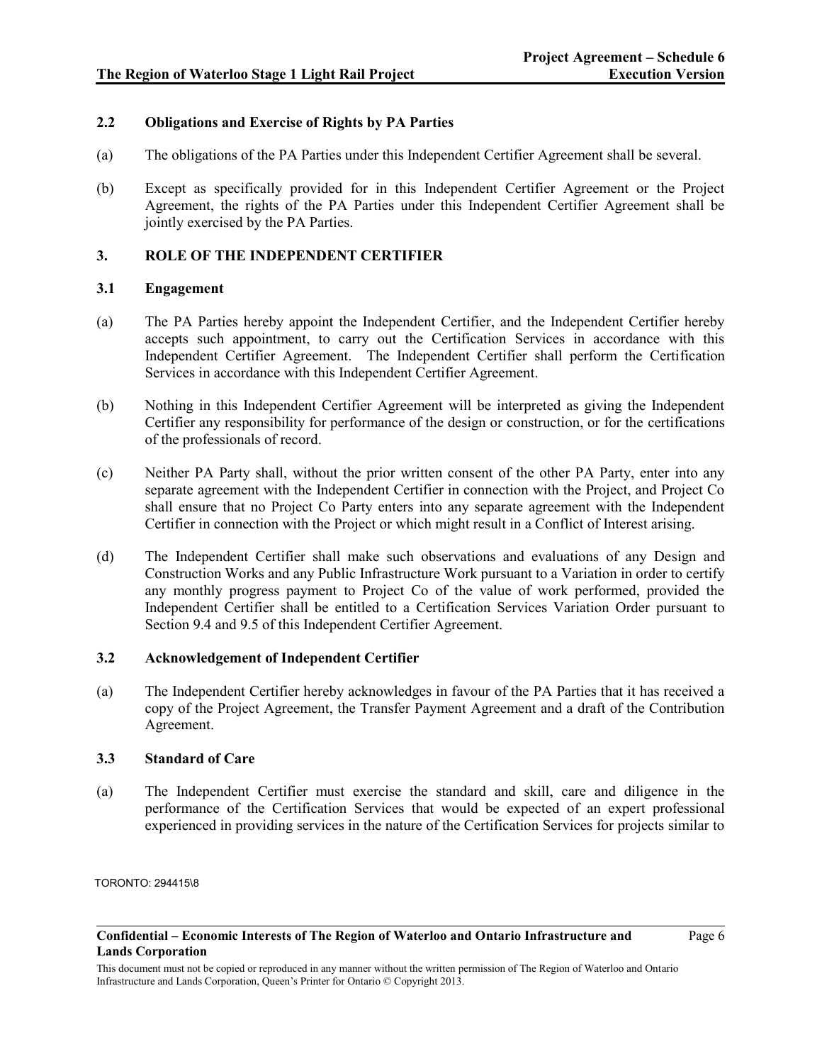### 2.2 Obligations and Exercise of Rights by PA Parties

(a) The obligations of the PA Parties under this Independent Certifier Agreement shall be several.

(b) Except as specifically provided for in this Independent Certifier Agreement or the Project Agreement, the rights of the PA Parties under this Independent Certifier Agreement shall be jointly exercised by the PA Parties.

## 3. ROLE OF THE INDEPENDENT CERTIFIER

### 3.1 Engagement

(a) The PA Parties hereby appoint the Independent Certifier, and the Independent Certifier hereby accepts such appointment, to carry out the Certification Services in accordance with this Independent Certifier Agreement. The Independent Certifier shall perform the Certification Services in accordance with this Independent Certifier Agreement.

(b) Nothing in this Independent Certifier Agreement will be interpreted as giving the Independent Certifier any responsibility for performance of the design or construction, or for the certifications of the professionals of record.

(c) Neither PA Party shall, without the prior written consent of the other PA Party, enter into any separate agreement with the Independent Certifier in connection with the Project, and Project Co shall ensure that no Project Co Party enters into any separate agreement with the Independent Certifier in connection with the Project or which might result in a Conflict of Interest arising.

(d) The Independent Certifier shall make such observations and evaluations of any Design and Construction Works and any Public Infrastructure Work pursuant to a Variation in order to certify any monthly progress payment to Project Co of the value of work performed, provided the Independent Certifier shall be entitled to a Certification Services Variation Order pursuant to Section 9.4 and 9.5 of this Independent Certifier Agreement.

### 3.2 Acknowledgement of Independent Certifier

(a) The Independent Certifier hereby acknowledges in favour of the PA Parties that it has received a copy of the Project Agreement, the Transfer Payment Agreement and a draft of the Contribution Agreement.

### 3.3 Standard of Care

(a) The Independent Certifier must exercise the standard and skill, care and diligence in the performance of the Certification Services that would be expected of an expert professional experienced in providing services in the nature of the Certification Services for projects similar to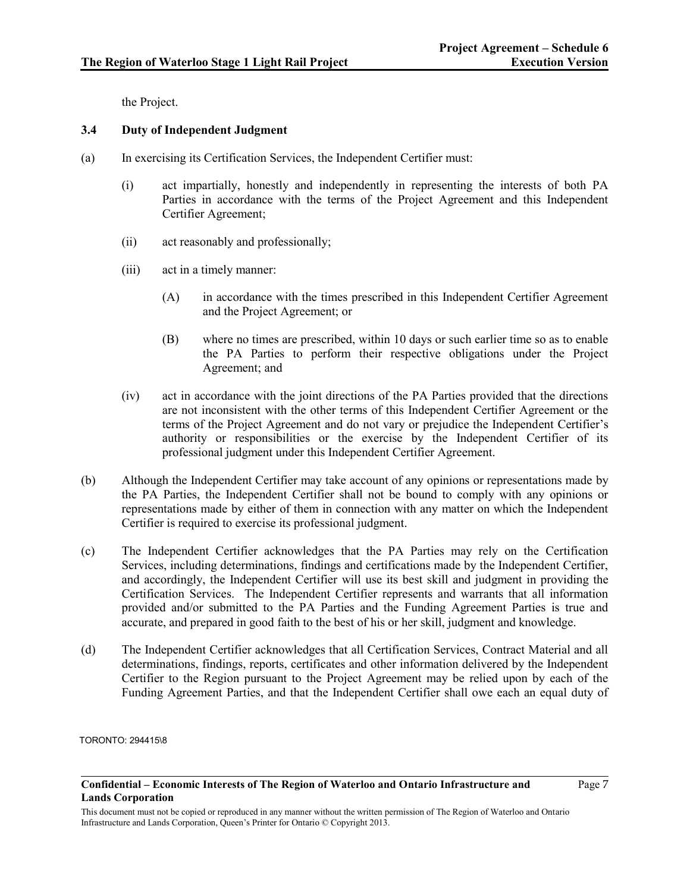the Project.

### 3.4 Duty of Independent Judgment

(a) In exercising its Certification Services, the Independent Certifier must:

(i) act impartially, honestly and independently in representing the interests of both PA Parties in accordance with the terms of the Project Agreement and this Independent Certifier Agreement;

(ii) act reasonably and professionally;

(iii) act in a timely manner:

(A) in accordance with the times prescribed in this Independent Certifier Agreement and the Project Agreement; or

(B) where no times are prescribed, within 10 days or such earlier time so as to enable the PA Parties to perform their respective obligations under the Project Agreement; and

(iv) act in accordance with the joint directions of the PA Parties provided that the directions are not inconsistent with the other terms of this Independent Certifier Agreement or the terms of the Project Agreement and do not vary or prejudice the Independent Certifier's authority or responsibilities or the exercise by the Independent Certifier of its professional judgment under this Independent Certifier Agreement.

(b) Although the Independent Certifier may take account of any opinions or representations made by the PA Parties, the Independent Certifier shall not be bound to comply with any opinions or representations made by either of them in connection with any matter on which the Independent Certifier is required to exercise its professional judgment.

(c) The Independent Certifier acknowledges that the PA Parties may rely on the Certification Services, including determinations, findings and certifications made by the Independent Certifier, and accordingly, the Independent Certifier will use its best skill and judgment in providing the Certification Services. The Independent Certifier represents and warrants that all information provided and/or submitted to the PA Parties and the Funding Agreement Parties is true and accurate, and prepared in good faith to the best of his or her skill, judgment and knowledge.

(d) The Independent Certifier acknowledges that all Certification Services, Contract Material and all determinations, findings, reports, certificates and other information delivered by the Independent Certifier to the Region pursuant to the Project Agreement may be relied upon by each of the Funding Agreement Parties, and that the Independent Certifier shall owe each an equal duty of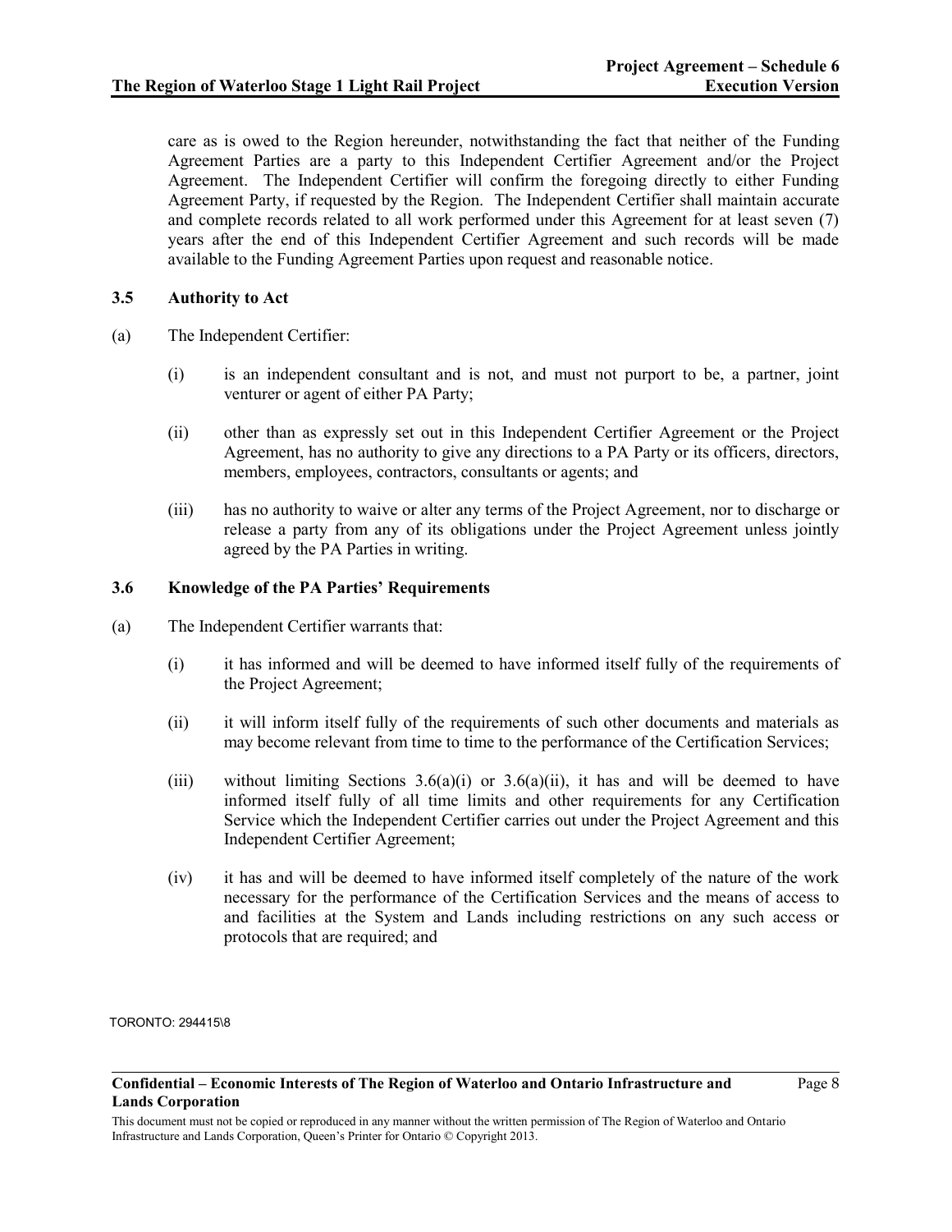care as is owed to the Region hereunder, notwithstanding the fact that neither of the Funding Agreement Parties are a party to this Independent Certifier Agreement and/or the Project Agreement. The Independent Certifier will confirm the foregoing directly to either Funding Agreement Party, if requested by the Region. The Independent Certifier shall maintain accurate and complete records related to all work performed under this Agreement for at least seven (7) years after the end of this Independent Certifier Agreement and such records will be made available to the Funding Agreement Parties upon request and reasonable notice.

### 3.5 Authority to Act

(a) The Independent Certifier:

(i) is an independent consultant and is not, and must not purport to be, a partner, joint venturer or agent of either PA Party;

(ii) other than as expressly set out in this Independent Certifier Agreement or the Project Agreement, has no authority to give any directions to a PA Party or its officers, directors, members, employees, contractors, consultants or agents; and

(iii) has no authority to waive or alter any terms of the Project Agreement, nor to discharge or release a party from any of its obligations under the Project Agreement unless jointly agreed by the PA Parties in writing.

### 3.6 Knowledge of the PA Parties' Requirements

(a) The Independent Certifier warrants that:

(i) it has informed and will be deemed to have informed itself fully of the requirements of the Project Agreement;

(ii) it will inform itself fully of the requirements of such other documents and materials as may become relevant from time to time to the performance of the Certification Services;

(iii) without limiting Sections 3.6(a)(i) or 3.6(a)(ii), it has and will be deemed to have informed itself fully of all time limits and other requirements for any Certification Service which the Independent Certifier carries out under the Project Agreement and this Independent Certifier Agreement;

(iv) it has and will be deemed to have informed itself completely of the nature of the work necessary for the performance of the Certification Services and the means of access to and facilities at the System and Lands including restrictions on any such access or protocols that are required; and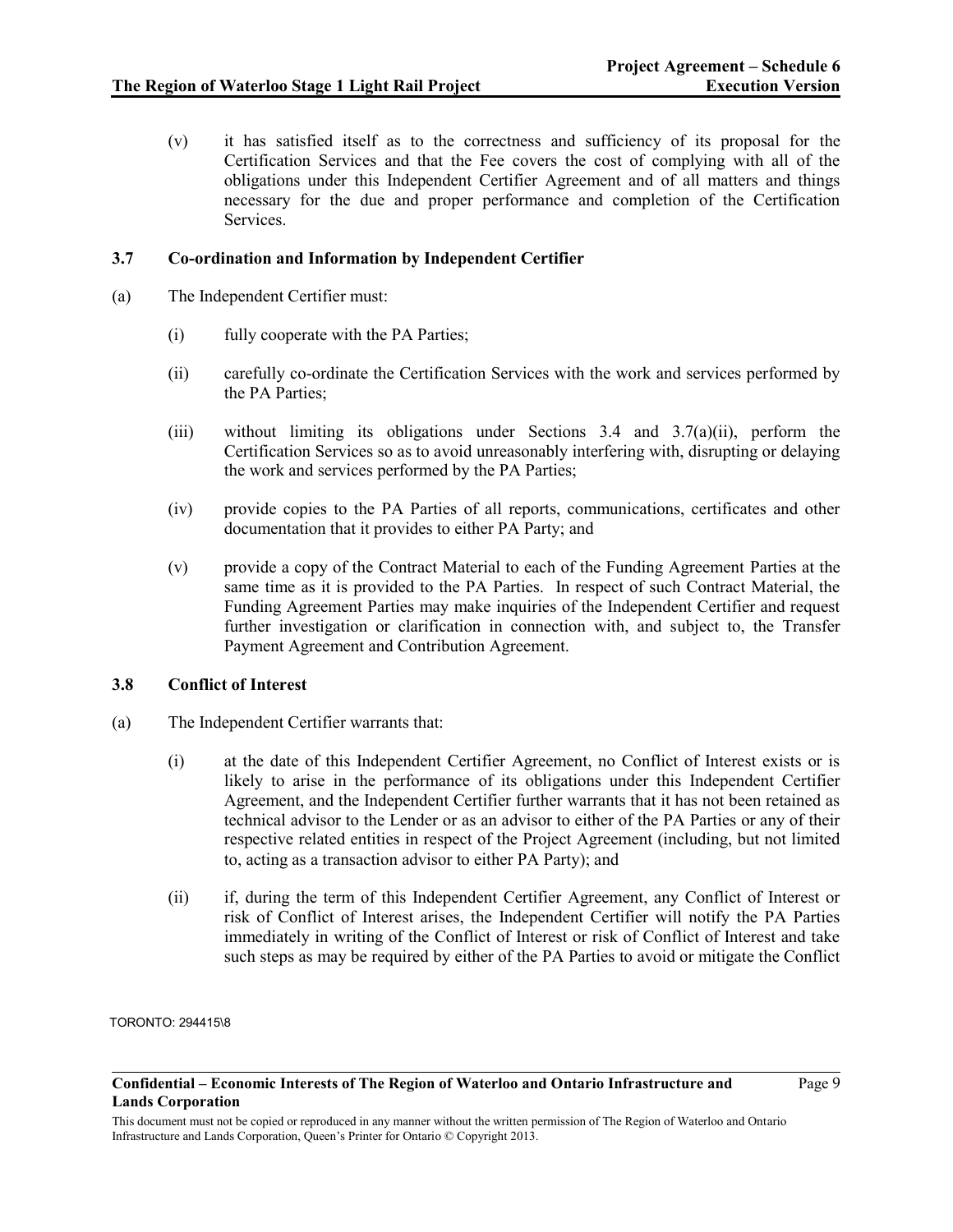(v) it has satisfied itself as to the correctness and sufficiency of its proposal for the Certification Services and that the Fee covers the cost of complying with all of the obligations under this Independent Certifier Agreement and of all matters and things necessary for the due and proper performance and completion of the Certification Services.

### 3.7 Co-ordination and Information by Independent Certifier

(a) The Independent Certifier must:

(i) fully cooperate with the PA Parties;

(ii) carefully co-ordinate the Certification Services with the work and services performed by the PA Parties;

(iii) without limiting its obligations under Sections 3.4 and 3.7(a)(ii), perform the Certification Services so as to avoid unreasonably interfering with, disrupting or delaying the work and services performed by the PA Parties;

(iv) provide copies to the PA Parties of all reports, communications, certificates and other documentation that it provides to either PA Party; and

(v) provide a copy of the Contract Material to each of the Funding Agreement Parties at the same time as it is provided to the PA Parties. In respect of such Contract Material, the Funding Agreement Parties may make inquiries of the Independent Certifier and request further investigation or clarification in connection with, and subject to, the Transfer Payment Agreement and Contribution Agreement.

### 3.8 Conflict of Interest

(a) The Independent Certifier warrants that:

(i) at the date of this Independent Certifier Agreement, no Conflict of Interest exists or is likely to arise in the performance of its obligations under this Independent Certifier Agreement, and the Independent Certifier further warrants that it has not been retained as technical advisor to the Lender or as an advisor to either of the PA Parties or any of their respective related entities in respect of the Project Agreement (including, but not limited to, acting as a transaction advisor to either PA Party); and

(ii) if, during the term of this Independent Certifier Agreement, any Conflict of Interest or risk of Conflict of Interest arises, the Independent Certifier will notify the PA Parties immediately in writing of the Conflict of Interest or risk of Conflict of Interest and take such steps as may be required by either of the PA Parties to avoid or mitigate the Conflict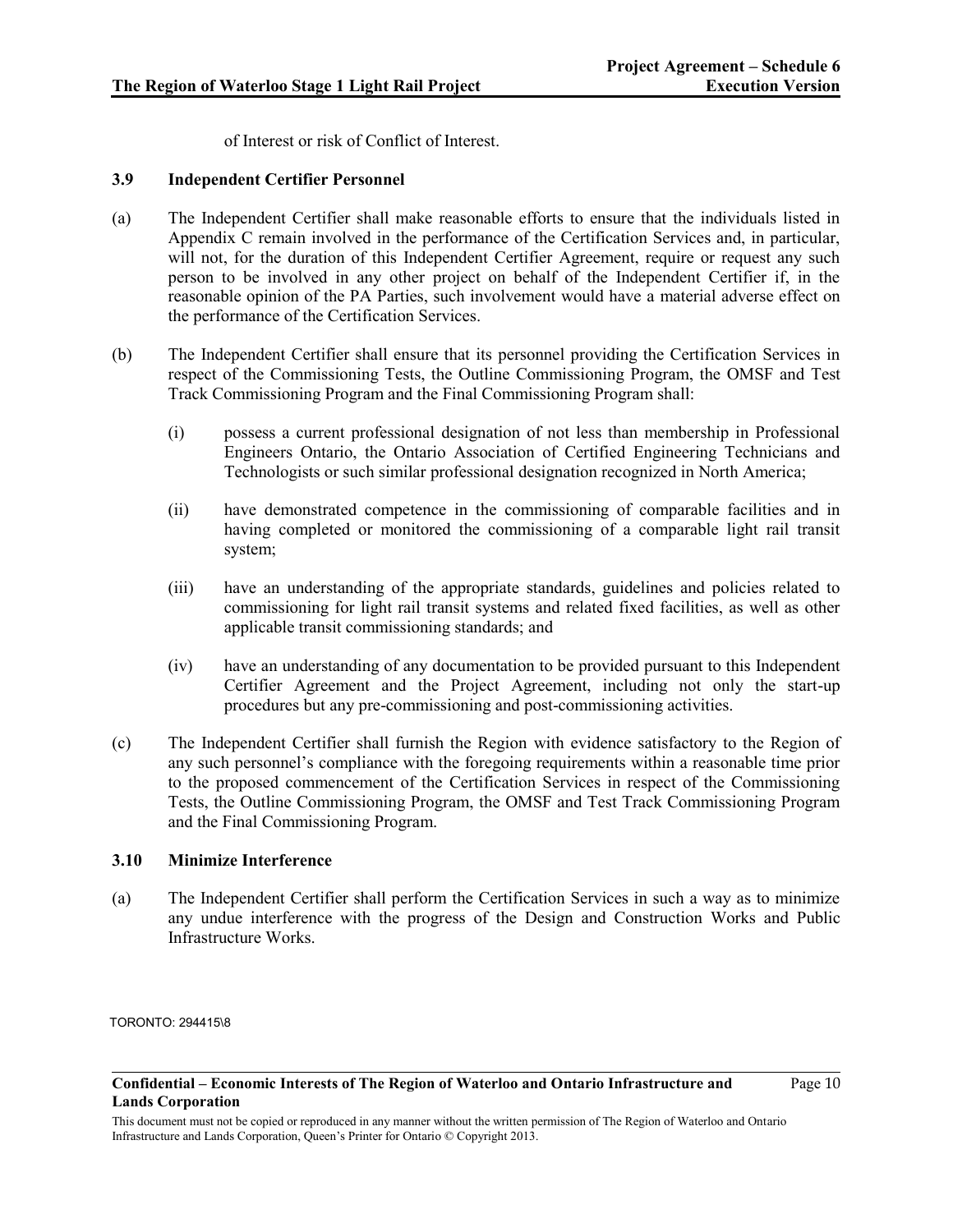of Interest or risk of Conflict of Interest.

### 3.9 Independent Certifier Personnel

(a) The Independent Certifier shall make reasonable efforts to ensure that the individuals listed in Appendix C remain involved in the performance of the Certification Services and, in particular, will not, for the duration of this Independent Certifier Agreement, require or request any such person to be involved in any other project on behalf of the Independent Certifier if, in the reasonable opinion of the PA Parties, such involvement would have a material adverse effect on the performance of the Certification Services.

(b) The Independent Certifier shall ensure that its personnel providing the Certification Services in respect of the Commissioning Tests, the Outline Commissioning Program, the OMSF and Test Track Commissioning Program and the Final Commissioning Program shall:

(i) possess a current professional designation of not less than membership in Professional Engineers Ontario, the Ontario Association of Certified Engineering Technicians and Technologists or such similar professional designation recognized in North America;

(ii) have demonstrated competence in the commissioning of comparable facilities and in having completed or monitored the commissioning of a comparable light rail transit system;

(iii) have an understanding of the appropriate standards, guidelines and policies related to commissioning for light rail transit systems and related fixed facilities, as well as other applicable transit commissioning standards; and

(iv) have an understanding of any documentation to be provided pursuant to this Independent Certifier Agreement and the Project Agreement, including not only the start-up procedures but any pre-commissioning and post-commissioning activities.

(c) The Independent Certifier shall furnish the Region with evidence satisfactory to the Region of any such personnel's compliance with the foregoing requirements within a reasonable time prior to the proposed commencement of the Certification Services in respect of the Commissioning Tests, the Outline Commissioning Program, the OMSF and Test Track Commissioning Program and the Final Commissioning Program.

### 3.10 Minimize Interference

(a) The Independent Certifier shall perform the Certification Services in such a way as to minimize any undue interference with the progress of the Design and Construction Works and Public Infrastructure Works.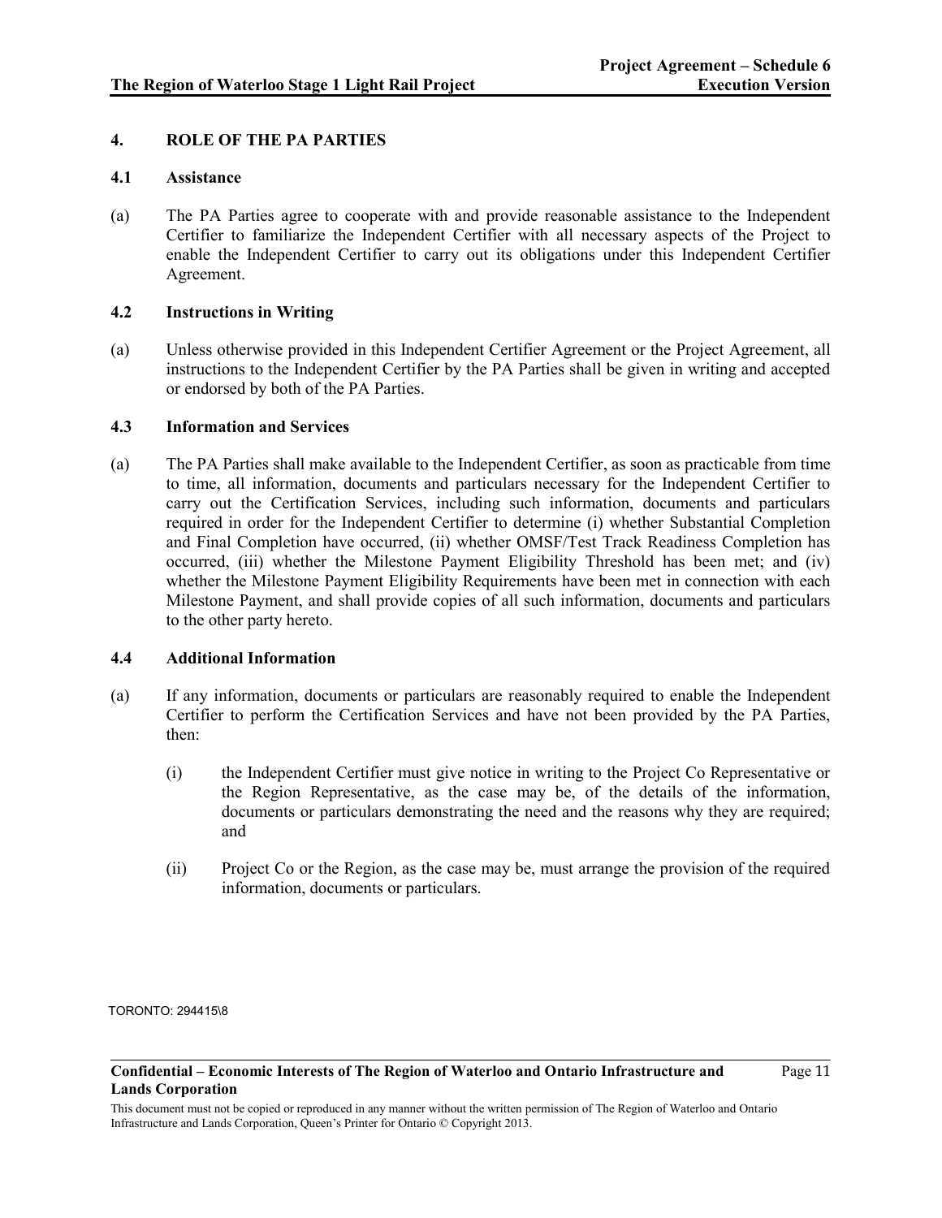## 4. ROLE OF THE PA PARTIES

### 4.1 Assistance

(a) The PA Parties agree to cooperate with and provide reasonable assistance to the Independent Certifier to familiarize the Independent Certifier with all necessary aspects of the Project to enable the Independent Certifier to carry out its obligations under this Independent Certifier Agreement.

### 4.2 Instructions in Writing

(a) Unless otherwise provided in this Independent Certifier Agreement or the Project Agreement, all instructions to the Independent Certifier by the PA Parties shall be given in writing and accepted or endorsed by both of the PA Parties.

### 4.3 Information and Services

(a) The PA Parties shall make available to the Independent Certifier, as soon as practicable from time to time, all information, documents and particulars necessary for the Independent Certifier to carry out the Certification Services, including such information, documents and particulars required in order for the Independent Certifier to determine (i) whether Substantial Completion and Final Completion have occurred, (ii) whether OMSF/Test Track Readiness Completion has occurred, (iii) whether the Milestone Payment Eligibility Threshold has been met; and (iv) whether the Milestone Payment Eligibility Requirements have been met in connection with each Milestone Payment, and shall provide copies of all such information, documents and particulars to the other party hereto.

### 4.4 Additional Information

(a) If any information, documents or particulars are reasonably required to enable the Independent Certifier to perform the Certification Services and have not been provided by the PA Parties, then:

   (i) the Independent Certifier must give notice in writing to the Project Co Representative or the Region Representative, as the case may be, of the details of the information, documents or particulars demonstrating the need and the reasons why they are required; and

   (ii) Project Co or the Region, as the case may be, must arrange the provision of the required information, documents or particulars.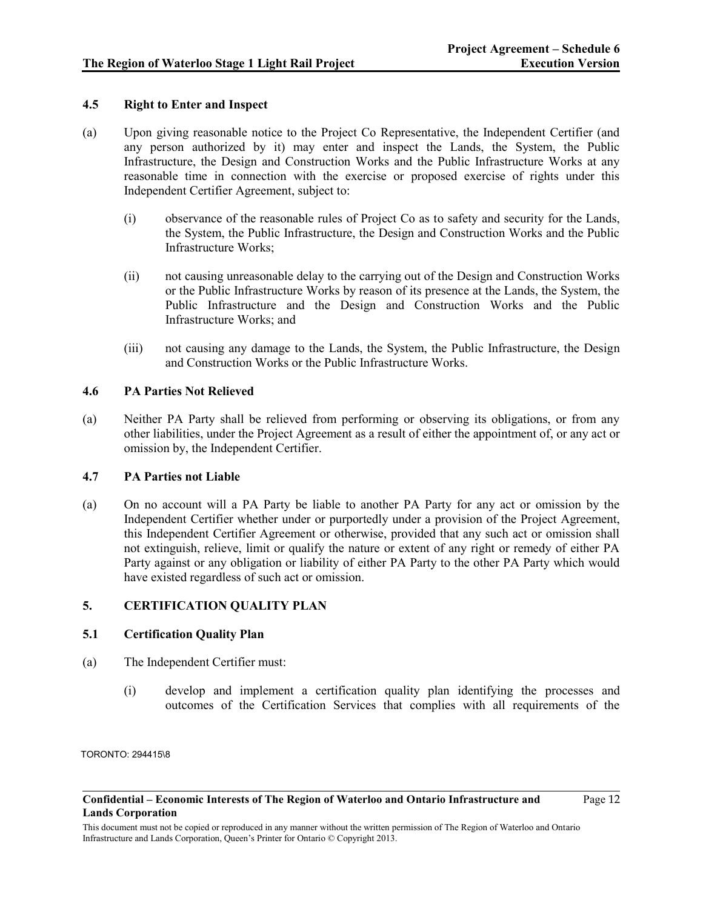### 4.5 Right to Enter and Inspect

(a) Upon giving reasonable notice to the Project Co Representative, the Independent Certifier (and any person authorized by it) may enter and inspect the Lands, the System, the Public Infrastructure, the Design and Construction Works and the Public Infrastructure Works at any reasonable time in connection with the exercise or proposed exercise of rights under this Independent Certifier Agreement, subject to:

  (i) observance of the reasonable rules of Project Co as to safety and security for the Lands, the System, the Public Infrastructure, the Design and Construction Works and the Public Infrastructure Works;

  (ii) not causing unreasonable delay to the carrying out of the Design and Construction Works or the Public Infrastructure Works by reason of its presence at the Lands, the System, the Public Infrastructure and the Design and Construction Works and the Public Infrastructure Works; and

  (iii) not causing any damage to the Lands, the System, the Public Infrastructure, the Design and Construction Works or the Public Infrastructure Works.

### 4.6 PA Parties Not Relieved

(a) Neither PA Party shall be relieved from performing or observing its obligations, or from any other liabilities, under the Project Agreement as a result of either the appointment of, or any act or omission by, the Independent Certifier.

### 4.7 PA Parties not Liable

(a) On no account will a PA Party be liable to another PA Party for any act or omission by the Independent Certifier whether under or purportedly under a provision of the Project Agreement, this Independent Certifier Agreement or otherwise, provided that any such act or omission shall not extinguish, relieve, limit or qualify the nature or extent of any right or remedy of either PA Party against or any obligation or liability of either PA Party to the other PA Party which would have existed regardless of such act or omission.

## 5. CERTIFICATION QUALITY PLAN

### 5.1 Certification Quality Plan

(a) The Independent Certifier must:

  (i) develop and implement a certification quality plan identifying the processes and outcomes of the Certification Services that complies with all requirements of the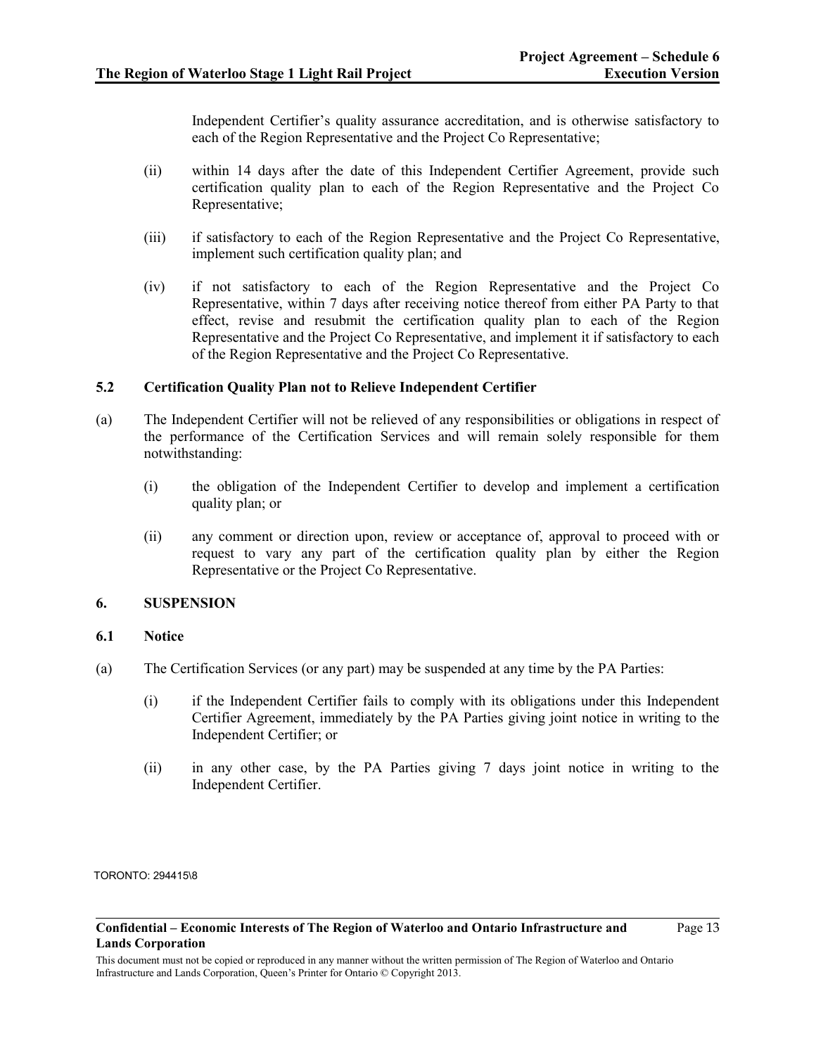Independent Certifier's quality assurance accreditation, and is otherwise satisfactory to each of the Region Representative and the Project Co Representative;

(ii) within 14 days after the date of this Independent Certifier Agreement, provide such certification quality plan to each of the Region Representative and the Project Co Representative;

(iii) if satisfactory to each of the Region Representative and the Project Co Representative, implement such certification quality plan; and

(iv) if not satisfactory to each of the Region Representative and the Project Co Representative, within 7 days after receiving notice thereof from either PA Party to that effect, revise and resubmit the certification quality plan to each of the Region Representative and the Project Co Representative, and implement it if satisfactory to each of the Region Representative and the Project Co Representative.

### 5.2 Certification Quality Plan not to Relieve Independent Certifier

(a) The Independent Certifier will not be relieved of any responsibilities or obligations in respect of the performance of the Certification Services and will remain solely responsible for them notwithstanding:

(i) the obligation of the Independent Certifier to develop and implement a certification quality plan; or

(ii) any comment or direction upon, review or acceptance of, approval to proceed with or request to vary any part of the certification quality plan by either the Region Representative or the Project Co Representative.

## 6. SUSPENSION

### 6.1 Notice

(a) The Certification Services (or any part) may be suspended at any time by the PA Parties:

(i) if the Independent Certifier fails to comply with its obligations under this Independent Certifier Agreement, immediately by the PA Parties giving joint notice in writing to the Independent Certifier; or

(ii) in any other case, by the PA Parties giving 7 days joint notice in writing to the Independent Certifier.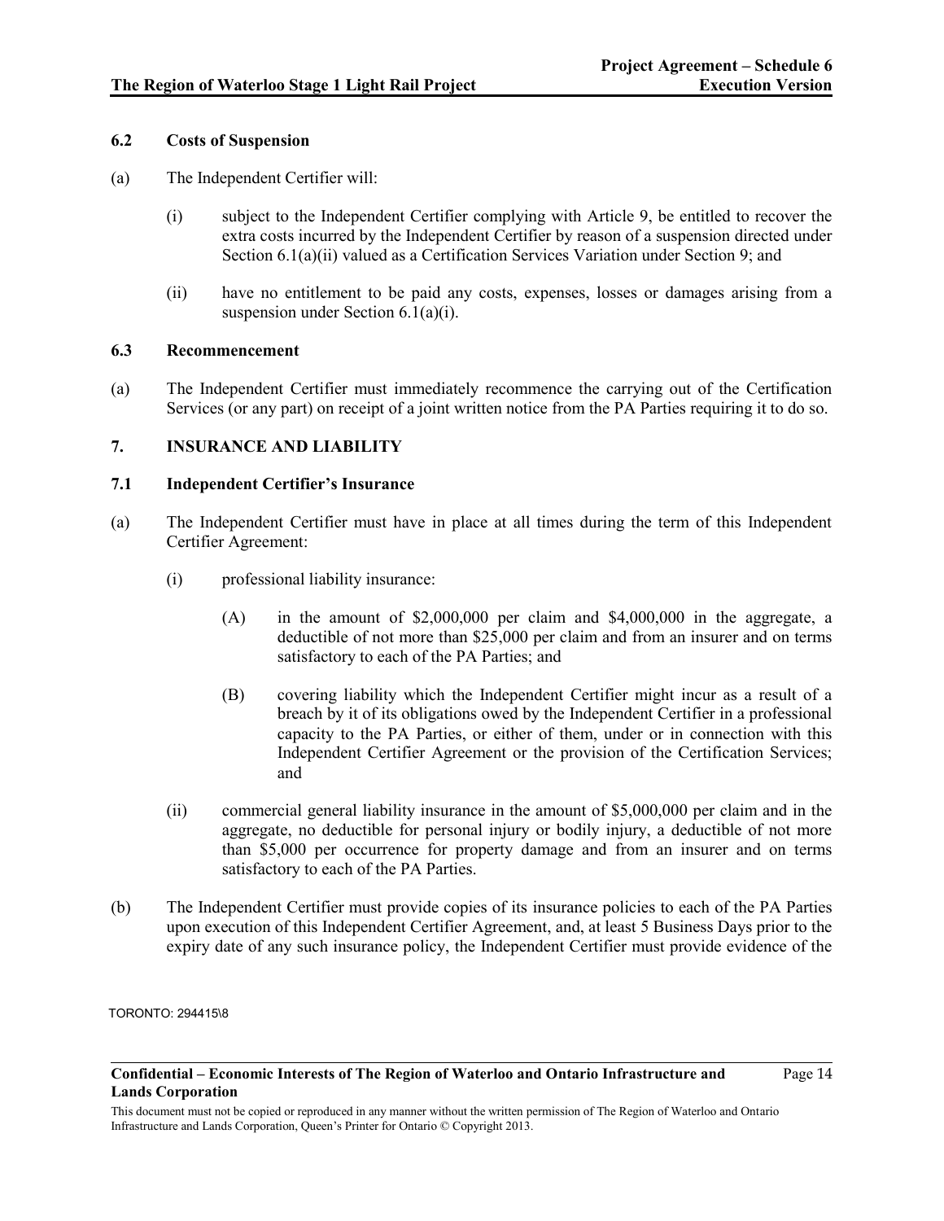### 6.2 Costs of Suspension

(a) The Independent Certifier will:

   (i) subject to the Independent Certifier complying with Article 9, be entitled to recover the extra costs incurred by the Independent Certifier by reason of a suspension directed under Section 6.1(a)(ii) valued as a Certification Services Variation under Section 9; and

   (ii) have no entitlement to be paid any costs, expenses, losses or damages arising from a suspension under Section 6.1(a)(i).

### 6.3 Recommencement

(a) The Independent Certifier must immediately recommence the carrying out of the Certification Services (or any part) on receipt of a joint written notice from the PA Parties requiring it to do so.

## 7. INSURANCE AND LIABILITY

### 7.1 Independent Certifier's Insurance

(a) The Independent Certifier must have in place at all times during the term of this Independent Certifier Agreement:

   (i) professional liability insurance:

      (A) in the amount of $2,000,000 per claim and $4,000,000 in the aggregate, a deductible of not more than $25,000 per claim and from an insurer and on terms satisfactory to each of the PA Parties; and

      (B) covering liability which the Independent Certifier might incur as a result of a breach by it of its obligations owed by the Independent Certifier in a professional capacity to the PA Parties, or either of them, under or in connection with this Independent Certifier Agreement or the provision of the Certification Services; and

   (ii) commercial general liability insurance in the amount of $5,000,000 per claim and in the aggregate, no deductible for personal injury or bodily injury, a deductible of not more than $5,000 per occurrence for property damage and from an insurer and on terms satisfactory to each of the PA Parties.

(b) The Independent Certifier must provide copies of its insurance policies to each of the PA Parties upon execution of this Independent Certifier Agreement, and, at least 5 Business Days prior to the expiry date of any such insurance policy, the Independent Certifier must provide evidence of the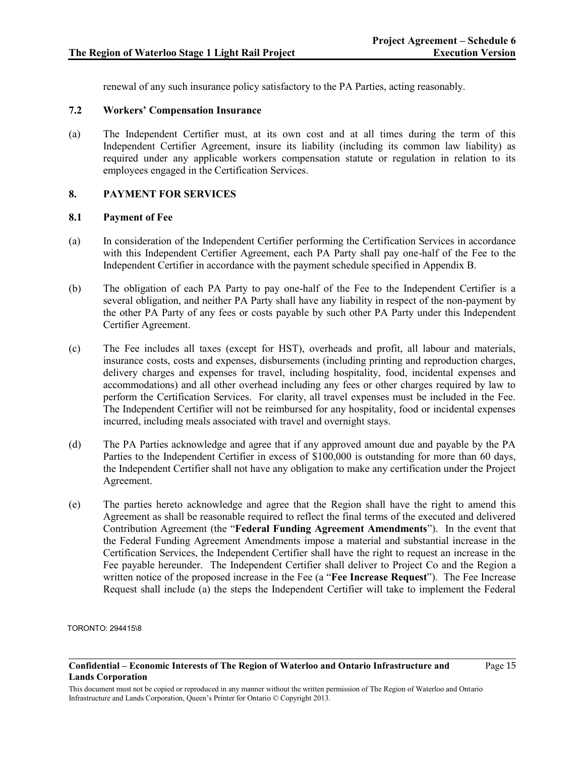renewal of any such insurance policy satisfactory to the PA Parties, acting reasonably.

### 7.2 Workers' Compensation Insurance

(a) The Independent Certifier must, at its own cost and at all times during the term of this Independent Certifier Agreement, insure its liability (including its common law liability) as required under any applicable workers compensation statute or regulation in relation to its employees engaged in the Certification Services.

## 8. PAYMENT FOR SERVICES

### 8.1 Payment of Fee

(a) In consideration of the Independent Certifier performing the Certification Services in accordance with this Independent Certifier Agreement, each PA Party shall pay one-half of the Fee to the Independent Certifier in accordance with the payment schedule specified in Appendix B.

(b) The obligation of each PA Party to pay one-half of the Fee to the Independent Certifier is a several obligation, and neither PA Party shall have any liability in respect of the non-payment by the other PA Party of any fees or costs payable by such other PA Party under this Independent Certifier Agreement.

(c) The Fee includes all taxes (except for HST), overheads and profit, all labour and materials, insurance costs, costs and expenses, disbursements (including printing and reproduction charges, delivery charges and expenses for travel, including hospitality, food, incidental expenses and accommodations) and all other overhead including any fees or other charges required by law to perform the Certification Services. For clarity, all travel expenses must be included in the Fee. The Independent Certifier will not be reimbursed for any hospitality, food or incidental expenses incurred, including meals associated with travel and overnight stays.

(d) The PA Parties acknowledge and agree that if any approved amount due and payable by the PA Parties to the Independent Certifier in excess of $100,000 is outstanding for more than 60 days, the Independent Certifier shall not have any obligation to make any certification under the Project Agreement.

(e) The parties hereto acknowledge and agree that the Region shall have the right to amend this Agreement as shall be reasonable required to reflect the final terms of the executed and delivered Contribution Agreement (the "**Federal Funding Agreement Amendments**"). In the event that the Federal Funding Agreement Amendments impose a material and substantial increase in the Certification Services, the Independent Certifier shall have the right to request an increase in the Fee payable hereunder. The Independent Certifier shall deliver to Project Co and the Region a written notice of the proposed increase in the Fee (a "**Fee Increase Request**"). The Fee Increase Request shall include (a) the steps the Independent Certifier will take to implement the Federal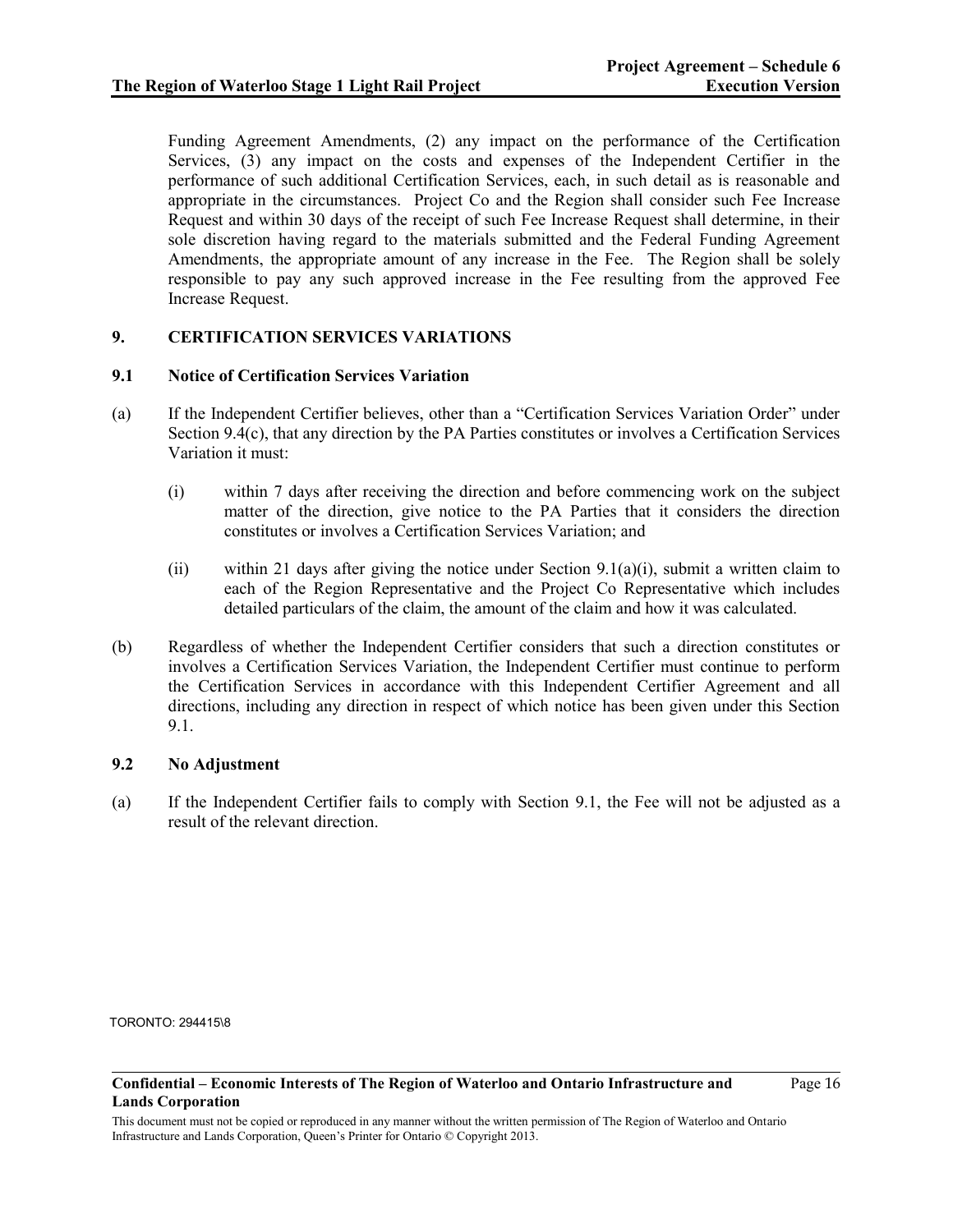Funding Agreement Amendments, (2) any impact on the performance of the Certification Services, (3) any impact on the costs and expenses of the Independent Certifier in the performance of such additional Certification Services, each, in such detail as is reasonable and appropriate in the circumstances. Project Co and the Region shall consider such Fee Increase Request and within 30 days of the receipt of such Fee Increase Request shall determine, in their sole discretion having regard to the materials submitted and the Federal Funding Agreement Amendments, the appropriate amount of any increase in the Fee. The Region shall be solely responsible to pay any such approved increase in the Fee resulting from the approved Fee Increase Request.

## 9. CERTIFICATION SERVICES VARIATIONS

### 9.1 Notice of Certification Services Variation

(a) If the Independent Certifier believes, other than a "Certification Services Variation Order" under Section 9.4(c), that any direction by the PA Parties constitutes or involves a Certification Services Variation it must:

(i) within 7 days after receiving the direction and before commencing work on the subject matter of the direction, give notice to the PA Parties that it considers the direction constitutes or involves a Certification Services Variation; and

(ii) within 21 days after giving the notice under Section 9.1(a)(i), submit a written claim to each of the Region Representative and the Project Co Representative which includes detailed particulars of the claim, the amount of the claim and how it was calculated.

(b) Regardless of whether the Independent Certifier considers that such a direction constitutes or involves a Certification Services Variation, the Independent Certifier must continue to perform the Certification Services in accordance with this Independent Certifier Agreement and all directions, including any direction in respect of which notice has been given under this Section 9.1.

### 9.2 No Adjustment

(a) If the Independent Certifier fails to comply with Section 9.1, the Fee will not be adjusted as a result of the relevant direction.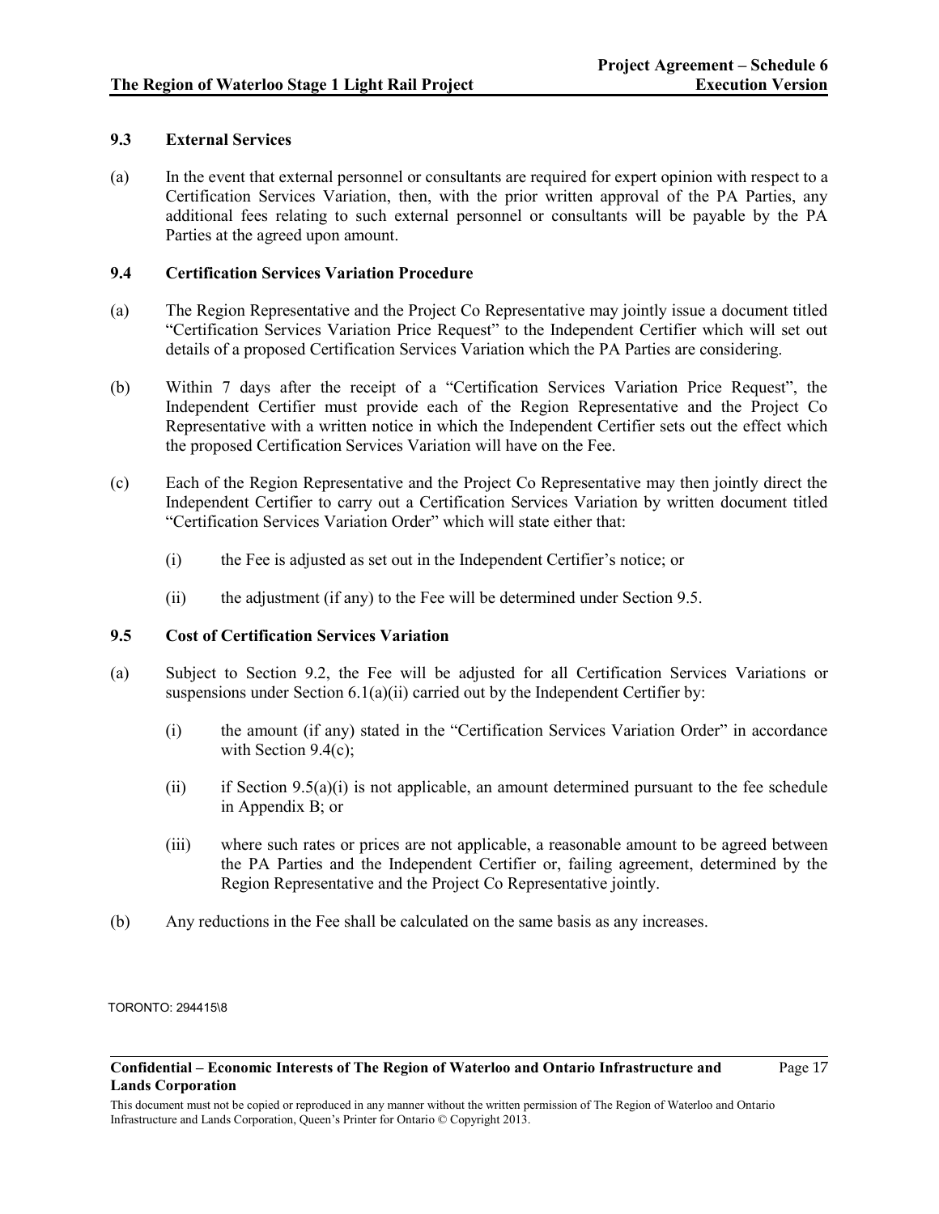### 9.3 External Services

(a) In the event that external personnel or consultants are required for expert opinion with respect to a Certification Services Variation, then, with the prior written approval of the PA Parties, any additional fees relating to such external personnel or consultants will be payable by the PA Parties at the agreed upon amount.

### 9.4 Certification Services Variation Procedure

(a) The Region Representative and the Project Co Representative may jointly issue a document titled "Certification Services Variation Price Request" to the Independent Certifier which will set out details of a proposed Certification Services Variation which the PA Parties are considering.

(b) Within 7 days after the receipt of a "Certification Services Variation Price Request", the Independent Certifier must provide each of the Region Representative and the Project Co Representative with a written notice in which the Independent Certifier sets out the effect which the proposed Certification Services Variation will have on the Fee.

(c) Each of the Region Representative and the Project Co Representative may then jointly direct the Independent Certifier to carry out a Certification Services Variation by written document titled "Certification Services Variation Order" which will state either that:

   (i) the Fee is adjusted as set out in the Independent Certifier's notice; or

   (ii) the adjustment (if any) to the Fee will be determined under Section 9.5.

### 9.5 Cost of Certification Services Variation

(a) Subject to Section 9.2, the Fee will be adjusted for all Certification Services Variations or suspensions under Section 6.1(a)(ii) carried out by the Independent Certifier by:

   (i) the amount (if any) stated in the "Certification Services Variation Order" in accordance with Section 9.4(c);

   (ii) if Section 9.5(a)(i) is not applicable, an amount determined pursuant to the fee schedule in Appendix B; or

   (iii) where such rates or prices are not applicable, a reasonable amount to be agreed between the PA Parties and the Independent Certifier or, failing agreement, determined by the Region Representative and the Project Co Representative jointly.

(b) Any reductions in the Fee shall be calculated on the same basis as any increases.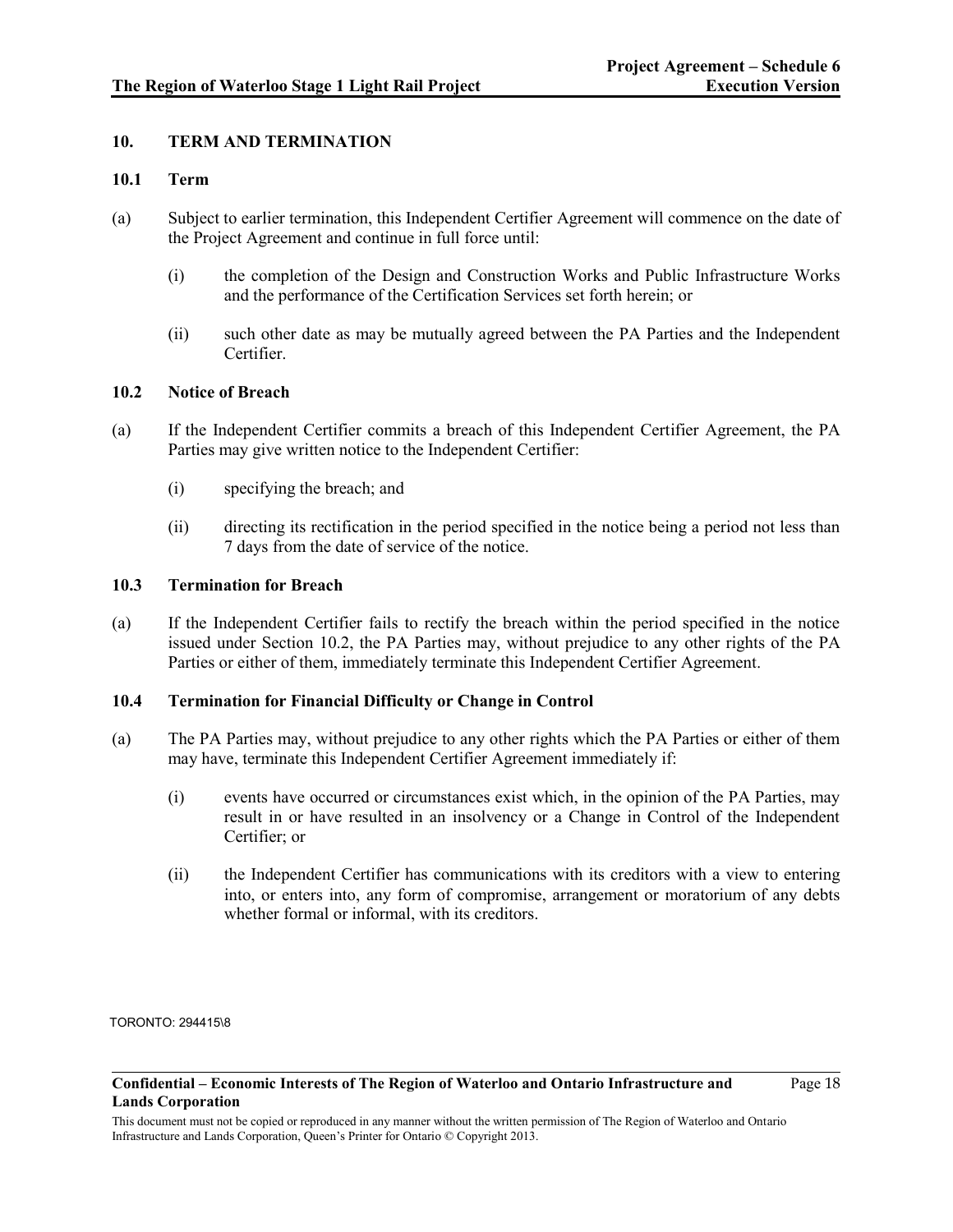## 10. TERM AND TERMINATION

### 10.1 Term

(a) Subject to earlier termination, this Independent Certifier Agreement will commence on the date of the Project Agreement and continue in full force until:

(i) the completion of the Design and Construction Works and Public Infrastructure Works and the performance of the Certification Services set forth herein; or

(ii) such other date as may be mutually agreed between the PA Parties and the Independent Certifier.

### 10.2 Notice of Breach

(a) If the Independent Certifier commits a breach of this Independent Certifier Agreement, the PA Parties may give written notice to the Independent Certifier:

(i) specifying the breach; and

(ii) directing its rectification in the period specified in the notice being a period not less than 7 days from the date of service of the notice.

### 10.3 Termination for Breach

(a) If the Independent Certifier fails to rectify the breach within the period specified in the notice issued under Section 10.2, the PA Parties may, without prejudice to any other rights of the PA Parties or either of them, immediately terminate this Independent Certifier Agreement.

### 10.4 Termination for Financial Difficulty or Change in Control

(a) The PA Parties may, without prejudice to any other rights which the PA Parties or either of them may have, terminate this Independent Certifier Agreement immediately if:

(i) events have occurred or circumstances exist which, in the opinion of the PA Parties, may result in or have resulted in an insolvency or a Change in Control of the Independent Certifier; or

(ii) the Independent Certifier has communications with its creditors with a view to entering into, or enters into, any form of compromise, arrangement or moratorium of any debts whether formal or informal, with its creditors.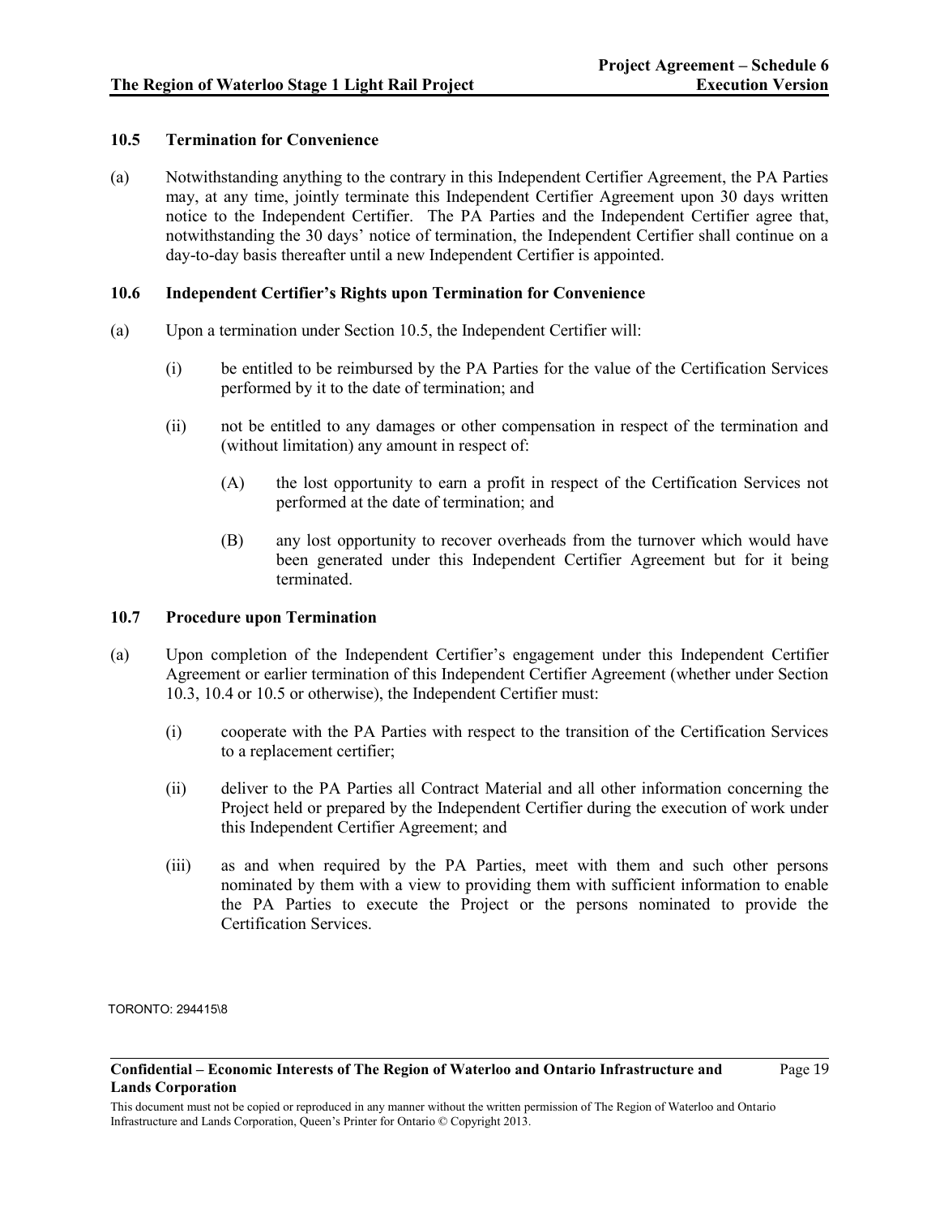### 10.5 Termination for Convenience

(a) Notwithstanding anything to the contrary in this Independent Certifier Agreement, the PA Parties may, at any time, jointly terminate this Independent Certifier Agreement upon 30 days written notice to the Independent Certifier. The PA Parties and the Independent Certifier agree that, notwithstanding the 30 days' notice of termination, the Independent Certifier shall continue on a day-to-day basis thereafter until a new Independent Certifier is appointed.

### 10.6 Independent Certifier's Rights upon Termination for Convenience

(a) Upon a termination under Section 10.5, the Independent Certifier will:

(i) be entitled to be reimbursed by the PA Parties for the value of the Certification Services performed by it to the date of termination; and

(ii) not be entitled to any damages or other compensation in respect of the termination and (without limitation) any amount in respect of:

(A) the lost opportunity to earn a profit in respect of the Certification Services not performed at the date of termination; and

(B) any lost opportunity to recover overheads from the turnover which would have been generated under this Independent Certifier Agreement but for it being terminated.

### 10.7 Procedure upon Termination

(a) Upon completion of the Independent Certifier's engagement under this Independent Certifier Agreement or earlier termination of this Independent Certifier Agreement (whether under Section 10.3, 10.4 or 10.5 or otherwise), the Independent Certifier must:

(i) cooperate with the PA Parties with respect to the transition of the Certification Services to a replacement certifier;

(ii) deliver to the PA Parties all Contract Material and all other information concerning the Project held or prepared by the Independent Certifier during the execution of work under this Independent Certifier Agreement; and

(iii) as and when required by the PA Parties, meet with them and such other persons nominated by them with a view to providing them with sufficient information to enable the PA Parties to execute the Project or the persons nominated to provide the Certification Services.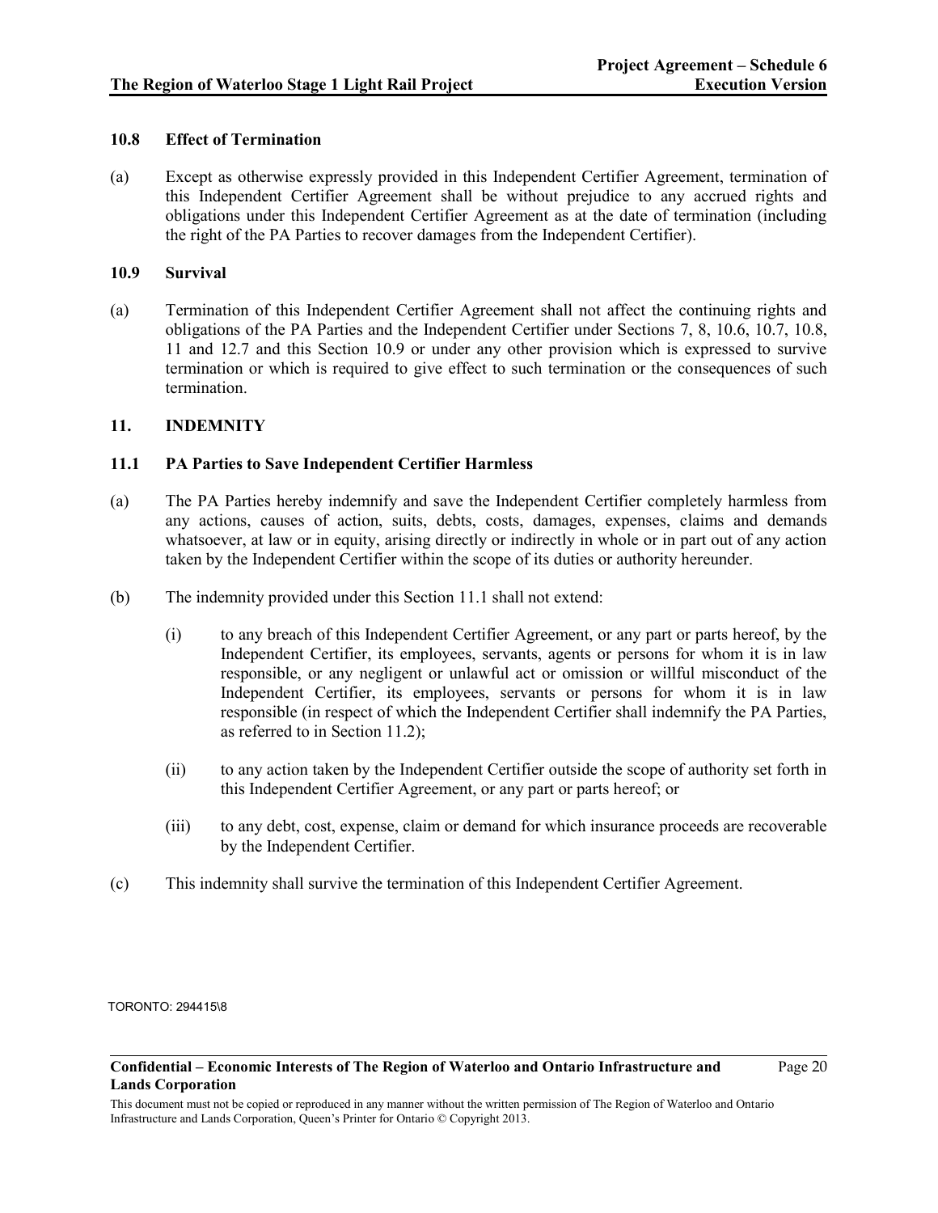### 10.8 Effect of Termination

(a) Except as otherwise expressly provided in this Independent Certifier Agreement, termination of this Independent Certifier Agreement shall be without prejudice to any accrued rights and obligations under this Independent Certifier Agreement as at the date of termination (including the right of the PA Parties to recover damages from the Independent Certifier).

### 10.9 Survival

(a) Termination of this Independent Certifier Agreement shall not affect the continuing rights and obligations of the PA Parties and the Independent Certifier under Sections 7, 8, 10.6, 10.7, 10.8, 11 and 12.7 and this Section 10.9 or under any other provision which is expressed to survive termination or which is required to give effect to such termination or the consequences of such termination.

## 11. INDEMNITY

### 11.1 PA Parties to Save Independent Certifier Harmless

(a) The PA Parties hereby indemnify and save the Independent Certifier completely harmless from any actions, causes of action, suits, debts, costs, damages, expenses, claims and demands whatsoever, at law or in equity, arising directly or indirectly in whole or in part out of any action taken by the Independent Certifier within the scope of its duties or authority hereunder.

(b) The indemnity provided under this Section 11.1 shall not extend:

(i) to any breach of this Independent Certifier Agreement, or any part or parts hereof, by the Independent Certifier, its employees, servants, agents or persons for whom it is in law responsible, or any negligent or unlawful act or omission or willful misconduct of the Independent Certifier, its employees, servants or persons for whom it is in law responsible (in respect of which the Independent Certifier shall indemnify the PA Parties, as referred to in Section 11.2);

(ii) to any action taken by the Independent Certifier outside the scope of authority set forth in this Independent Certifier Agreement, or any part or parts hereof; or

(iii) to any debt, cost, expense, claim or demand for which insurance proceeds are recoverable by the Independent Certifier.

(c) This indemnity shall survive the termination of this Independent Certifier Agreement.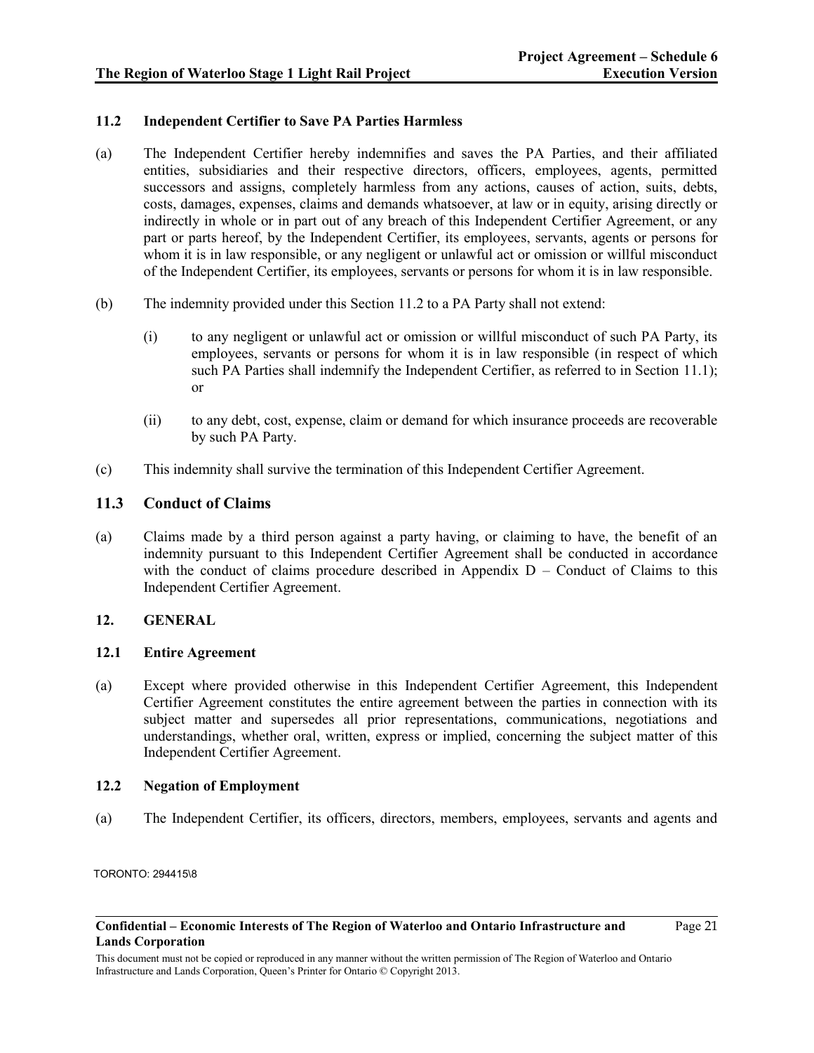### 11.2 Independent Certifier to Save PA Parties Harmless

(a) The Independent Certifier hereby indemnifies and saves the PA Parties, and their affiliated entities, subsidiaries and their respective directors, officers, employees, agents, permitted successors and assigns, completely harmless from any actions, causes of action, suits, debts, costs, damages, expenses, claims and demands whatsoever, at law or in equity, arising directly or indirectly in whole or in part out of any breach of this Independent Certifier Agreement, or any part or parts hereof, by the Independent Certifier, its employees, servants, agents or persons for whom it is in law responsible, or any negligent or unlawful act or omission or willful misconduct of the Independent Certifier, its employees, servants or persons for whom it is in law responsible.

(b) The indemnity provided under this Section 11.2 to a PA Party shall not extend:

(i) to any negligent or unlawful act or omission or willful misconduct of such PA Party, its employees, servants or persons for whom it is in law responsible (in respect of which such PA Parties shall indemnify the Independent Certifier, as referred to in Section 11.1); or

(ii) to any debt, cost, expense, claim or demand for which insurance proceeds are recoverable by such PA Party.

(c) This indemnity shall survive the termination of this Independent Certifier Agreement.

## 11.3 Conduct of Claims

(a) Claims made by a third person against a party having, or claiming to have, the benefit of an indemnity pursuant to this Independent Certifier Agreement shall be conducted in accordance with the conduct of claims procedure described in Appendix D – Conduct of Claims to this Independent Certifier Agreement.

### 12. GENERAL

### 12.1 Entire Agreement

(a) Except where provided otherwise in this Independent Certifier Agreement, this Independent Certifier Agreement constitutes the entire agreement between the parties in connection with its subject matter and supersedes all prior representations, communications, negotiations and understandings, whether oral, written, express or implied, concerning the subject matter of this Independent Certifier Agreement.

### 12.2 Negation of Employment

(a) The Independent Certifier, its officers, directors, members, employees, servants and agents and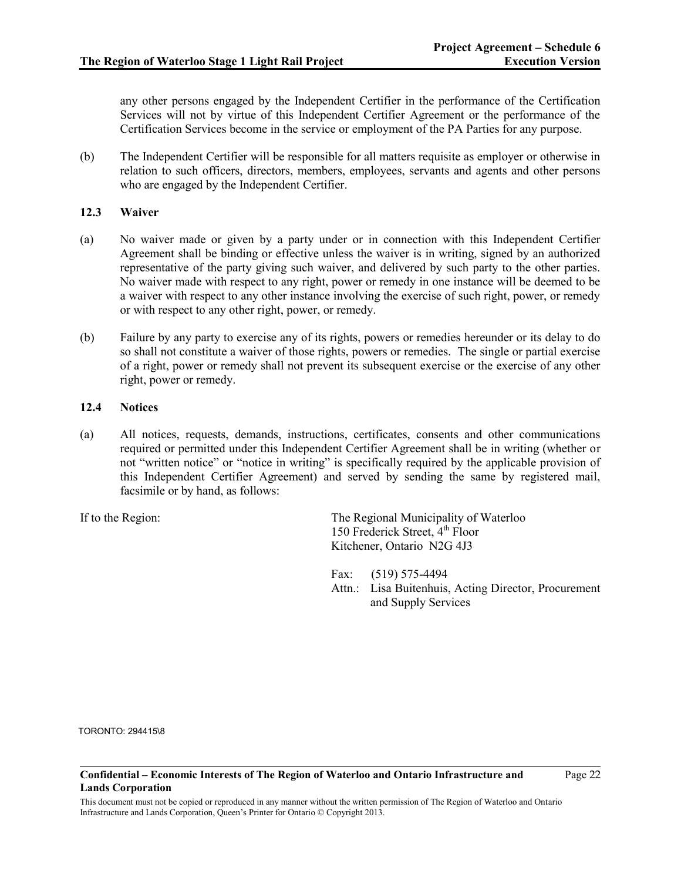any other persons engaged by the Independent Certifier in the performance of the Certification Services will not by virtue of this Independent Certifier Agreement or the performance of the Certification Services become in the service or employment of the PA Parties for any purpose.

(b) The Independent Certifier will be responsible for all matters requisite as employer or otherwise in relation to such officers, directors, members, employees, servants and agents and other persons who are engaged by the Independent Certifier.

### 12.3 Waiver

(a) No waiver made or given by a party under or in connection with this Independent Certifier Agreement shall be binding or effective unless the waiver is in writing, signed by an authorized representative of the party giving such waiver, and delivered by such party to the other parties. No waiver made with respect to any right, power or remedy in one instance will be deemed to be a waiver with respect to any other instance involving the exercise of such right, power, or remedy or with respect to any other right, power, or remedy.

(b) Failure by any party to exercise any of its rights, powers or remedies hereunder or its delay to do so shall not constitute a waiver of those rights, powers or remedies. The single or partial exercise of a right, power or remedy shall not prevent its subsequent exercise or the exercise of any other right, power or remedy.

### 12.4 Notices

(a) All notices, requests, demands, instructions, certificates, consents and other communications required or permitted under this Independent Certifier Agreement shall be in writing (whether or not "written notice" or "notice in writing" is specifically required by the applicable provision of this Independent Certifier Agreement) and served by sending the same by registered mail, facsimile or by hand, as follows:

If to the Region:

The Regional Municipality of Waterloo
150 Frederick Street, 4th Floor
Kitchener, Ontario N2G 4J3

Fax: (519) 575-4494
Attn.: Lisa Buitenhuis, Acting Director, Procurement and Supply Services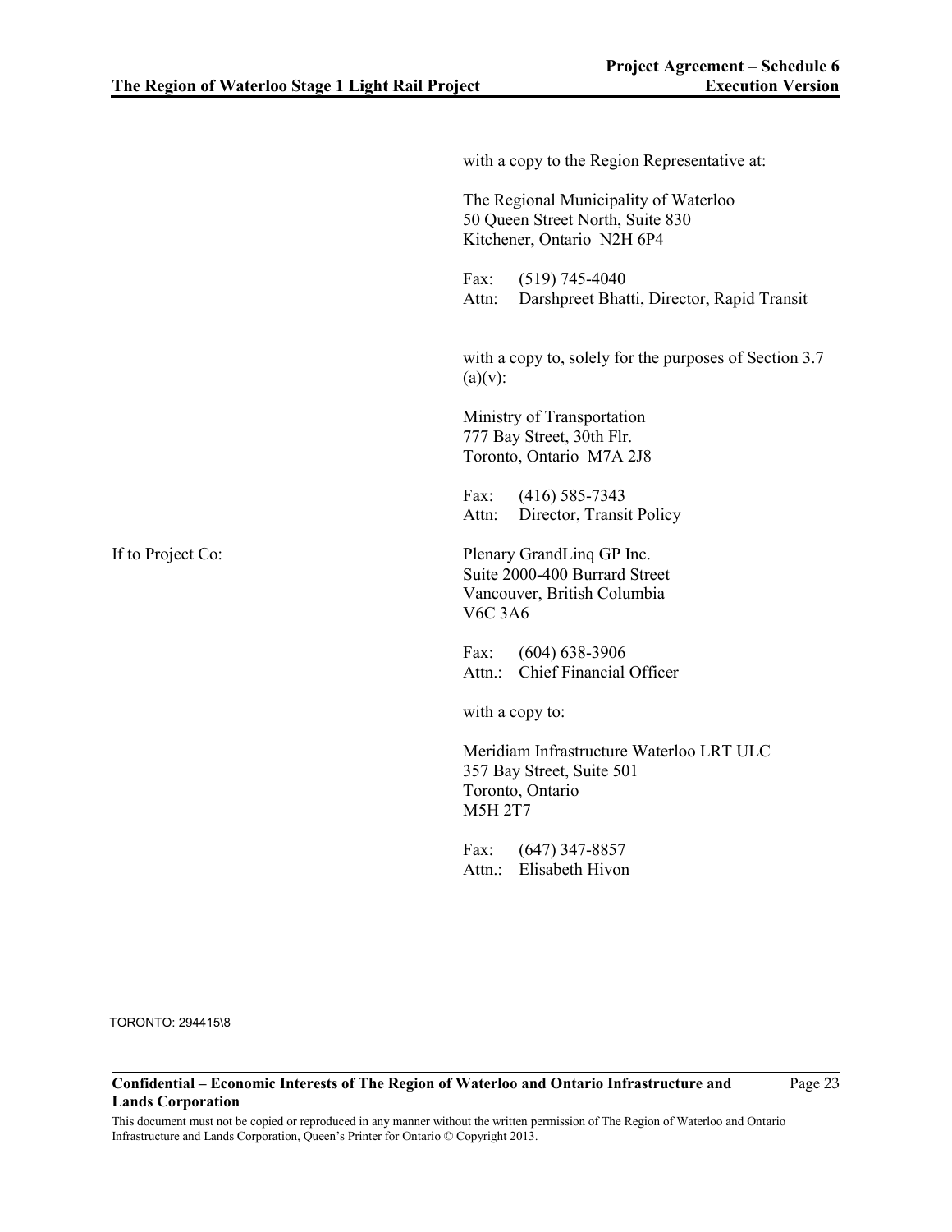with a copy to the Region Representative at:

The Regional Municipality of Waterloo
50 Queen Street North, Suite 830
Kitchener, Ontario N2H 6P4

Fax: (519) 745-4040
Attn: Darshpreet Bhatti, Director, Rapid Transit

with a copy to, solely for the purposes of Section 3.7 (a)(v):

Ministry of Transportation
777 Bay Street, 30th Flr.
Toronto, Ontario M7A 2J8

Fax: (416) 585-7343
Attn: Director, Transit Policy

If to Project Co:

Plenary GrandLinq GP Inc.
Suite 2000-400 Burrard Street
Vancouver, British Columbia
V6C 3A6

Fax: (604) 638-3906
Attn.: Chief Financial Officer

with a copy to:

Meridiam Infrastructure Waterloo LRT ULC
357 Bay Street, Suite 501
Toronto, Ontario
M5H 2T7

Fax: (647) 347-8857
Attn.: Elisabeth Hivon

TORONTO: 294415\8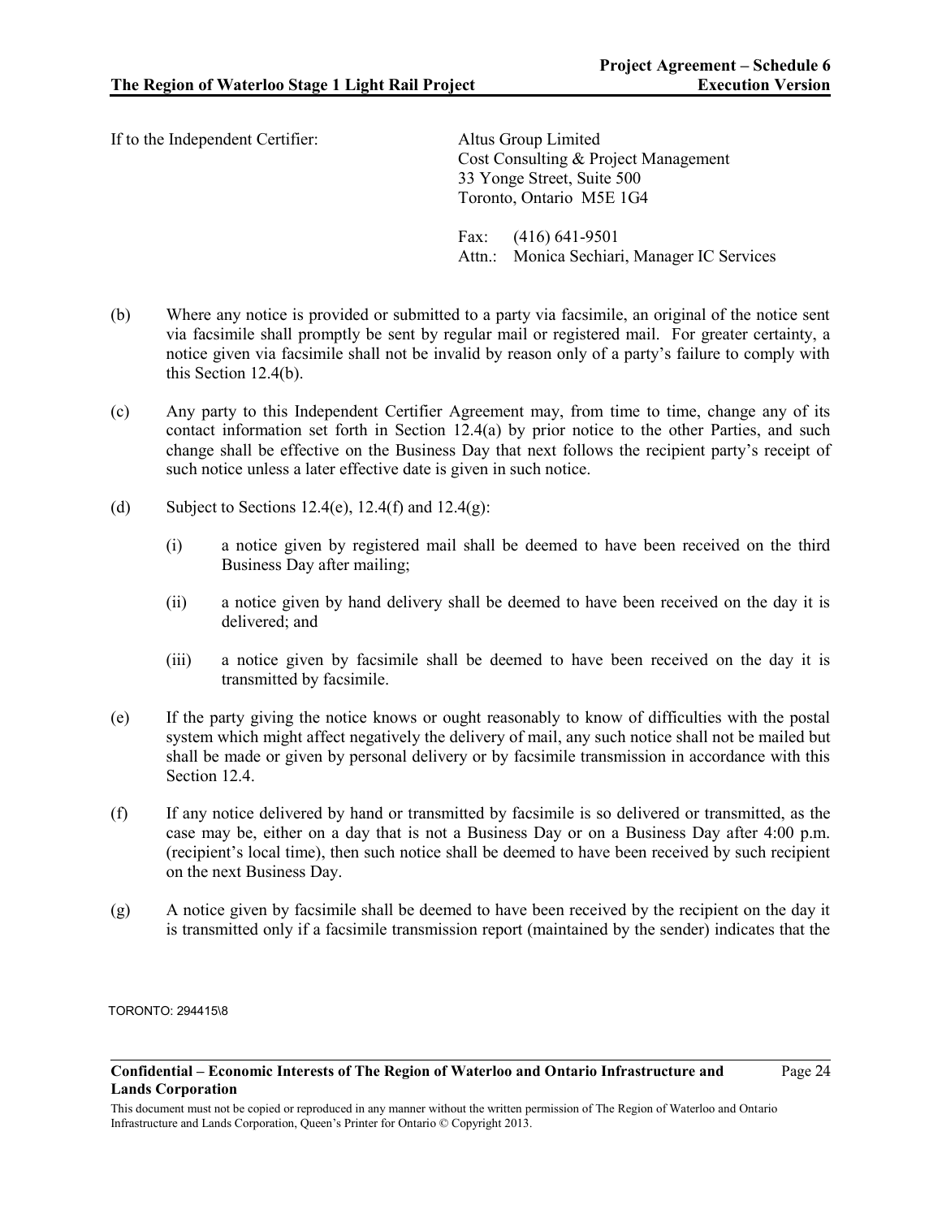If to the Independent Certifier: Altus Group Limited
Cost Consulting & Project Management
33 Yonge Street, Suite 500
Toronto, Ontario M5E 1G4

Fax: (416) 641-9501
Attn.: Monica Sechiari, Manager IC Services

(b) Where any notice is provided or submitted to a party via facsimile, an original of the notice sent via facsimile shall promptly be sent by regular mail or registered mail. For greater certainty, a notice given via facsimile shall not be invalid by reason only of a party's failure to comply with this Section 12.4(b).

(c) Any party to this Independent Certifier Agreement may, from time to time, change any of its contact information set forth in Section 12.4(a) by prior notice to the other Parties, and such change shall be effective on the Business Day that next follows the recipient party's receipt of such notice unless a later effective date is given in such notice.

(d) Subject to Sections 12.4(e), 12.4(f) and 12.4(g):

(i) a notice given by registered mail shall be deemed to have been received on the third Business Day after mailing;

(ii) a notice given by hand delivery shall be deemed to have been received on the day it is delivered; and

(iii) a notice given by facsimile shall be deemed to have been received on the day it is transmitted by facsimile.

(e) If the party giving the notice knows or ought reasonably to know of difficulties with the postal system which might affect negatively the delivery of mail, any such notice shall not be mailed but shall be made or given by personal delivery or by facsimile transmission in accordance with this Section 12.4.

(f) If any notice delivered by hand or transmitted by facsimile is so delivered or transmitted, as the case may be, either on a day that is not a Business Day or on a Business Day after 4:00 p.m. (recipient's local time), then such notice shall be deemed to have been received by such recipient on the next Business Day.

(g) A notice given by facsimile shall be deemed to have been received by the recipient on the day it is transmitted only if a facsimile transmission report (maintained by the sender) indicates that the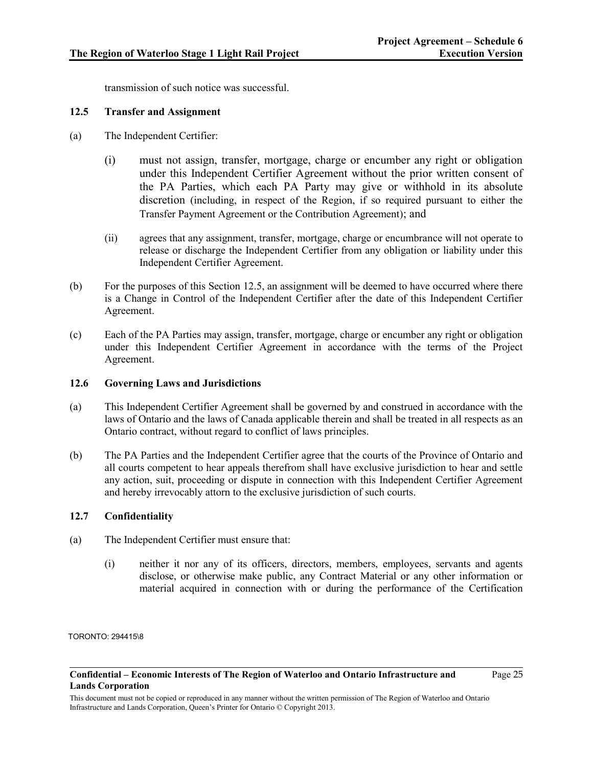transmission of such notice was successful.

### 12.5 Transfer and Assignment

(a) The Independent Certifier:

(i) must not assign, transfer, mortgage, charge or encumber any right or obligation under this Independent Certifier Agreement without the prior written consent of the PA Parties, which each PA Party may give or withhold in its absolute discretion (including, in respect of the Region, if so required pursuant to either the Transfer Payment Agreement or the Contribution Agreement); and

(ii) agrees that any assignment, transfer, mortgage, charge or encumbrance will not operate to release or discharge the Independent Certifier from any obligation or liability under this Independent Certifier Agreement.

(b) For the purposes of this Section 12.5, an assignment will be deemed to have occurred where there is a Change in Control of the Independent Certifier after the date of this Independent Certifier Agreement.

(c) Each of the PA Parties may assign, transfer, mortgage, charge or encumber any right or obligation under this Independent Certifier Agreement in accordance with the terms of the Project Agreement.

### 12.6 Governing Laws and Jurisdictions

(a) This Independent Certifier Agreement shall be governed by and construed in accordance with the laws of Ontario and the laws of Canada applicable therein and shall be treated in all respects as an Ontario contract, without regard to conflict of laws principles.

(b) The PA Parties and the Independent Certifier agree that the courts of the Province of Ontario and all courts competent to hear appeals therefrom shall have exclusive jurisdiction to hear and settle any action, suit, proceeding or dispute in connection with this Independent Certifier Agreement and hereby irrevocably attorn to the exclusive jurisdiction of such courts.

### 12.7 Confidentiality

(a) The Independent Certifier must ensure that:

(i) neither it nor any of its officers, directors, members, employees, servants and agents disclose, or otherwise make public, any Contract Material or any other information or material acquired in connection with or during the performance of the Certification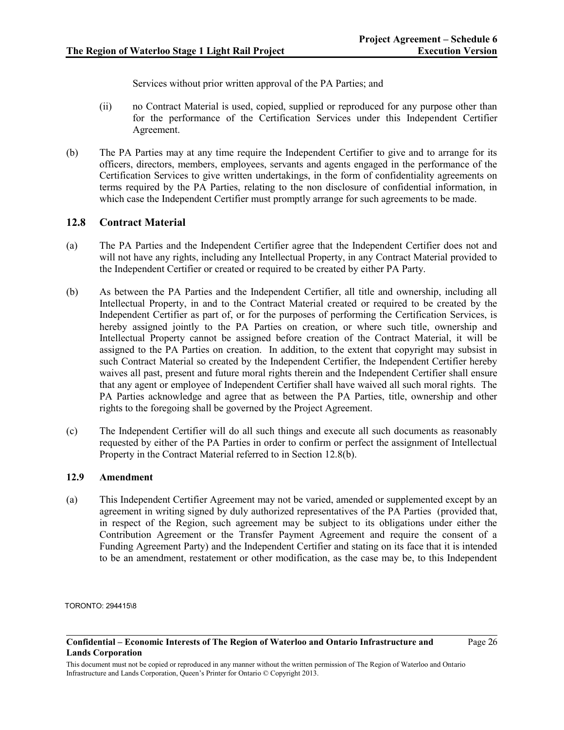Services without prior written approval of the PA Parties; and

(ii) no Contract Material is used, copied, supplied or reproduced for any purpose other than for the performance of the Certification Services under this Independent Certifier Agreement.

(b) The PA Parties may at any time require the Independent Certifier to give and to arrange for its officers, directors, members, employees, servants and agents engaged in the performance of the Certification Services to give written undertakings, in the form of confidentiality agreements on terms required by the PA Parties, relating to the non disclosure of confidential information, in which case the Independent Certifier must promptly arrange for such agreements to be made.

## 12.8 Contract Material

(a) The PA Parties and the Independent Certifier agree that the Independent Certifier does not and will not have any rights, including any Intellectual Property, in any Contract Material provided to the Independent Certifier or created or required to be created by either PA Party.

(b) As between the PA Parties and the Independent Certifier, all title and ownership, including all Intellectual Property, in and to the Contract Material created or required to be created by the Independent Certifier as part of, or for the purposes of performing the Certification Services, is hereby assigned jointly to the PA Parties on creation, or where such title, ownership and Intellectual Property cannot be assigned before creation of the Contract Material, it will be assigned to the PA Parties on creation. In addition, to the extent that copyright may subsist in such Contract Material so created by the Independent Certifier, the Independent Certifier hereby waives all past, present and future moral rights therein and the Independent Certifier shall ensure that any agent or employee of Independent Certifier shall have waived all such moral rights. The PA Parties acknowledge and agree that as between the PA Parties, title, ownership and other rights to the foregoing shall be governed by the Project Agreement.

(c) The Independent Certifier will do all such things and execute all such documents as reasonably requested by either of the PA Parties in order to confirm or perfect the assignment of Intellectual Property in the Contract Material referred to in Section 12.8(b).

### 12.9 Amendment

(a) This Independent Certifier Agreement may not be varied, amended or supplemented except by an agreement in writing signed by duly authorized representatives of the PA Parties (provided that, in respect of the Region, such agreement may be subject to its obligations under either the Contribution Agreement or the Transfer Payment Agreement and require the consent of a Funding Agreement Party) and the Independent Certifier and stating on its face that it is intended to be an amendment, restatement or other modification, as the case may be, to this Independent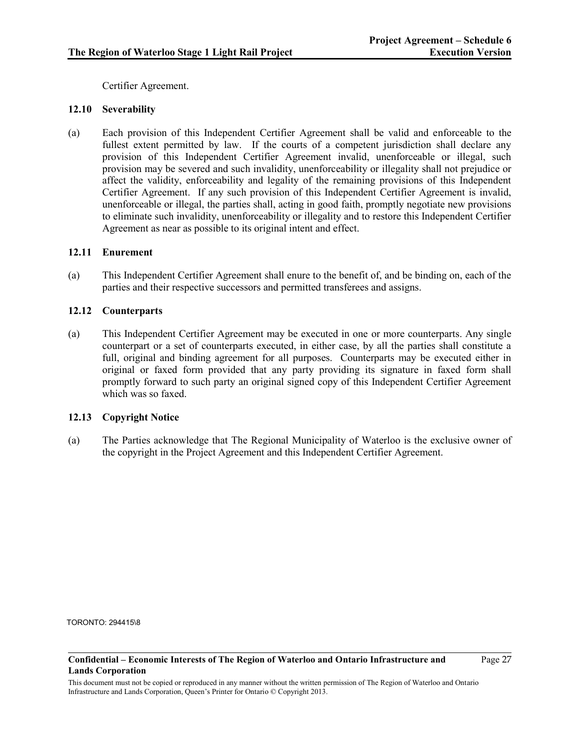Certifier Agreement.

### 12.10 Severability

(a) Each provision of this Independent Certifier Agreement shall be valid and enforceable to the fullest extent permitted by law. If the courts of a competent jurisdiction shall declare any provision of this Independent Certifier Agreement invalid, unenforceable or illegal, such provision may be severed and such invalidity, unenforceability or illegality shall not prejudice or affect the validity, enforceability and legality of the remaining provisions of this Independent Certifier Agreement. If any such provision of this Independent Certifier Agreement is invalid, unenforceable or illegal, the parties shall, acting in good faith, promptly negotiate new provisions to eliminate such invalidity, unenforceability or illegality and to restore this Independent Certifier Agreement as near as possible to its original intent and effect.

### 12.11 Enurement

(a) This Independent Certifier Agreement shall enure to the benefit of, and be binding on, each of the parties and their respective successors and permitted transferees and assigns.

### 12.12 Counterparts

(a) This Independent Certifier Agreement may be executed in one or more counterparts. Any single counterpart or a set of counterparts executed, in either case, by all the parties shall constitute a full, original and binding agreement for all purposes. Counterparts may be executed either in original or faxed form provided that any party providing its signature in faxed form shall promptly forward to such party an original signed copy of this Independent Certifier Agreement which was so faxed.

### 12.13 Copyright Notice

(a) The Parties acknowledge that The Regional Municipality of Waterloo is the exclusive owner of the copyright in the Project Agreement and this Independent Certifier Agreement.

TORONTO: 294415\8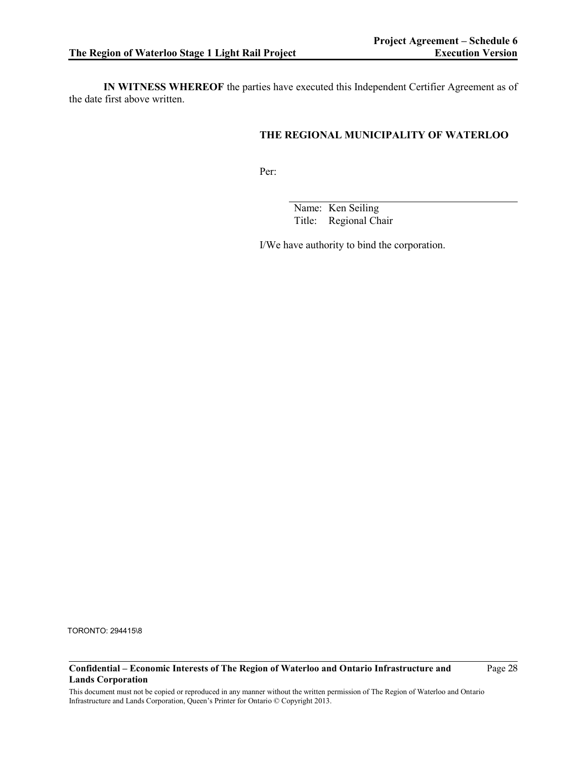**IN WITNESS WHEREOF** the parties have executed this Independent Certifier Agreement as of the date first above written.

**THE REGIONAL MUNICIPALITY OF WATERLOO**

Per:

\_\_\_\_\_\_\_\_\_\_\_\_\_\_\_\_\_\_\_\_\_\_\_\_\_\_\_\_\_\_\_\_\_\_\_\_\_\_

Name: Ken Seiling
Title: Regional Chair

I/We have authority to bind the corporation.

TORONTO: 294415\8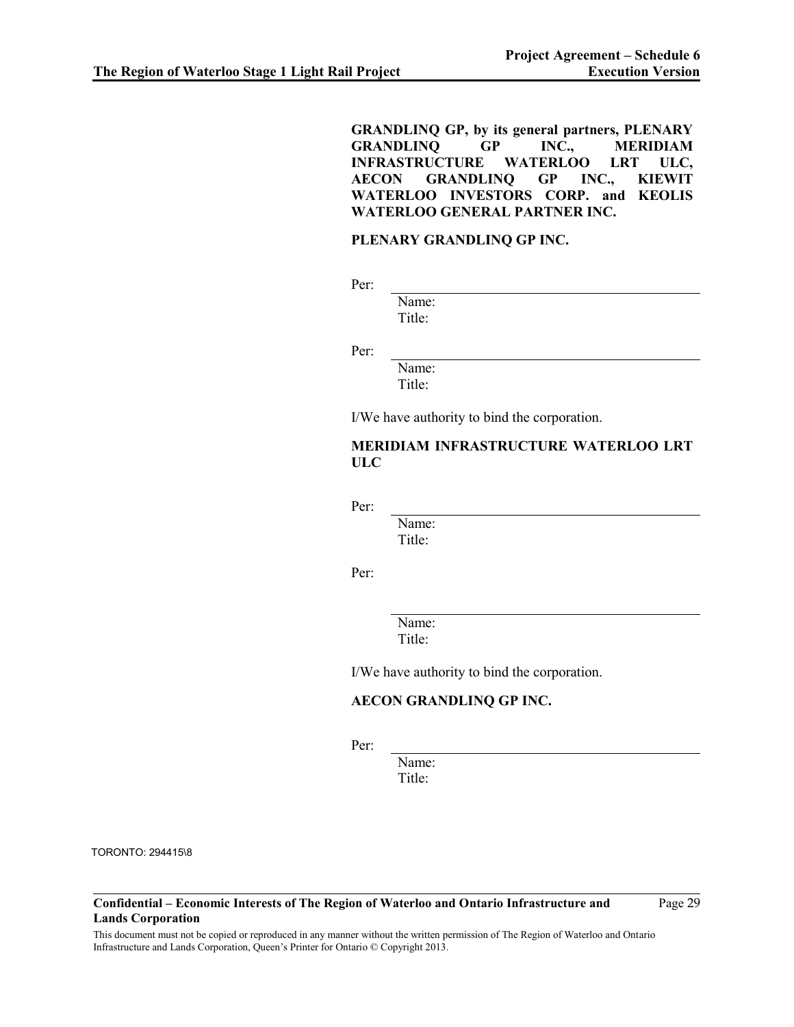**GRANDLINQ GP, by its general partners, PLENARY GRANDLINQ GP INC., MERIDIAM INFRASTRUCTURE WATERLOO LRT ULC, AECON GRANDLINQ GP INC., KIEWIT WATERLOO INVESTORS CORP. and KEOLIS WATERLOO GENERAL PARTNER INC.**

**PLENARY GRANDLINQ GP INC.**

Per: \_\_\_\_\_\_\_\_\_\_\_\_\_\_\_\_\_\_\_\_\_\_\_\_\_\_\_\_\_\_

Name:
Title:

Per: \_\_\_\_\_\_\_\_\_\_\_\_\_\_\_\_\_\_\_\_\_\_\_\_\_\_\_\_\_\_

Name:
Title:

I/We have authority to bind the corporation.

**MERIDIAM INFRASTRUCTURE WATERLOO LRT ULC**

Per: \_\_\_\_\_\_\_\_\_\_\_\_\_\_\_\_\_\_\_\_\_\_\_\_\_\_\_\_\_\_

Name:
Title:

Per: \_\_\_\_\_\_\_\_\_\_\_\_\_\_\_\_\_\_\_\_\_\_\_\_\_\_\_\_\_\_

Name:
Title:

I/We have authority to bind the corporation.

**AECON GRANDLINQ GP INC.**

Per: \_\_\_\_\_\_\_\_\_\_\_\_\_\_\_\_\_\_\_\_\_\_\_\_\_\_\_\_\_\_

Name:
Title:

TORONTO: 294415\8

**Confidential – Economic Interests of The Region of Waterloo and Ontario Infrastructure and Lands Corporation**

This document must not be copied or reproduced in any manner without the written permission of The Region of Waterloo and Ontario Infrastructure and Lands Corporation, Queen's Printer for Ontario © Copyright 2013.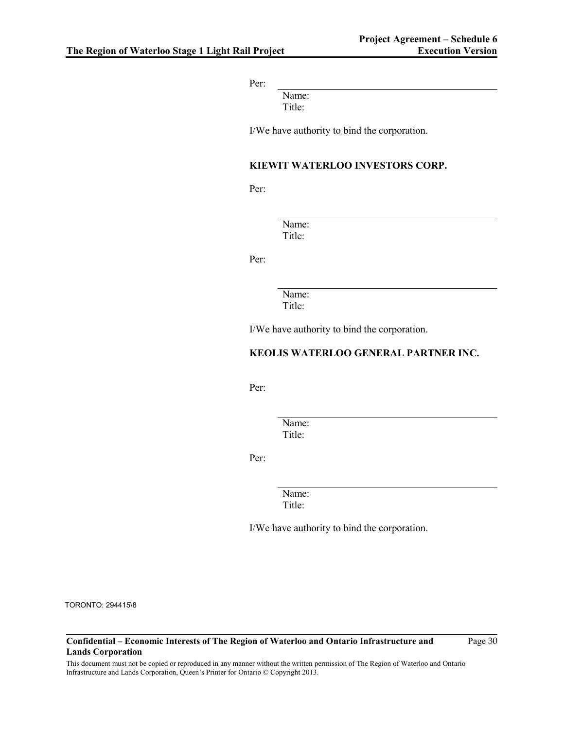Per: \_\_\_\_\_\_\_\_\_\_\_\_\_\_\_\_\_\_\_\_\_\_\_\_\_\_\_\_\_\_

Name:
Title:

I/We have authority to bind the corporation.

**KIEWIT WATERLOO INVESTORS CORP.**

Per: \_\_\_\_\_\_\_\_\_\_\_\_\_\_\_\_\_\_\_\_\_\_\_\_\_\_\_\_\_\_

Name:
Title:

Per: \_\_\_\_\_\_\_\_\_\_\_\_\_\_\_\_\_\_\_\_\_\_\_\_\_\_\_\_\_\_

Name:
Title:

I/We have authority to bind the corporation.

**KEOLIS WATERLOO GENERAL PARTNER INC.**

Per: \_\_\_\_\_\_\_\_\_\_\_\_\_\_\_\_\_\_\_\_\_\_\_\_\_\_\_\_\_\_

Name:
Title:

Per: \_\_\_\_\_\_\_\_\_\_\_\_\_\_\_\_\_\_\_\_\_\_\_\_\_\_\_\_\_\_

Name:
Title:

I/We have authority to bind the corporation.

TORONTO: 294415\8

**Confidential – Economic Interests of The Region of Waterloo and Ontario Infrastructure and Lands Corporation**

This document must not be copied or reproduced in any manner without the written permission of The Region of Waterloo and Ontario Infrastructure and Lands Corporation, Queen's Printer for Ontario © Copyright 2013.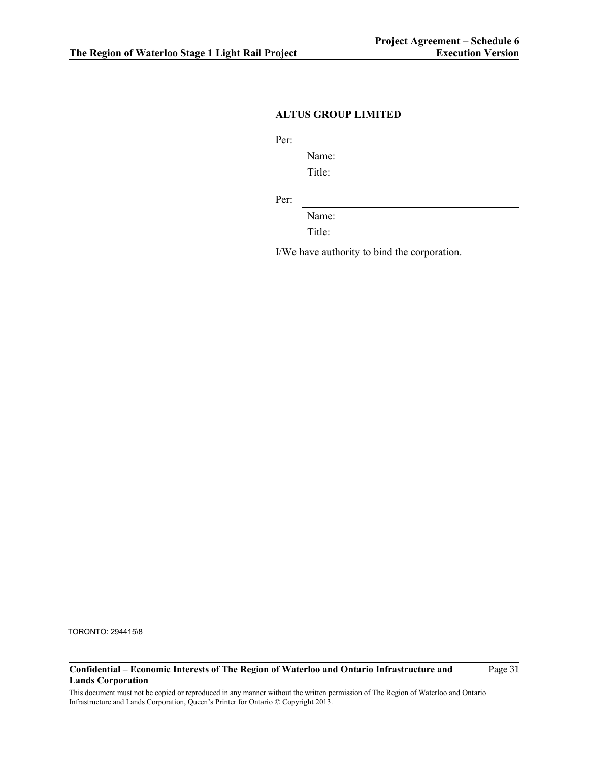**ALTUS GROUP LIMITED**

Per: \_\_\_\_\_\_\_\_\_\_\_\_\_\_\_\_\_\_\_\_\_\_\_\_\_\_\_\_\_\_\_\_

Name:

Title:

Per: \_\_\_\_\_\_\_\_\_\_\_\_\_\_\_\_\_\_\_\_\_\_\_\_\_\_\_\_\_\_\_\_

Name:

Title:

I/We have authority to bind the corporation.

TORONTO: 294415\8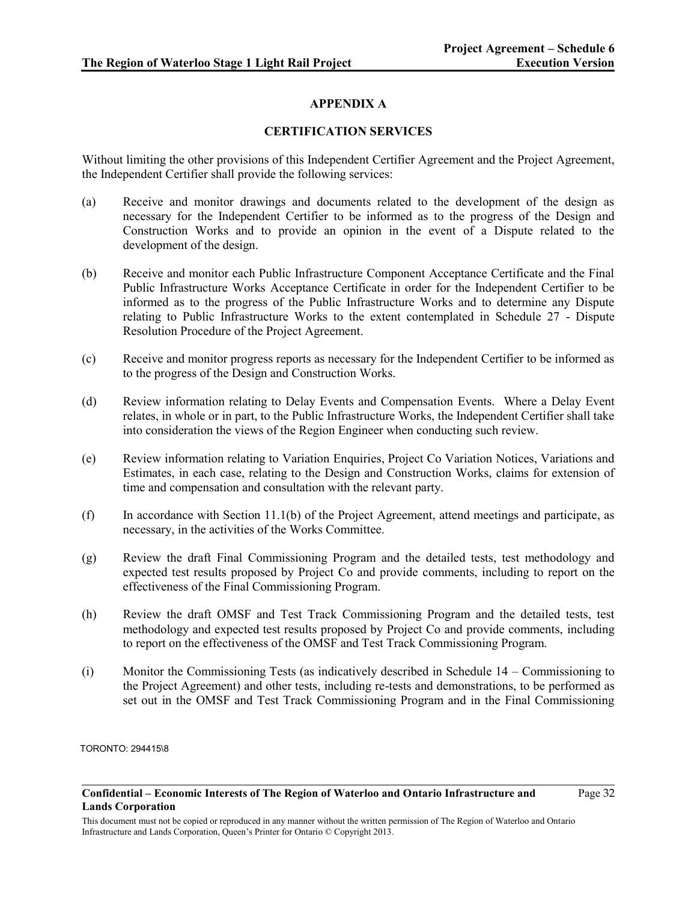# APPENDIX A

## CERTIFICATION SERVICES

Without limiting the other provisions of this Independent Certifier Agreement and the Project Agreement, the Independent Certifier shall provide the following services:

(a) Receive and monitor drawings and documents related to the development of the design as necessary for the Independent Certifier to be informed as to the progress of the Design and Construction Works and to provide an opinion in the event of a Dispute related to the development of the design.

(b) Receive and monitor each Public Infrastructure Component Acceptance Certificate and the Final Public Infrastructure Works Acceptance Certificate in order for the Independent Certifier to be informed as to the progress of the Public Infrastructure Works and to determine any Dispute relating to Public Infrastructure Works to the extent contemplated in Schedule 27 - Dispute Resolution Procedure of the Project Agreement.

(c) Receive and monitor progress reports as necessary for the Independent Certifier to be informed as to the progress of the Design and Construction Works.

(d) Review information relating to Delay Events and Compensation Events. Where a Delay Event relates, in whole or in part, to the Public Infrastructure Works, the Independent Certifier shall take into consideration the views of the Region Engineer when conducting such review.

(e) Review information relating to Variation Enquiries, Project Co Variation Notices, Variations and Estimates, in each case, relating to the Design and Construction Works, claims for extension of time and compensation and consultation with the relevant party.

(f) In accordance with Section 11.1(b) of the Project Agreement, attend meetings and participate, as necessary, in the activities of the Works Committee.

(g) Review the draft Final Commissioning Program and the detailed tests, test methodology and expected test results proposed by Project Co and provide comments, including to report on the effectiveness of the Final Commissioning Program.

(h) Review the draft OMSF and Test Track Commissioning Program and the detailed tests, test methodology and expected test results proposed by Project Co and provide comments, including to report on the effectiveness of the OMSF and Test Track Commissioning Program.

(i) Monitor the Commissioning Tests (as indicatively described in Schedule 14 – Commissioning to the Project Agreement) and other tests, including re-tests and demonstrations, to be performed as set out in the OMSF and Test Track Commissioning Program and in the Final Commissioning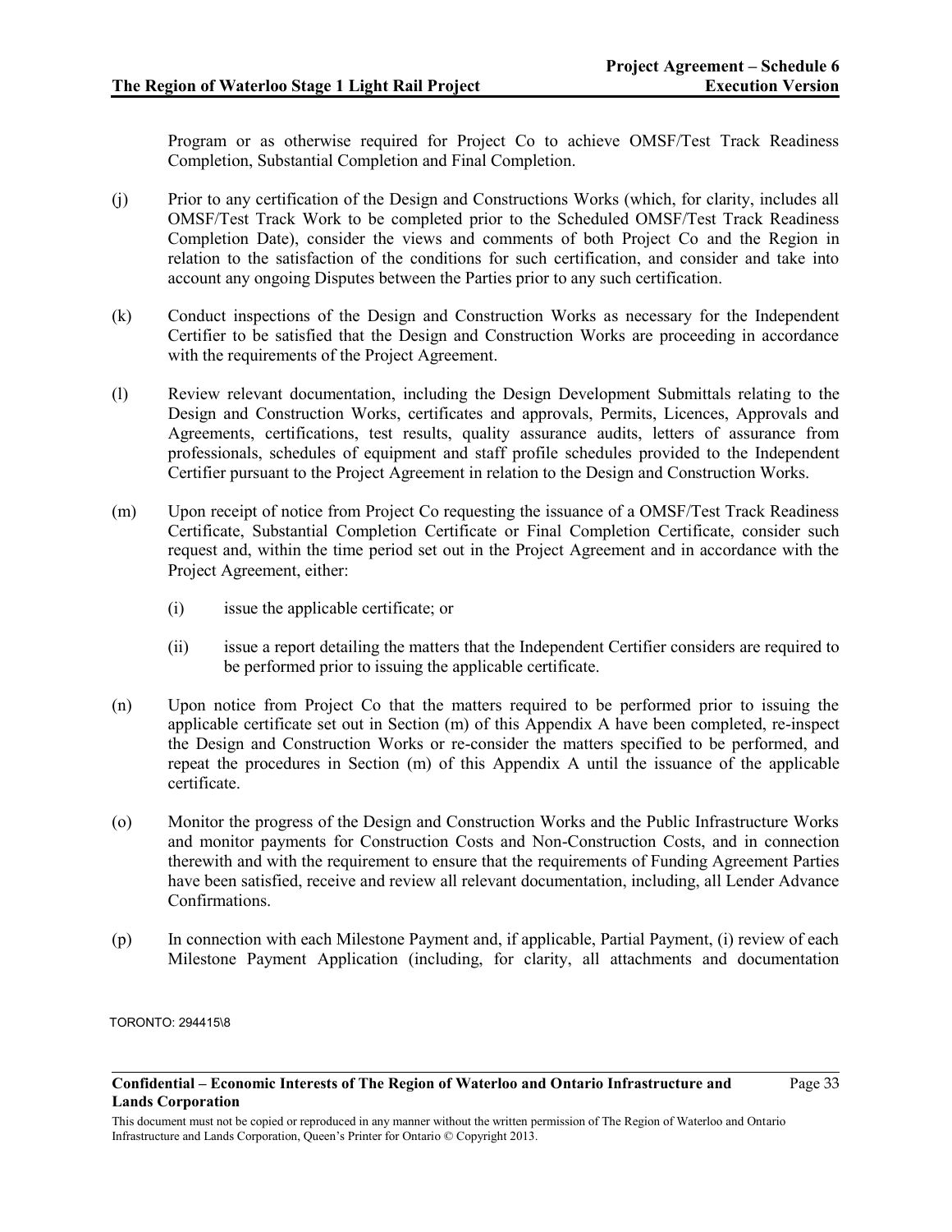Program or as otherwise required for Project Co to achieve OMSF/Test Track Readiness Completion, Substantial Completion and Final Completion.

(j) Prior to any certification of the Design and Constructions Works (which, for clarity, includes all OMSF/Test Track Work to be completed prior to the Scheduled OMSF/Test Track Readiness Completion Date), consider the views and comments of both Project Co and the Region in relation to the satisfaction of the conditions for such certification, and consider and take into account any ongoing Disputes between the Parties prior to any such certification.

(k) Conduct inspections of the Design and Construction Works as necessary for the Independent Certifier to be satisfied that the Design and Construction Works are proceeding in accordance with the requirements of the Project Agreement.

(l) Review relevant documentation, including the Design Development Submittals relating to the Design and Construction Works, certificates and approvals, Permits, Licences, Approvals and Agreements, certifications, test results, quality assurance audits, letters of assurance from professionals, schedules of equipment and staff profile schedules provided to the Independent Certifier pursuant to the Project Agreement in relation to the Design and Construction Works.

(m) Upon receipt of notice from Project Co requesting the issuance of a OMSF/Test Track Readiness Certificate, Substantial Completion Certificate or Final Completion Certificate, consider such request and, within the time period set out in the Project Agreement and in accordance with the Project Agreement, either:

  (i) issue the applicable certificate; or

  (ii) issue a report detailing the matters that the Independent Certifier considers are required to be performed prior to issuing the applicable certificate.

(n) Upon notice from Project Co that the matters required to be performed prior to issuing the applicable certificate set out in Section (m) of this Appendix A have been completed, re-inspect the Design and Construction Works or re-consider the matters specified to be performed, and repeat the procedures in Section (m) of this Appendix A until the issuance of the applicable certificate.

(o) Monitor the progress of the Design and Construction Works and the Public Infrastructure Works and monitor payments for Construction Costs and Non-Construction Costs, and in connection therewith and with the requirement to ensure that the requirements of Funding Agreement Parties have been satisfied, receive and review all relevant documentation, including, all Lender Advance Confirmations.

(p) In connection with each Milestone Payment and, if applicable, Partial Payment, (i) review of each Milestone Payment Application (including, for clarity, all attachments and documentation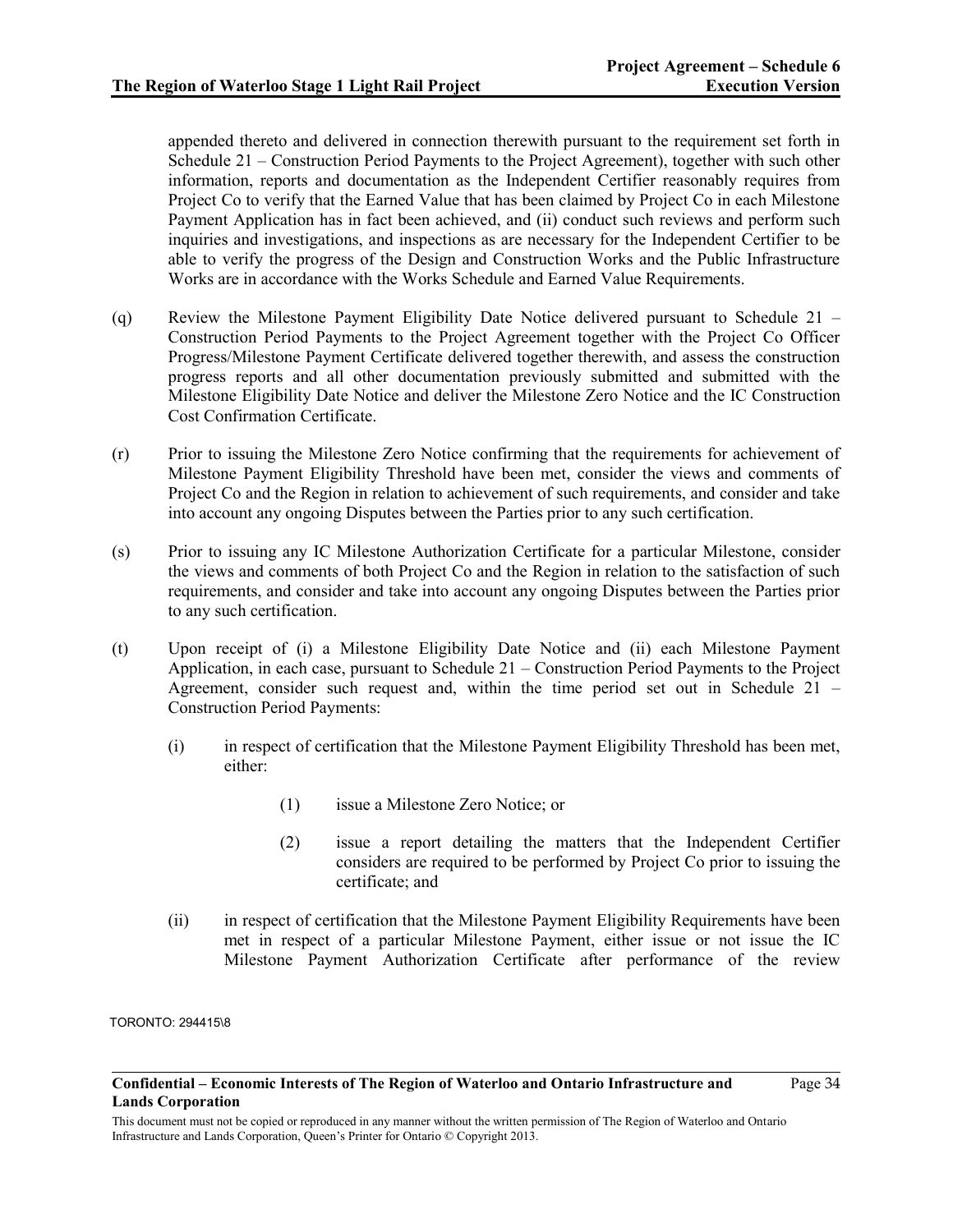appended thereto and delivered in connection therewith pursuant to the requirement set forth in Schedule 21 – Construction Period Payments to the Project Agreement), together with such other information, reports and documentation as the Independent Certifier reasonably requires from Project Co to verify that the Earned Value that has been claimed by Project Co in each Milestone Payment Application has in fact been achieved, and (ii) conduct such reviews and perform such inquiries and investigations, and inspections as are necessary for the Independent Certifier to be able to verify the progress of the Design and Construction Works and the Public Infrastructure Works are in accordance with the Works Schedule and Earned Value Requirements.

(q) Review the Milestone Payment Eligibility Date Notice delivered pursuant to Schedule 21 – Construction Period Payments to the Project Agreement together with the Project Co Officer Progress/Milestone Payment Certificate delivered together therewith, and assess the construction progress reports and all other documentation previously submitted and submitted with the Milestone Eligibility Date Notice and deliver the Milestone Zero Notice and the IC Construction Cost Confirmation Certificate.

(r) Prior to issuing the Milestone Zero Notice confirming that the requirements for achievement of Milestone Payment Eligibility Threshold have been met, consider the views and comments of Project Co and the Region in relation to achievement of such requirements, and consider and take into account any ongoing Disputes between the Parties prior to any such certification.

(s) Prior to issuing any IC Milestone Authorization Certificate for a particular Milestone, consider the views and comments of both Project Co and the Region in relation to the satisfaction of such requirements, and consider and take into account any ongoing Disputes between the Parties prior to any such certification.

(t) Upon receipt of (i) a Milestone Eligibility Date Notice and (ii) each Milestone Payment Application, in each case, pursuant to Schedule 21 – Construction Period Payments to the Project Agreement, consider such request and, within the time period set out in Schedule 21 – Construction Period Payments:

   (i) in respect of certification that the Milestone Payment Eligibility Threshold has been met, either:

      (1) issue a Milestone Zero Notice; or

      (2) issue a report detailing the matters that the Independent Certifier considers are required to be performed by Project Co prior to issuing the certificate; and

   (ii) in respect of certification that the Milestone Payment Eligibility Requirements have been met in respect of a particular Milestone Payment, either issue or not issue the IC Milestone Payment Authorization Certificate after performance of the review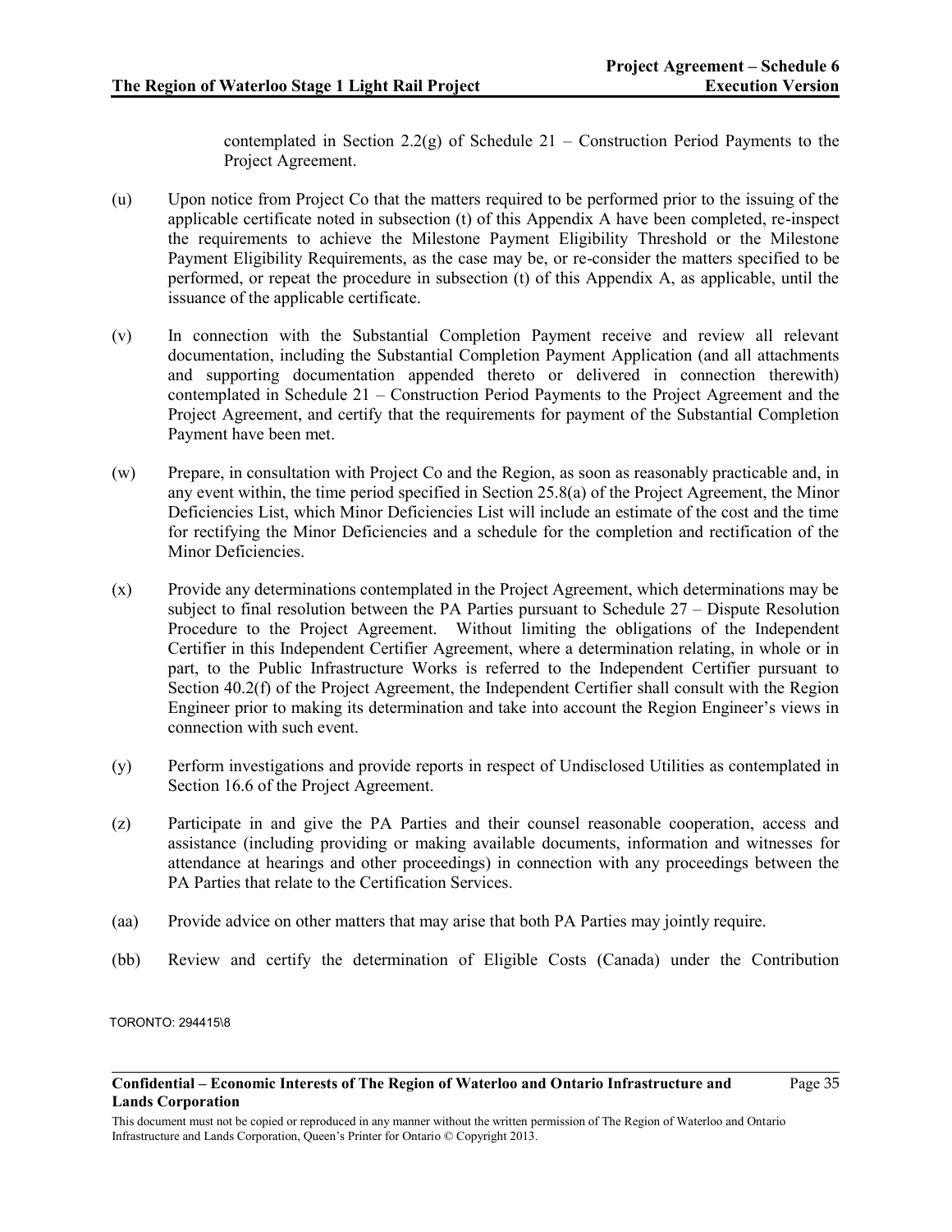contemplated in Section 2.2(g) of Schedule 21 – Construction Period Payments to the Project Agreement.

(u) Upon notice from Project Co that the matters required to be performed prior to the issuing of the applicable certificate noted in subsection (t) of this Appendix A have been completed, re-inspect the requirements to achieve the Milestone Payment Eligibility Threshold or the Milestone Payment Eligibility Requirements, as the case may be, or re-consider the matters specified to be performed, or repeat the procedure in subsection (t) of this Appendix A, as applicable, until the issuance of the applicable certificate.

(v) In connection with the Substantial Completion Payment receive and review all relevant documentation, including the Substantial Completion Payment Application (and all attachments and supporting documentation appended thereto or delivered in connection therewith) contemplated in Schedule 21 – Construction Period Payments to the Project Agreement and the Project Agreement, and certify that the requirements for payment of the Substantial Completion Payment have been met.

(w) Prepare, in consultation with Project Co and the Region, as soon as reasonably practicable and, in any event within, the time period specified in Section 25.8(a) of the Project Agreement, the Minor Deficiencies List, which Minor Deficiencies List will include an estimate of the cost and the time for rectifying the Minor Deficiencies and a schedule for the completion and rectification of the Minor Deficiencies.

(x) Provide any determinations contemplated in the Project Agreement, which determinations may be subject to final resolution between the PA Parties pursuant to Schedule 27 – Dispute Resolution Procedure to the Project Agreement. Without limiting the obligations of the Independent Certifier in this Independent Certifier Agreement, where a determination relating, in whole or in part, to the Public Infrastructure Works is referred to the Independent Certifier pursuant to Section 40.2(f) of the Project Agreement, the Independent Certifier shall consult with the Region Engineer prior to making its determination and take into account the Region Engineer's views in connection with such event.

(y) Perform investigations and provide reports in respect of Undisclosed Utilities as contemplated in Section 16.6 of the Project Agreement.

(z) Participate in and give the PA Parties and their counsel reasonable cooperation, access and assistance (including providing or making available documents, information and witnesses for attendance at hearings and other proceedings) in connection with any proceedings between the PA Parties that relate to the Certification Services.

(aa) Provide advice on other matters that may arise that both PA Parties may jointly require.

(bb) Review and certify the determination of Eligible Costs (Canada) under the Contribution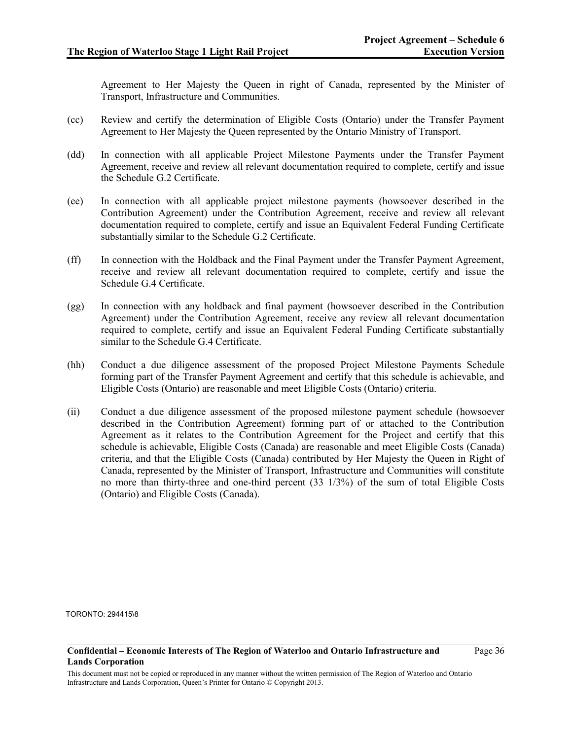Agreement to Her Majesty the Queen in right of Canada, represented by the Minister of Transport, Infrastructure and Communities.

(cc) Review and certify the determination of Eligible Costs (Ontario) under the Transfer Payment Agreement to Her Majesty the Queen represented by the Ontario Ministry of Transport.

(dd) In connection with all applicable Project Milestone Payments under the Transfer Payment Agreement, receive and review all relevant documentation required to complete, certify and issue the Schedule G.2 Certificate.

(ee) In connection with all applicable project milestone payments (howsoever described in the Contribution Agreement) under the Contribution Agreement, receive and review all relevant documentation required to complete, certify and issue an Equivalent Federal Funding Certificate substantially similar to the Schedule G.2 Certificate.

(ff) In connection with the Holdback and the Final Payment under the Transfer Payment Agreement, receive and review all relevant documentation required to complete, certify and issue the Schedule G.4 Certificate.

(gg) In connection with any holdback and final payment (howsoever described in the Contribution Agreement) under the Contribution Agreement, receive any review all relevant documentation required to complete, certify and issue an Equivalent Federal Funding Certificate substantially similar to the Schedule G.4 Certificate.

(hh) Conduct a due diligence assessment of the proposed Project Milestone Payments Schedule forming part of the Transfer Payment Agreement and certify that this schedule is achievable, and Eligible Costs (Ontario) are reasonable and meet Eligible Costs (Ontario) criteria.

(ii) Conduct a due diligence assessment of the proposed milestone payment schedule (howsoever described in the Contribution Agreement) forming part of or attached to the Contribution Agreement as it relates to the Contribution Agreement for the Project and certify that this schedule is achievable, Eligible Costs (Canada) are reasonable and meet Eligible Costs (Canada) criteria, and that the Eligible Costs (Canada) contributed by Her Majesty the Queen in Right of Canada, represented by the Minister of Transport, Infrastructure and Communities will constitute no more than thirty-three and one-third percent (33 1/3%) of the sum of total Eligible Costs (Ontario) and Eligible Costs (Canada).

TORONTO: 294415\8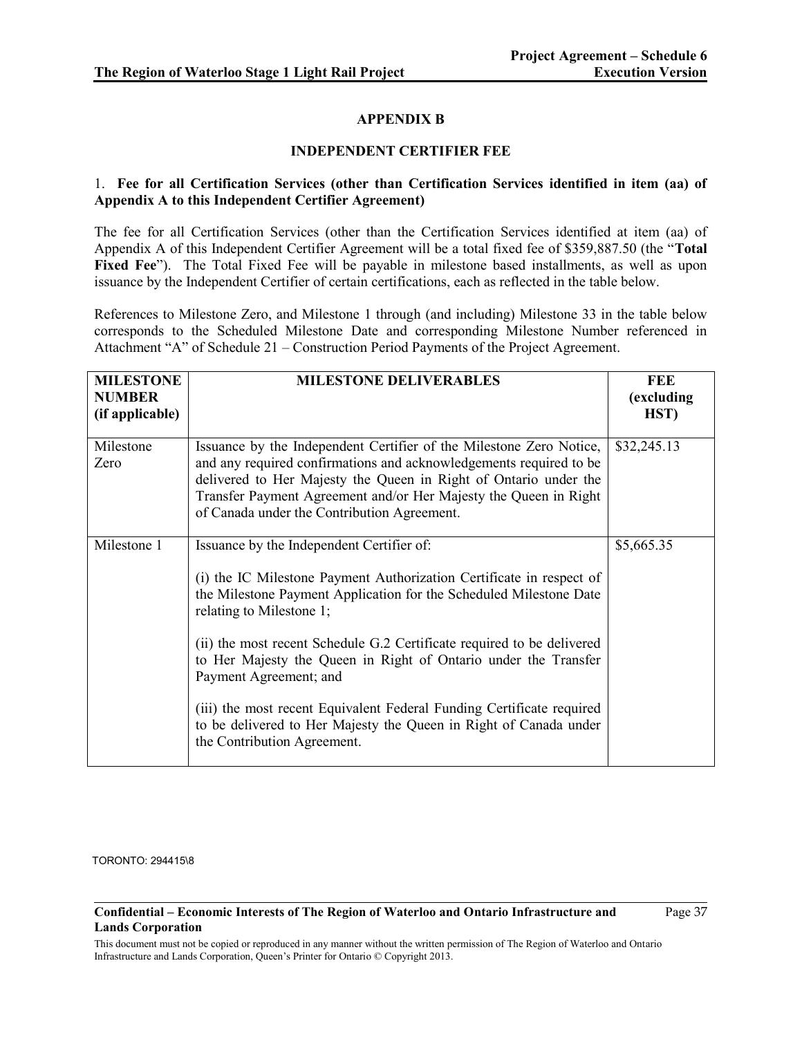# APPENDIX B

## INDEPENDENT CERTIFIER FEE

1. **Fee for all Certification Services (other than Certification Services identified in item (aa) of Appendix A to this Independent Certifier Agreement)**

The fee for all Certification Services (other than the Certification Services identified at item (aa) of Appendix A of this Independent Certifier Agreement will be a total fixed fee of $359,887.50 (the "**Total Fixed Fee**"). The Total Fixed Fee will be payable in milestone based installments, as well as upon issuance by the Independent Certifier of certain certifications, each as reflected in the table below.

References to Milestone Zero, and Milestone 1 through (and including) Milestone 33 in the table below corresponds to the Scheduled Milestone Date and corresponding Milestone Number referenced in Attachment "A" of Schedule 21 – Construction Period Payments of the Project Agreement.

| MILESTONE NUMBER (if applicable) | MILESTONE DELIVERABLES | FEE (excluding HST) |
|---|---|---|
| Milestone Zero | Issuance by the Independent Certifier of the Milestone Zero Notice, and any required confirmations and acknowledgements required to be delivered to Her Majesty the Queen in Right of Ontario under the Transfer Payment Agreement and/or Her Majesty the Queen in Right of Canada under the Contribution Agreement. | $32,245.13 |
| Milestone 1 | Issuance by the Independent Certifier of:<br><br>(i) the IC Milestone Payment Authorization Certificate in respect of the Milestone Payment Application for the Scheduled Milestone Date relating to Milestone 1;<br><br>(ii) the most recent Schedule G.2 Certificate required to be delivered to Her Majesty the Queen in Right of Ontario under the Transfer Payment Agreement; and<br><br>(iii) the most recent Equivalent Federal Funding Certificate required to be delivered to Her Majesty the Queen in Right of Canada under the Contribution Agreement. | $5,665.35 |

TORONTO: 294415\8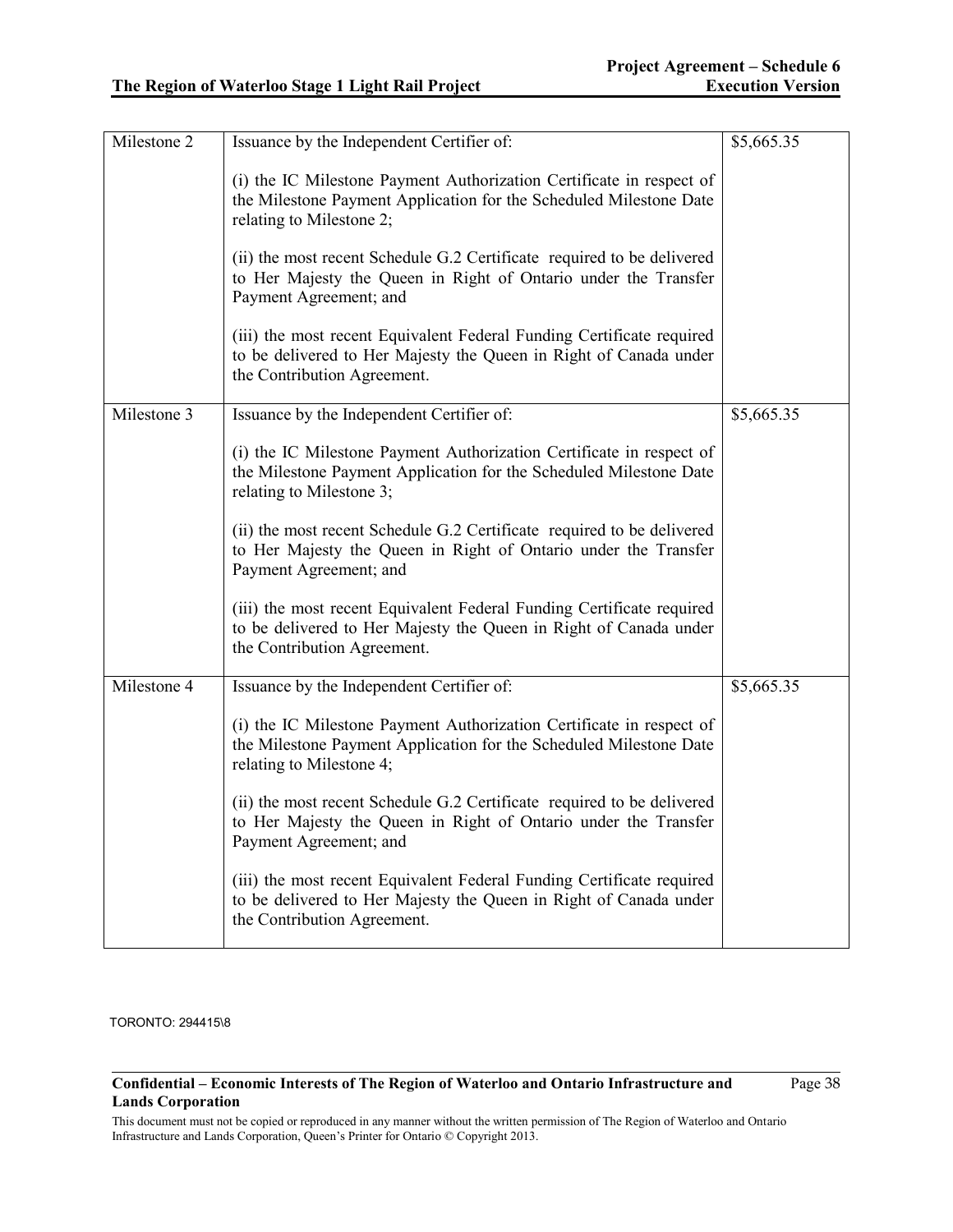| | | |
|---|---|---|
| Milestone 2 | Issuance by the Independent Certifier of:<br><br>(i) the IC Milestone Payment Authorization Certificate in respect of the Milestone Payment Application for the Scheduled Milestone Date relating to Milestone 2;<br><br>(ii) the most recent Schedule G.2 Certificate required to be delivered to Her Majesty the Queen in Right of Ontario under the Transfer Payment Agreement; and<br><br>(iii) the most recent Equivalent Federal Funding Certificate required to be delivered to Her Majesty the Queen in Right of Canada under the Contribution Agreement. | \$5,665.35 |
| Milestone 3 | Issuance by the Independent Certifier of:<br><br>(i) the IC Milestone Payment Authorization Certificate in respect of the Milestone Payment Application for the Scheduled Milestone Date relating to Milestone 3;<br><br>(ii) the most recent Schedule G.2 Certificate required to be delivered to Her Majesty the Queen in Right of Ontario under the Transfer Payment Agreement; and<br><br>(iii) the most recent Equivalent Federal Funding Certificate required to be delivered to Her Majesty the Queen in Right of Canada under the Contribution Agreement. | \$5,665.35 |
| Milestone 4 | Issuance by the Independent Certifier of:<br><br>(i) the IC Milestone Payment Authorization Certificate in respect of the Milestone Payment Application for the Scheduled Milestone Date relating to Milestone 4;<br><br>(ii) the most recent Schedule G.2 Certificate required to be delivered to Her Majesty the Queen in Right of Ontario under the Transfer Payment Agreement; and<br><br>(iii) the most recent Equivalent Federal Funding Certificate required to be delivered to Her Majesty the Queen in Right of Canada under the Contribution Agreement. | \$5,665.35 |

TORONTO: 294415\8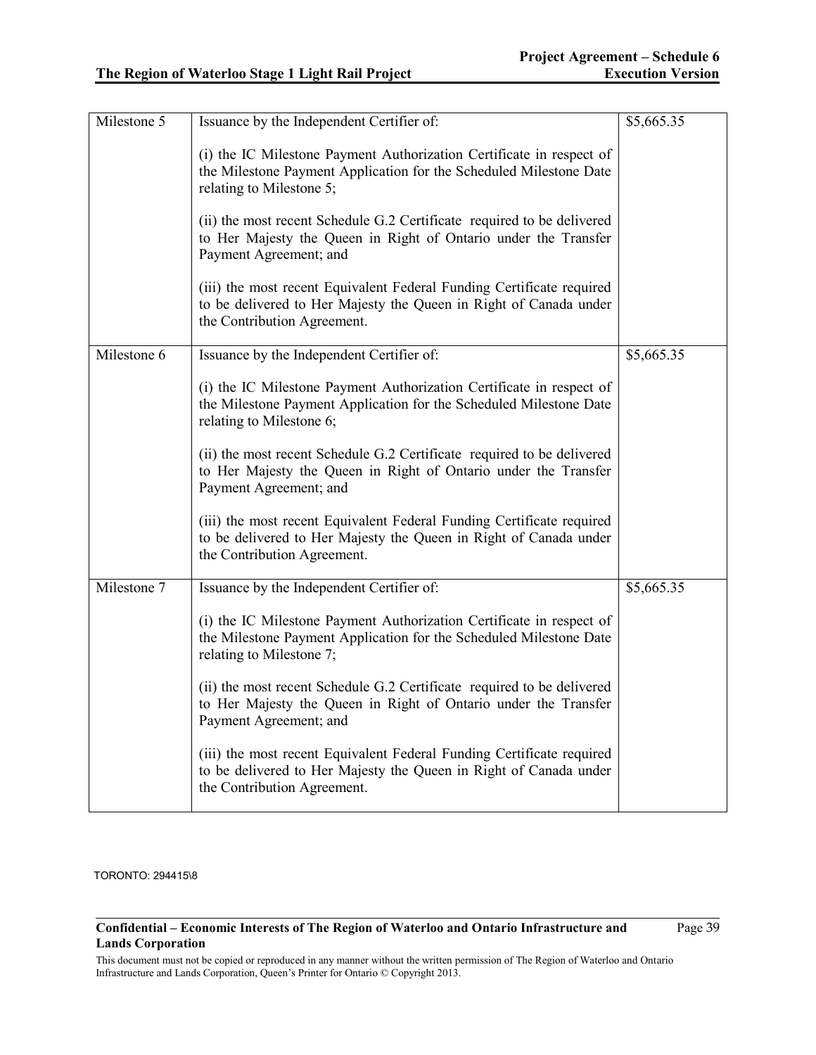| | | |
|---|---|---|
| Milestone 5 | Issuance by the Independent Certifier of:<br><br>(i) the IC Milestone Payment Authorization Certificate in respect of the Milestone Payment Application for the Scheduled Milestone Date relating to Milestone 5;<br><br>(ii) the most recent Schedule G.2 Certificate required to be delivered to Her Majesty the Queen in Right of Ontario under the Transfer Payment Agreement; and<br><br>(iii) the most recent Equivalent Federal Funding Certificate required to be delivered to Her Majesty the Queen in Right of Canada under the Contribution Agreement. | \$5,665.35 |
| Milestone 6 | Issuance by the Independent Certifier of:<br><br>(i) the IC Milestone Payment Authorization Certificate in respect of the Milestone Payment Application for the Scheduled Milestone Date relating to Milestone 6;<br><br>(ii) the most recent Schedule G.2 Certificate required to be delivered to Her Majesty the Queen in Right of Ontario under the Transfer Payment Agreement; and<br><br>(iii) the most recent Equivalent Federal Funding Certificate required to be delivered to Her Majesty the Queen in Right of Canada under the Contribution Agreement. | \$5,665.35 |
| Milestone 7 | Issuance by the Independent Certifier of:<br><br>(i) the IC Milestone Payment Authorization Certificate in respect of the Milestone Payment Application for the Scheduled Milestone Date relating to Milestone 7;<br><br>(ii) the most recent Schedule G.2 Certificate required to be delivered to Her Majesty the Queen in Right of Ontario under the Transfer Payment Agreement; and<br><br>(iii) the most recent Equivalent Federal Funding Certificate required to be delivered to Her Majesty the Queen in Right of Canada under the Contribution Agreement. | \$5,665.35 |

TORONTO: 294415\8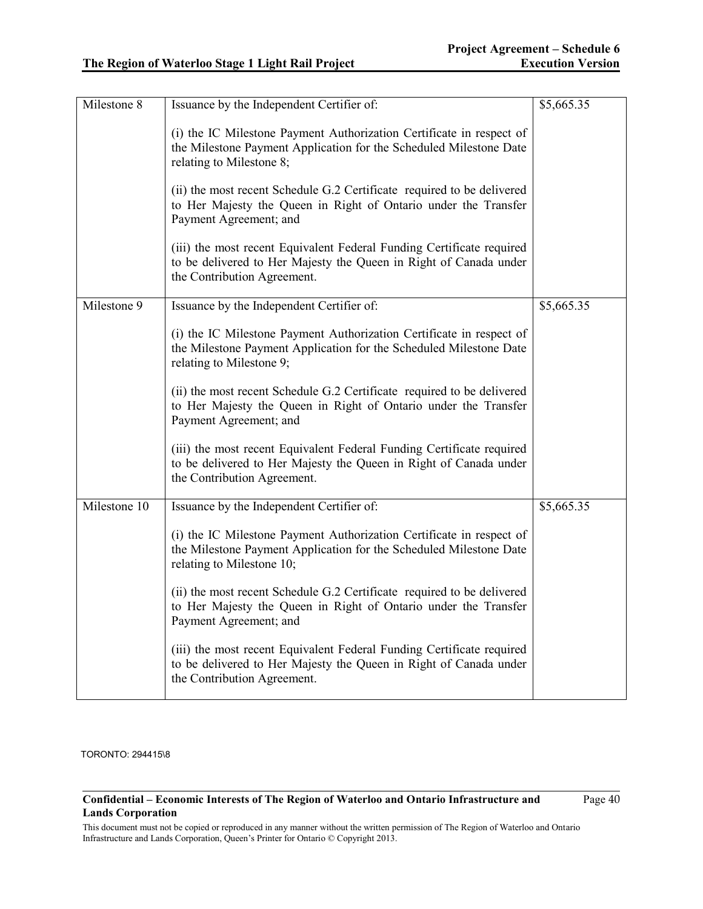| Milestone 8 | Issuance by the Independent Certifier of:<br><br>(i) the IC Milestone Payment Authorization Certificate in respect of the Milestone Payment Application for the Scheduled Milestone Date relating to Milestone 8;<br><br>(ii) the most recent Schedule G.2 Certificate required to be delivered to Her Majesty the Queen in Right of Ontario under the Transfer Payment Agreement; and<br><br>(iii) the most recent Equivalent Federal Funding Certificate required to be delivered to Her Majesty the Queen in Right of Canada under the Contribution Agreement. | $5,665.35 |
|---|---|---|
| Milestone 9 | Issuance by the Independent Certifier of:<br><br>(i) the IC Milestone Payment Authorization Certificate in respect of the Milestone Payment Application for the Scheduled Milestone Date relating to Milestone 9;<br><br>(ii) the most recent Schedule G.2 Certificate required to be delivered to Her Majesty the Queen in Right of Ontario under the Transfer Payment Agreement; and<br><br>(iii) the most recent Equivalent Federal Funding Certificate required to be delivered to Her Majesty the Queen in Right of Canada under the Contribution Agreement. | $5,665.35 |
| Milestone 10 | Issuance by the Independent Certifier of:<br><br>(i) the IC Milestone Payment Authorization Certificate in respect of the Milestone Payment Application for the Scheduled Milestone Date relating to Milestone 10;<br><br>(ii) the most recent Schedule G.2 Certificate required to be delivered to Her Majesty the Queen in Right of Ontario under the Transfer Payment Agreement; and<br><br>(iii) the most recent Equivalent Federal Funding Certificate required to be delivered to Her Majesty the Queen in Right of Canada under the Contribution Agreement. | $5,665.35 |

TORONTO: 294415\8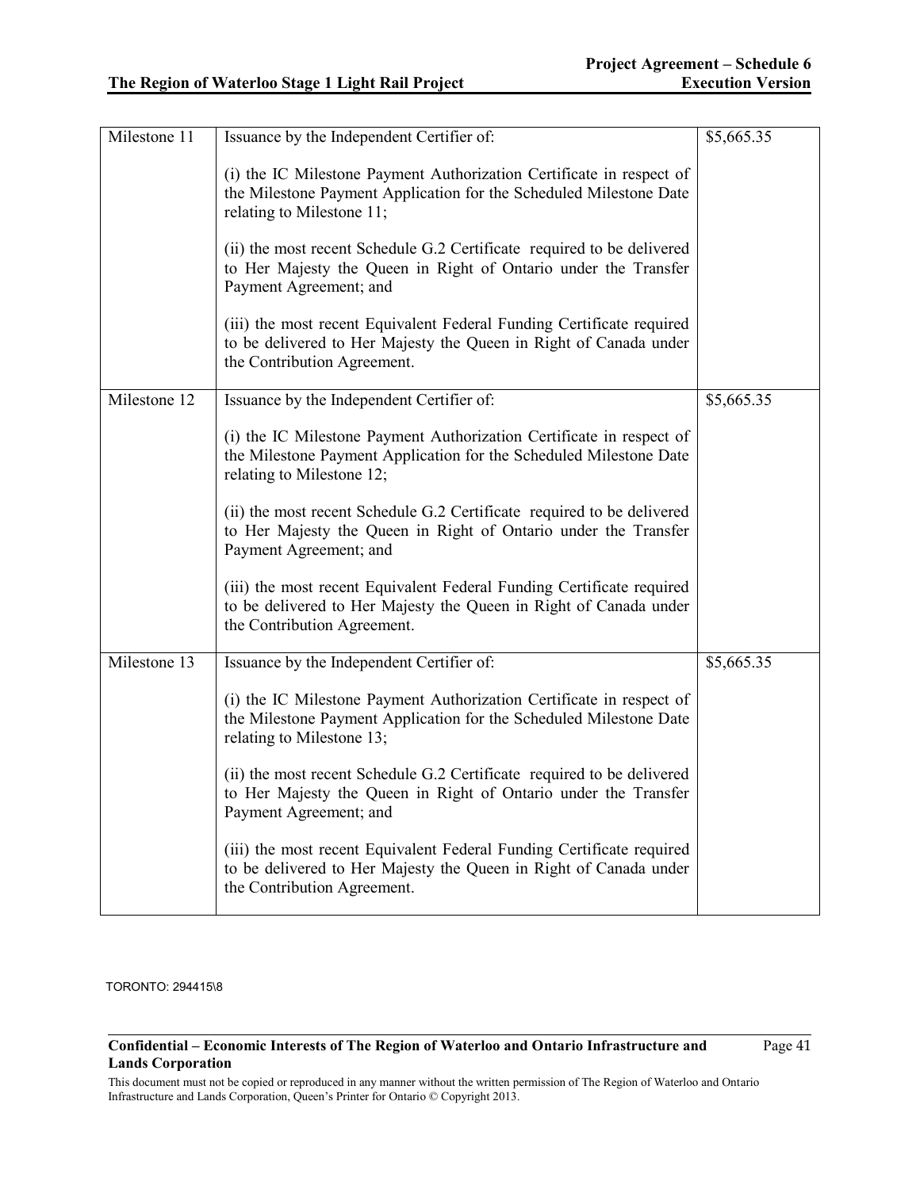| Milestone 11 | Issuance by the Independent Certifier of:<br><br>(i) the IC Milestone Payment Authorization Certificate in respect of the Milestone Payment Application for the Scheduled Milestone Date relating to Milestone 11;<br><br>(ii) the most recent Schedule G.2 Certificate required to be delivered to Her Majesty the Queen in Right of Ontario under the Transfer Payment Agreement; and<br><br>(iii) the most recent Equivalent Federal Funding Certificate required to be delivered to Her Majesty the Queen in Right of Canada under the Contribution Agreement. | $5,665.35 |
|---|---|---|
| Milestone 12 | Issuance by the Independent Certifier of:<br><br>(i) the IC Milestone Payment Authorization Certificate in respect of the Milestone Payment Application for the Scheduled Milestone Date relating to Milestone 12;<br><br>(ii) the most recent Schedule G.2 Certificate required to be delivered to Her Majesty the Queen in Right of Ontario under the Transfer Payment Agreement; and<br><br>(iii) the most recent Equivalent Federal Funding Certificate required to be delivered to Her Majesty the Queen in Right of Canada under the Contribution Agreement. | $5,665.35 |
| Milestone 13 | Issuance by the Independent Certifier of:<br><br>(i) the IC Milestone Payment Authorization Certificate in respect of the Milestone Payment Application for the Scheduled Milestone Date relating to Milestone 13;<br><br>(ii) the most recent Schedule G.2 Certificate required to be delivered to Her Majesty the Queen in Right of Ontario under the Transfer Payment Agreement; and<br><br>(iii) the most recent Equivalent Federal Funding Certificate required to be delivered to Her Majesty the Queen in Right of Canada under the Contribution Agreement. | $5,665.35 |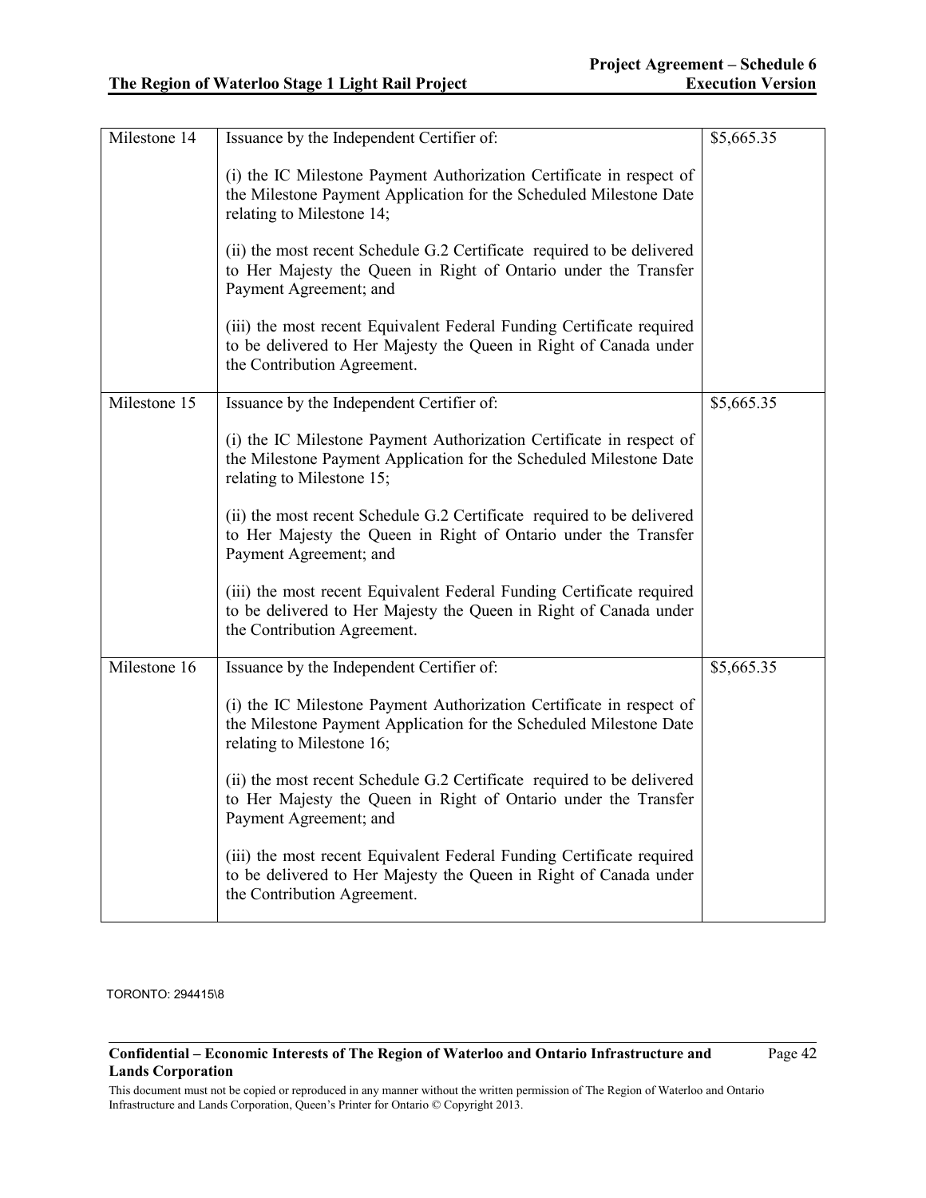| Milestone 14 | Issuance by the Independent Certifier of:<br><br>(i) the IC Milestone Payment Authorization Certificate in respect of the Milestone Payment Application for the Scheduled Milestone Date relating to Milestone 14;<br><br>(ii) the most recent Schedule G.2 Certificate required to be delivered to Her Majesty the Queen in Right of Ontario under the Transfer Payment Agreement; and<br><br>(iii) the most recent Equivalent Federal Funding Certificate required to be delivered to Her Majesty the Queen in Right of Canada under the Contribution Agreement. | \$5,665.35 |
|---|---|---|
| Milestone 15 | Issuance by the Independent Certifier of:<br><br>(i) the IC Milestone Payment Authorization Certificate in respect of the Milestone Payment Application for the Scheduled Milestone Date relating to Milestone 15;<br><br>(ii) the most recent Schedule G.2 Certificate required to be delivered to Her Majesty the Queen in Right of Ontario under the Transfer Payment Agreement; and<br><br>(iii) the most recent Equivalent Federal Funding Certificate required to be delivered to Her Majesty the Queen in Right of Canada under the Contribution Agreement. | \$5,665.35 |
| Milestone 16 | Issuance by the Independent Certifier of:<br><br>(i) the IC Milestone Payment Authorization Certificate in respect of the Milestone Payment Application for the Scheduled Milestone Date relating to Milestone 16;<br><br>(ii) the most recent Schedule G.2 Certificate required to be delivered to Her Majesty the Queen in Right of Ontario under the Transfer Payment Agreement; and<br><br>(iii) the most recent Equivalent Federal Funding Certificate required to be delivered to Her Majesty the Queen in Right of Canada under the Contribution Agreement. | \$5,665.35 |

TORONTO: 294415\8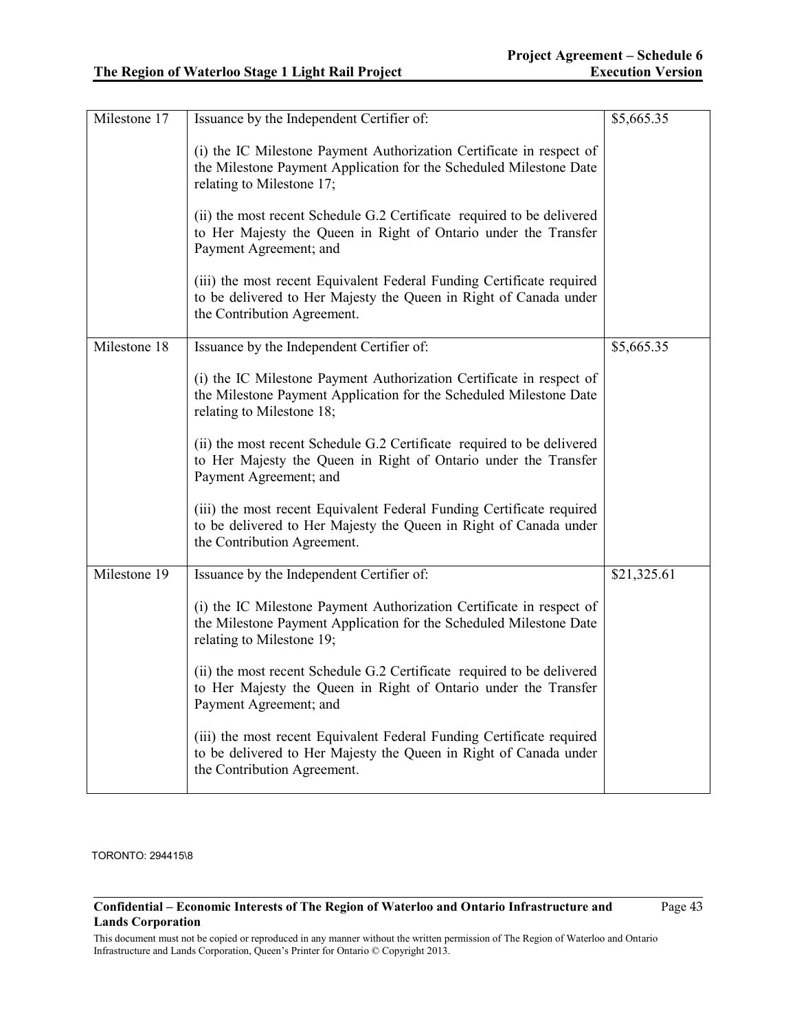| | | |
|---|---|---|
| Milestone 17 | Issuance by the Independent Certifier of:<br><br>(i) the IC Milestone Payment Authorization Certificate in respect of the Milestone Payment Application for the Scheduled Milestone Date relating to Milestone 17;<br><br>(ii) the most recent Schedule G.2 Certificate required to be delivered to Her Majesty the Queen in Right of Ontario under the Transfer Payment Agreement; and<br><br>(iii) the most recent Equivalent Federal Funding Certificate required to be delivered to Her Majesty the Queen in Right of Canada under the Contribution Agreement. | \$5,665.35 |
| Milestone 18 | Issuance by the Independent Certifier of:<br><br>(i) the IC Milestone Payment Authorization Certificate in respect of the Milestone Payment Application for the Scheduled Milestone Date relating to Milestone 18;<br><br>(ii) the most recent Schedule G.2 Certificate required to be delivered to Her Majesty the Queen in Right of Ontario under the Transfer Payment Agreement; and<br><br>(iii) the most recent Equivalent Federal Funding Certificate required to be delivered to Her Majesty the Queen in Right of Canada under the Contribution Agreement. | \$5,665.35 |
| Milestone 19 | Issuance by the Independent Certifier of:<br><br>(i) the IC Milestone Payment Authorization Certificate in respect of the Milestone Payment Application for the Scheduled Milestone Date relating to Milestone 19;<br><br>(ii) the most recent Schedule G.2 Certificate required to be delivered to Her Majesty the Queen in Right of Ontario under the Transfer Payment Agreement; and<br><br>(iii) the most recent Equivalent Federal Funding Certificate required to be delivered to Her Majesty the Queen in Right of Canada under the Contribution Agreement. | \$21,325.61 |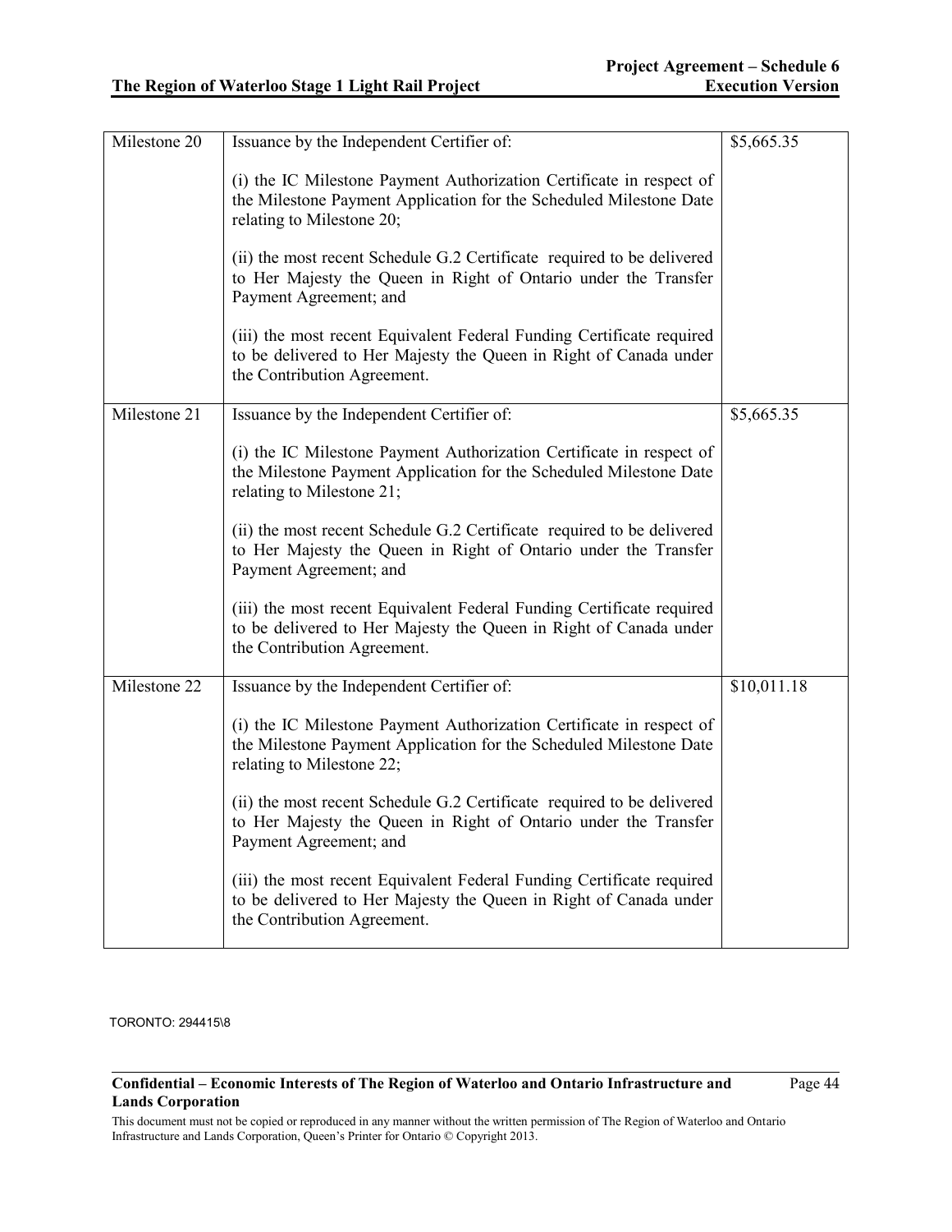| | | |
|---|---|---|
| Milestone 20 | Issuance by the Independent Certifier of:<br><br>(i) the IC Milestone Payment Authorization Certificate in respect of the Milestone Payment Application for the Scheduled Milestone Date relating to Milestone 20;<br><br>(ii) the most recent Schedule G.2 Certificate required to be delivered to Her Majesty the Queen in Right of Ontario under the Transfer Payment Agreement; and<br><br>(iii) the most recent Equivalent Federal Funding Certificate required to be delivered to Her Majesty the Queen in Right of Canada under the Contribution Agreement. | $5,665.35 |
| Milestone 21 | Issuance by the Independent Certifier of:<br><br>(i) the IC Milestone Payment Authorization Certificate in respect of the Milestone Payment Application for the Scheduled Milestone Date relating to Milestone 21;<br><br>(ii) the most recent Schedule G.2 Certificate required to be delivered to Her Majesty the Queen in Right of Ontario under the Transfer Payment Agreement; and<br><br>(iii) the most recent Equivalent Federal Funding Certificate required to be delivered to Her Majesty the Queen in Right of Canada under the Contribution Agreement. | $5,665.35 |
| Milestone 22 | Issuance by the Independent Certifier of:<br><br>(i) the IC Milestone Payment Authorization Certificate in respect of the Milestone Payment Application for the Scheduled Milestone Date relating to Milestone 22;<br><br>(ii) the most recent Schedule G.2 Certificate required to be delivered to Her Majesty the Queen in Right of Ontario under the Transfer Payment Agreement; and<br><br>(iii) the most recent Equivalent Federal Funding Certificate required to be delivered to Her Majesty the Queen in Right of Canada under the Contribution Agreement. | $10,011.18 |

TORONTO: 294415\8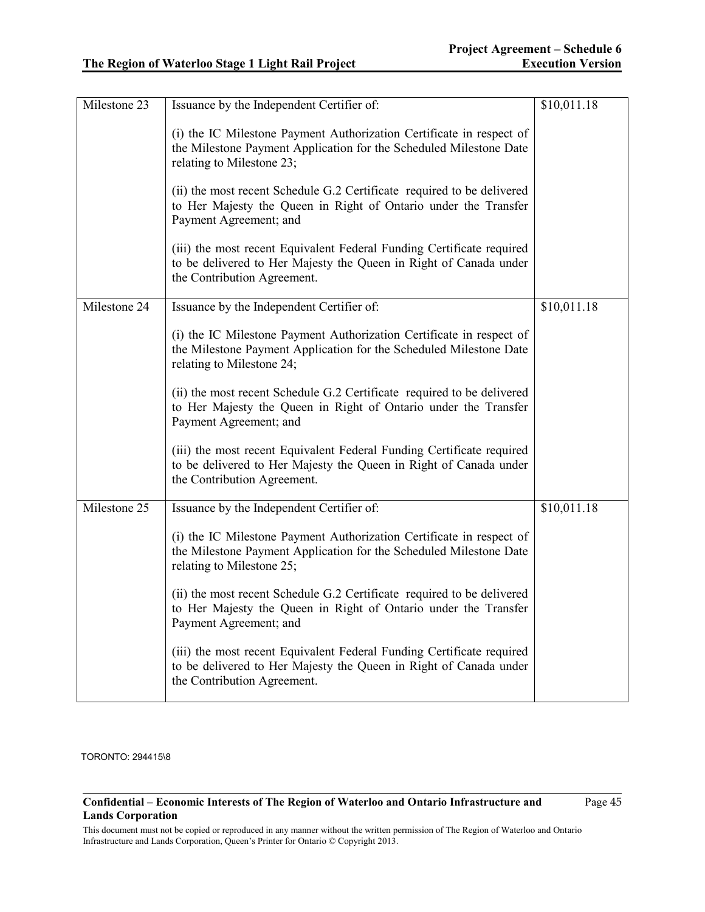| | | |
|---|---|---|
| Milestone 23 | Issuance by the Independent Certifier of:<br><br>(i) the IC Milestone Payment Authorization Certificate in respect of the Milestone Payment Application for the Scheduled Milestone Date relating to Milestone 23;<br><br>(ii) the most recent Schedule G.2 Certificate required to be delivered to Her Majesty the Queen in Right of Ontario under the Transfer Payment Agreement; and<br><br>(iii) the most recent Equivalent Federal Funding Certificate required to be delivered to Her Majesty the Queen in Right of Canada under the Contribution Agreement. | \$10,011.18 |
| Milestone 24 | Issuance by the Independent Certifier of:<br><br>(i) the IC Milestone Payment Authorization Certificate in respect of the Milestone Payment Application for the Scheduled Milestone Date relating to Milestone 24;<br><br>(ii) the most recent Schedule G.2 Certificate required to be delivered to Her Majesty the Queen in Right of Ontario under the Transfer Payment Agreement; and<br><br>(iii) the most recent Equivalent Federal Funding Certificate required to be delivered to Her Majesty the Queen in Right of Canada under the Contribution Agreement. | \$10,011.18 |
| Milestone 25 | Issuance by the Independent Certifier of:<br><br>(i) the IC Milestone Payment Authorization Certificate in respect of the Milestone Payment Application for the Scheduled Milestone Date relating to Milestone 25;<br><br>(ii) the most recent Schedule G.2 Certificate required to be delivered to Her Majesty the Queen in Right of Ontario under the Transfer Payment Agreement; and<br><br>(iii) the most recent Equivalent Federal Funding Certificate required to be delivered to Her Majesty the Queen in Right of Canada under the Contribution Agreement. | \$10,011.18 |

TORONTO: 294415\8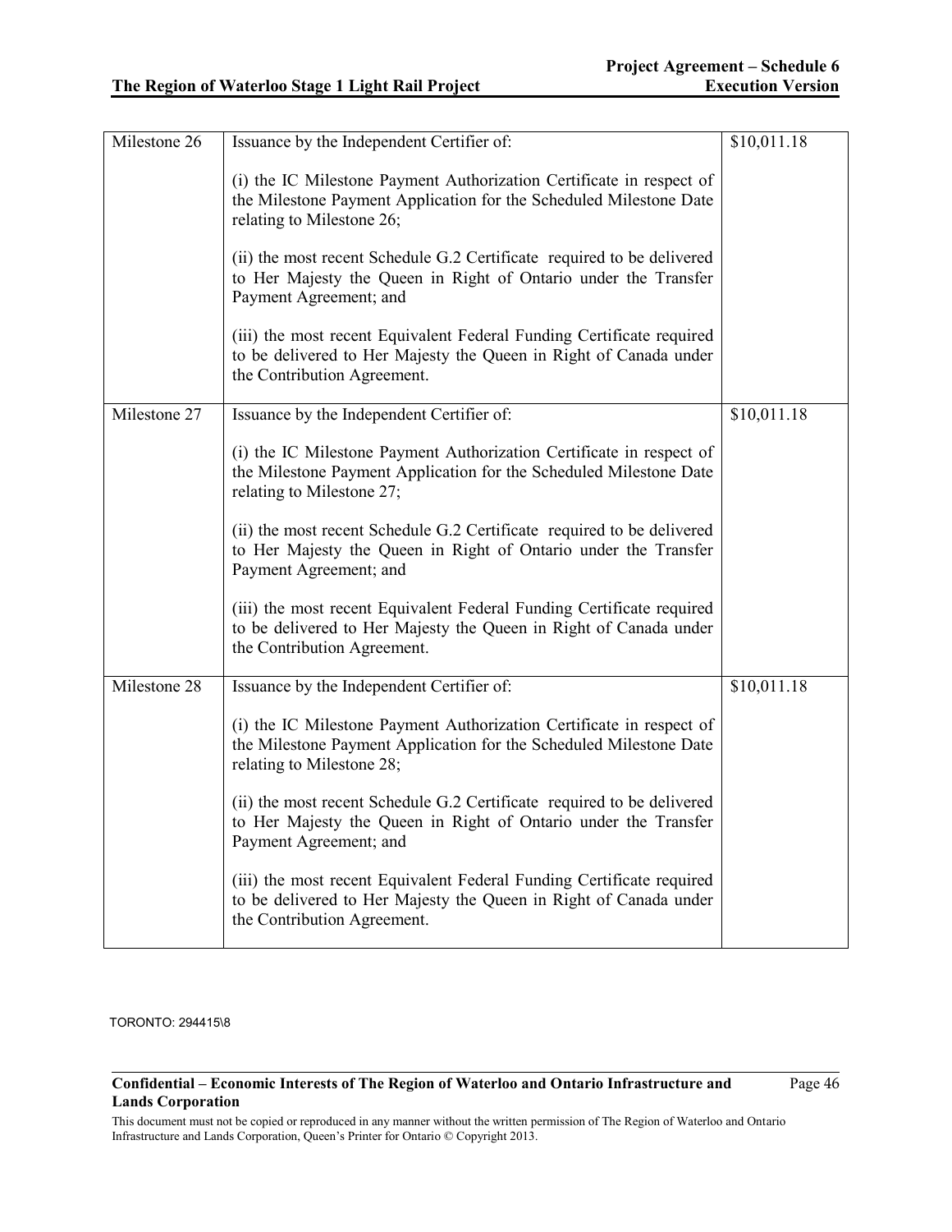| | | |
|---|---|---|
| Milestone 26 | Issuance by the Independent Certifier of:<br><br>(i) the IC Milestone Payment Authorization Certificate in respect of the Milestone Payment Application for the Scheduled Milestone Date relating to Milestone 26;<br><br>(ii) the most recent Schedule G.2 Certificate required to be delivered to Her Majesty the Queen in Right of Ontario under the Transfer Payment Agreement; and<br><br>(iii) the most recent Equivalent Federal Funding Certificate required to be delivered to Her Majesty the Queen in Right of Canada under the Contribution Agreement. | \$10,011.18 |
| Milestone 27 | Issuance by the Independent Certifier of:<br><br>(i) the IC Milestone Payment Authorization Certificate in respect of the Milestone Payment Application for the Scheduled Milestone Date relating to Milestone 27;<br><br>(ii) the most recent Schedule G.2 Certificate required to be delivered to Her Majesty the Queen in Right of Ontario under the Transfer Payment Agreement; and<br><br>(iii) the most recent Equivalent Federal Funding Certificate required to be delivered to Her Majesty the Queen in Right of Canada under the Contribution Agreement. | \$10,011.18 |
| Milestone 28 | Issuance by the Independent Certifier of:<br><br>(i) the IC Milestone Payment Authorization Certificate in respect of the Milestone Payment Application for the Scheduled Milestone Date relating to Milestone 28;<br><br>(ii) the most recent Schedule G.2 Certificate required to be delivered to Her Majesty the Queen in Right of Ontario under the Transfer Payment Agreement; and<br><br>(iii) the most recent Equivalent Federal Funding Certificate required to be delivered to Her Majesty the Queen in Right of Canada under the Contribution Agreement. | \$10,011.18 |

TORONTO: 294415\8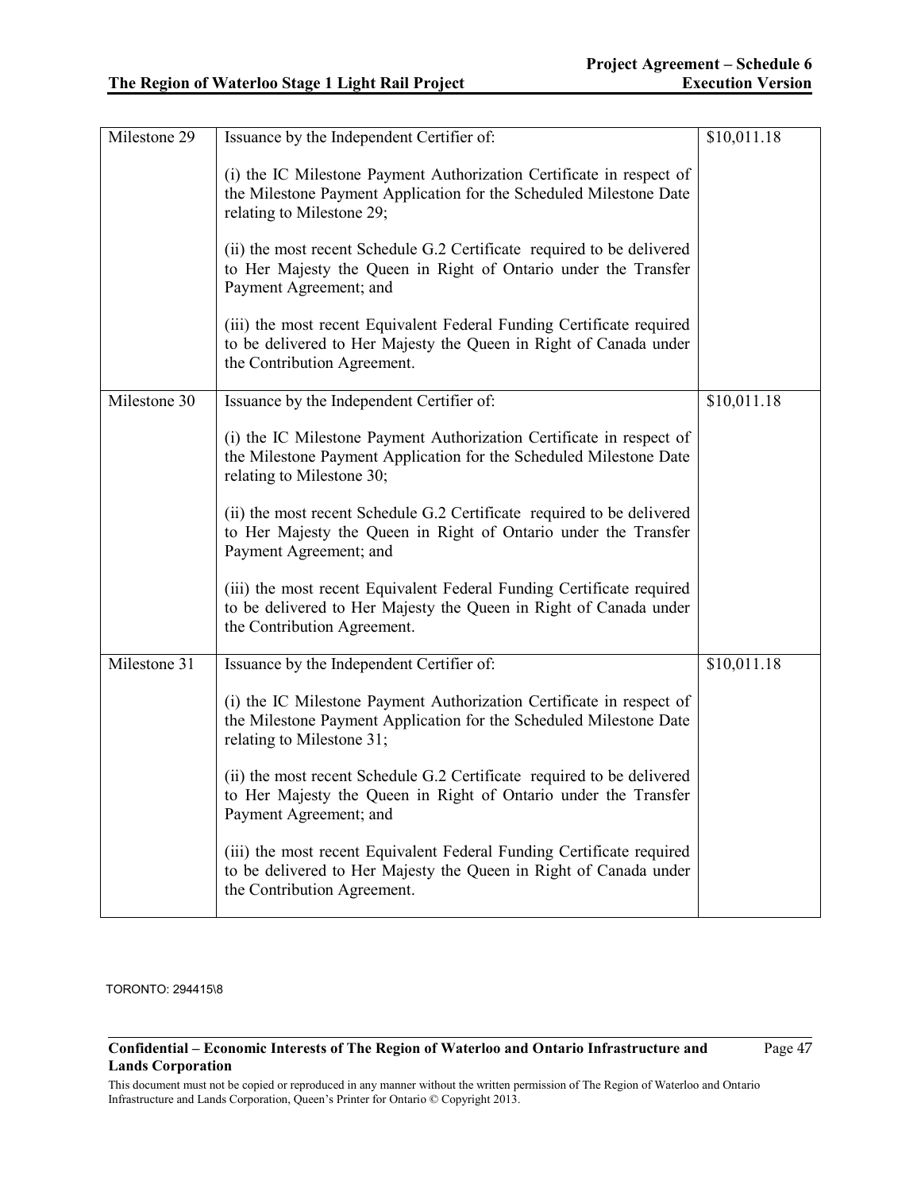| Milestone 29 | Issuance by the Independent Certifier of:<br><br>(i) the IC Milestone Payment Authorization Certificate in respect of the Milestone Payment Application for the Scheduled Milestone Date relating to Milestone 29;<br><br>(ii) the most recent Schedule G.2 Certificate required to be delivered to Her Majesty the Queen in Right of Ontario under the Transfer Payment Agreement; and<br><br>(iii) the most recent Equivalent Federal Funding Certificate required to be delivered to Her Majesty the Queen in Right of Canada under the Contribution Agreement. | \$10,011.18 |
|---|---|---|
| Milestone 30 | Issuance by the Independent Certifier of:<br><br>(i) the IC Milestone Payment Authorization Certificate in respect of the Milestone Payment Application for the Scheduled Milestone Date relating to Milestone 30;<br><br>(ii) the most recent Schedule G.2 Certificate required to be delivered to Her Majesty the Queen in Right of Ontario under the Transfer Payment Agreement; and<br><br>(iii) the most recent Equivalent Federal Funding Certificate required to be delivered to Her Majesty the Queen in Right of Canada under the Contribution Agreement. | \$10,011.18 |
| Milestone 31 | Issuance by the Independent Certifier of:<br><br>(i) the IC Milestone Payment Authorization Certificate in respect of the Milestone Payment Application for the Scheduled Milestone Date relating to Milestone 31;<br><br>(ii) the most recent Schedule G.2 Certificate required to be delivered to Her Majesty the Queen in Right of Ontario under the Transfer Payment Agreement; and<br><br>(iii) the most recent Equivalent Federal Funding Certificate required to be delivered to Her Majesty the Queen in Right of Canada under the Contribution Agreement. | \$10,011.18 |

TORONTO: 294415\8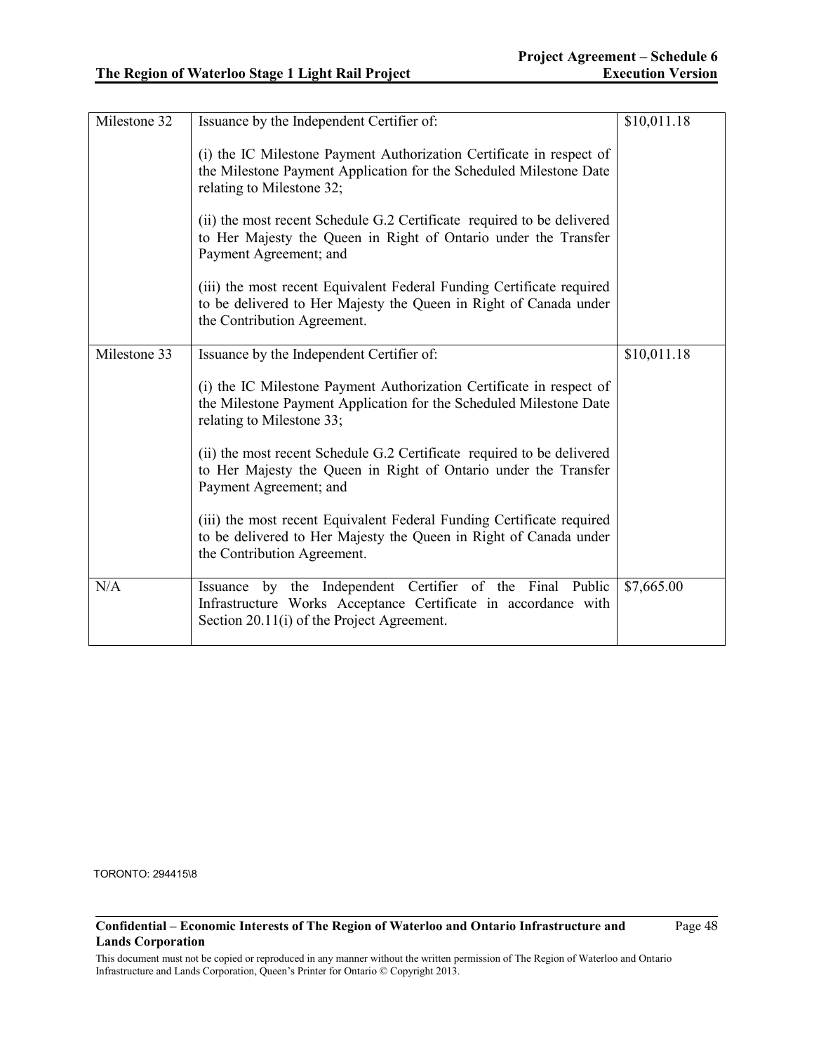| Milestone 32 | Issuance by the Independent Certifier of:<br><br>(i) the IC Milestone Payment Authorization Certificate in respect of the Milestone Payment Application for the Scheduled Milestone Date relating to Milestone 32;<br><br>(ii) the most recent Schedule G.2 Certificate required to be delivered to Her Majesty the Queen in Right of Ontario under the Transfer Payment Agreement; and<br><br>(iii) the most recent Equivalent Federal Funding Certificate required to be delivered to Her Majesty the Queen in Right of Canada under the Contribution Agreement. | $10,011.18 |
|---|---|---|
| Milestone 33 | Issuance by the Independent Certifier of:<br><br>(i) the IC Milestone Payment Authorization Certificate in respect of the Milestone Payment Application for the Scheduled Milestone Date relating to Milestone 33;<br><br>(ii) the most recent Schedule G.2 Certificate required to be delivered to Her Majesty the Queen in Right of Ontario under the Transfer Payment Agreement; and<br><br>(iii) the most recent Equivalent Federal Funding Certificate required to be delivered to Her Majesty the Queen in Right of Canada under the Contribution Agreement. | $10,011.18 |
| N/A | Issuance by the Independent Certifier of the Final Public Infrastructure Works Acceptance Certificate in accordance with Section 20.11(i) of the Project Agreement. | $7,665.00 |

TORONTO: 294415\8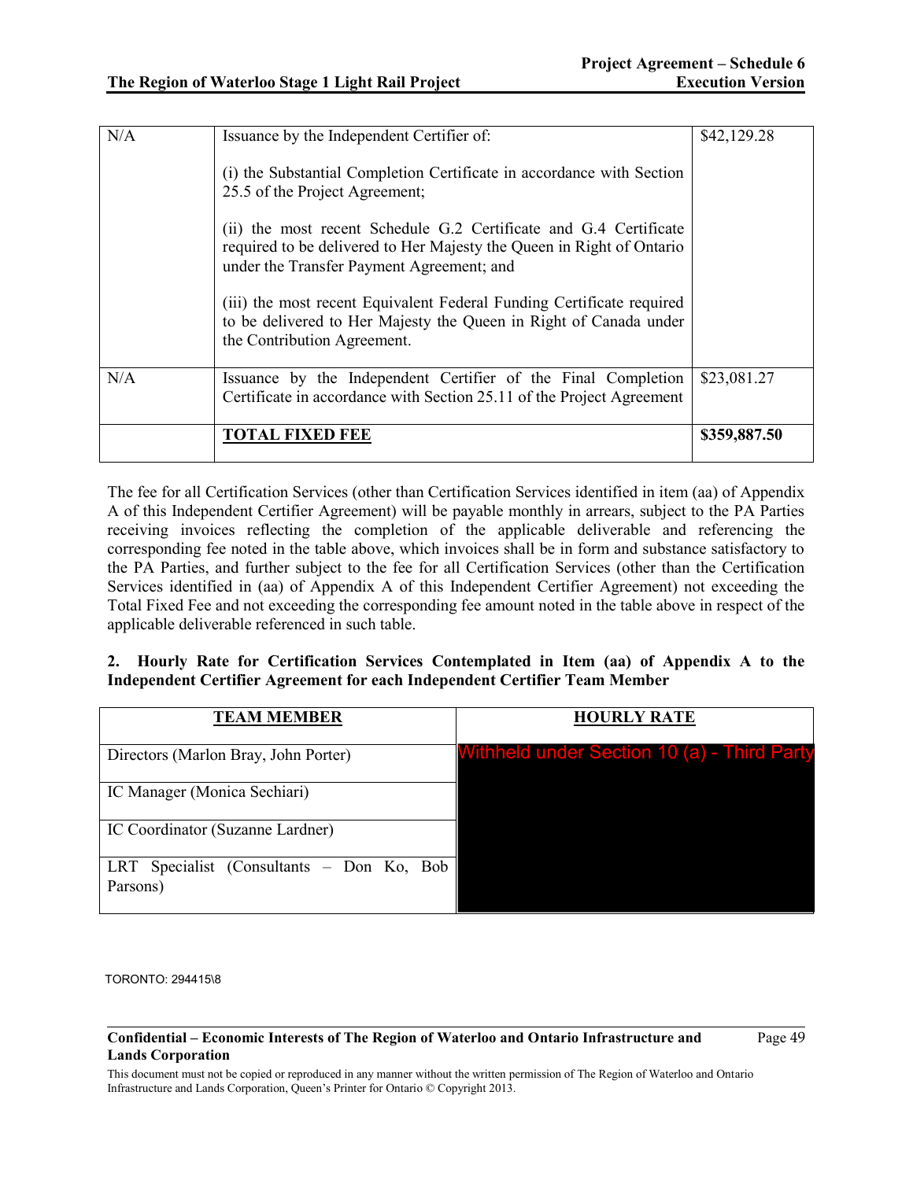| | | |
|---|---|---|
| N/A | Issuance by the Independent Certifier of:<br><br>(i) the Substantial Completion Certificate in accordance with Section 25.5 of the Project Agreement;<br><br>(ii) the most recent Schedule G.2 Certificate and G.4 Certificate required to be delivered to Her Majesty the Queen in Right of Ontario under the Transfer Payment Agreement; and<br><br>(iii) the most recent Equivalent Federal Funding Certificate required to be delivered to Her Majesty the Queen in Right of Canada under the Contribution Agreement. | $42,129.28 |
| N/A | Issuance by the Independent Certifier of the Final Completion Certificate in accordance with Section 25.11 of the Project Agreement | $23,081.27 |
| | **TOTAL FIXED FEE** | **$359,887.50** |

The fee for all Certification Services (other than Certification Services identified in item (aa) of Appendix A of this Independent Certifier Agreement) will be payable monthly in arrears, subject to the PA Parties receiving invoices reflecting the completion of the applicable deliverable and referencing the corresponding fee noted in the table above, which invoices shall be in form and substance satisfactory to the PA Parties, and further subject to the fee for all Certification Services (other than the Certification Services identified in (aa) of Appendix A of this Independent Certifier Agreement) not exceeding the Total Fixed Fee and not exceeding the corresponding fee amount noted in the table above in respect of the applicable deliverable referenced in such table.

**2. Hourly Rate for Certification Services Contemplated in Item (aa) of Appendix A to the Independent Certifier Agreement for each Independent Certifier Team Member**

| TEAM MEMBER | HOURLY RATE |
|---|---|
| Directors (Marlon Bray, John Porter) | Withheld under Section 10 (a) - Third Party |
| IC Manager (Monica Sechiari) | |
| IC Coordinator (Suzanne Lardner) | |
| LRT Specialist (Consultants – Don Ko, Bob Parsons) | |

TORONTO: 294415\8

**Confidential – Economic Interests of The Region of Waterloo and Ontario Infrastructure and Lands Corporation**

This document must not be copied or reproduced in any manner without the written permission of The Region of Waterloo and Ontario Infrastructure and Lands Corporation, Queen's Printer for Ontario © Copyright 2013.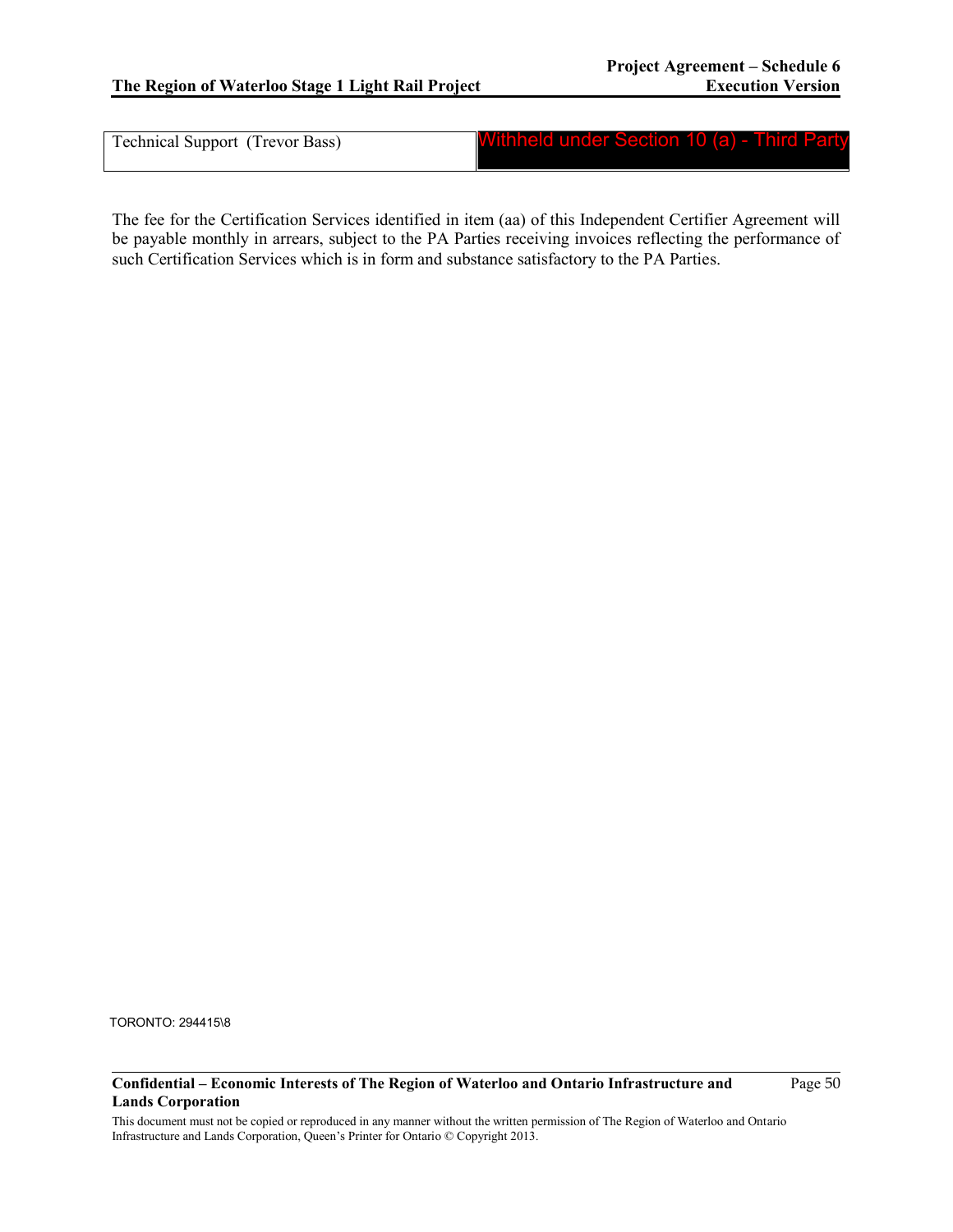| Technical Support (Trevor Bass) | Withheld under Section 10 (a) - Third Party |
|---|---|

The fee for the Certification Services identified in item (aa) of this Independent Certifier Agreement will be payable monthly in arrears, subject to the PA Parties receiving invoices reflecting the performance of such Certification Services which is in form and substance satisfactory to the PA Parties.

TORONTO: 294415\8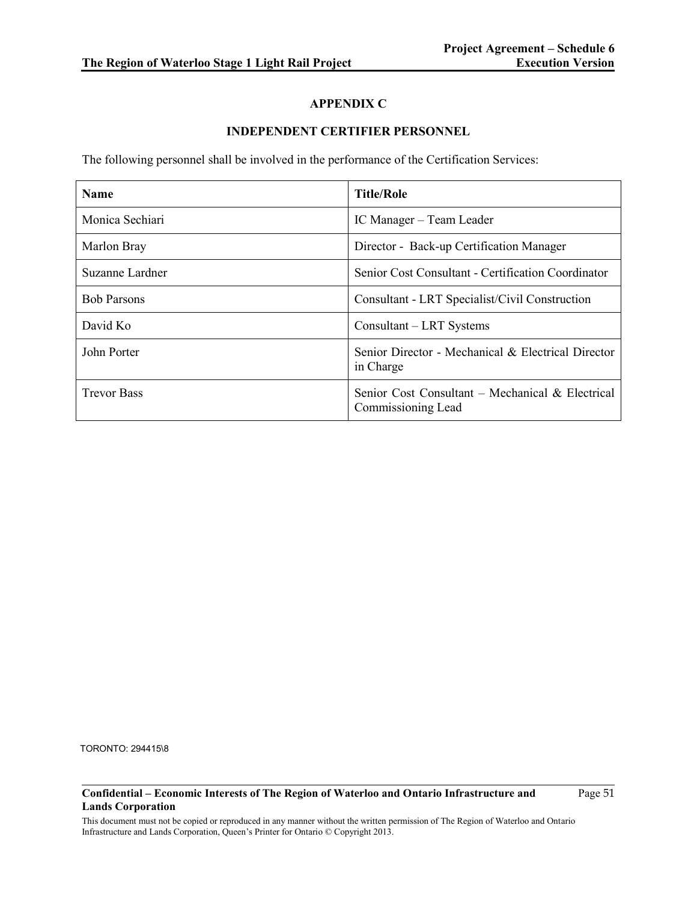# APPENDIX C

## INDEPENDENT CERTIFIER PERSONNEL

The following personnel shall be involved in the performance of the Certification Services:

| Name | Title/Role |
|---|---|
| Monica Sechiari | IC Manager – Team Leader |
| Marlon Bray | Director - Back-up Certification Manager |
| Suzanne Lardner | Senior Cost Consultant - Certification Coordinator |
| Bob Parsons | Consultant - LRT Specialist/Civil Construction |
| David Ko | Consultant – LRT Systems |
| John Porter | Senior Director - Mechanical & Electrical Director in Charge |
| Trevor Bass | Senior Cost Consultant – Mechanical & Electrical Commissioning Lead |

TORONTO: 294415\8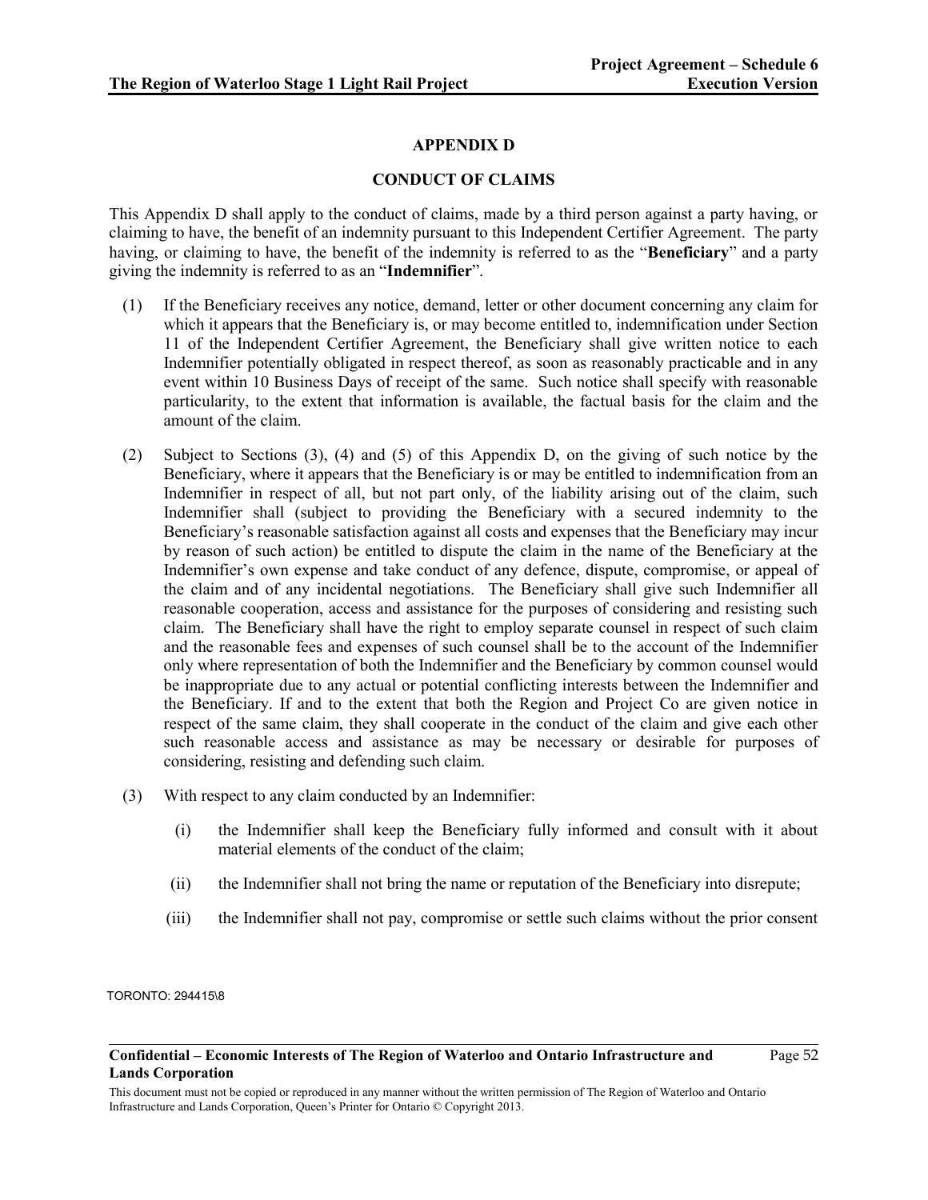## APPENDIX D

## CONDUCT OF CLAIMS

This Appendix D shall apply to the conduct of claims, made by a third person against a party having, or claiming to have, the benefit of an indemnity pursuant to this Independent Certifier Agreement. The party having, or claiming to have, the benefit of the indemnity is referred to as the "**Beneficiary**" and a party giving the indemnity is referred to as an "**Indemnifier**".

(1) If the Beneficiary receives any notice, demand, letter or other document concerning any claim for which it appears that the Beneficiary is, or may become entitled to, indemnification under Section 11 of the Independent Certifier Agreement, the Beneficiary shall give written notice to each Indemnifier potentially obligated in respect thereof, as soon as reasonably practicable and in any event within 10 Business Days of receipt of the same. Such notice shall specify with reasonable particularity, to the extent that information is available, the factual basis for the claim and the amount of the claim.

(2) Subject to Sections (3), (4) and (5) of this Appendix D, on the giving of such notice by the Beneficiary, where it appears that the Beneficiary is or may be entitled to indemnification from an Indemnifier in respect of all, but not part only, of the liability arising out of the claim, such Indemnifier shall (subject to providing the Beneficiary with a secured indemnity to the Beneficiary's reasonable satisfaction against all costs and expenses that the Beneficiary may incur by reason of such action) be entitled to dispute the claim in the name of the Beneficiary at the Indemnifier's own expense and take conduct of any defence, dispute, compromise, or appeal of the claim and of any incidental negotiations. The Beneficiary shall give such Indemnifier all reasonable cooperation, access and assistance for the purposes of considering and resisting such claim. The Beneficiary shall have the right to employ separate counsel in respect of such claim and the reasonable fees and expenses of such counsel shall be to the account of the Indemnifier only where representation of both the Indemnifier and the Beneficiary by common counsel would be inappropriate due to any actual or potential conflicting interests between the Indemnifier and the Beneficiary. If and to the extent that both the Region and Project Co are given notice in respect of the same claim, they shall cooperate in the conduct of the claim and give each other such reasonable access and assistance as may be necessary or desirable for purposes of considering, resisting and defending such claim.

(3) With respect to any claim conducted by an Indemnifier:

(i) the Indemnifier shall keep the Beneficiary fully informed and consult with it about material elements of the conduct of the claim;

(ii) the Indemnifier shall not bring the name or reputation of the Beneficiary into disrepute;

(iii) the Indemnifier shall not pay, compromise or settle such claims without the prior consent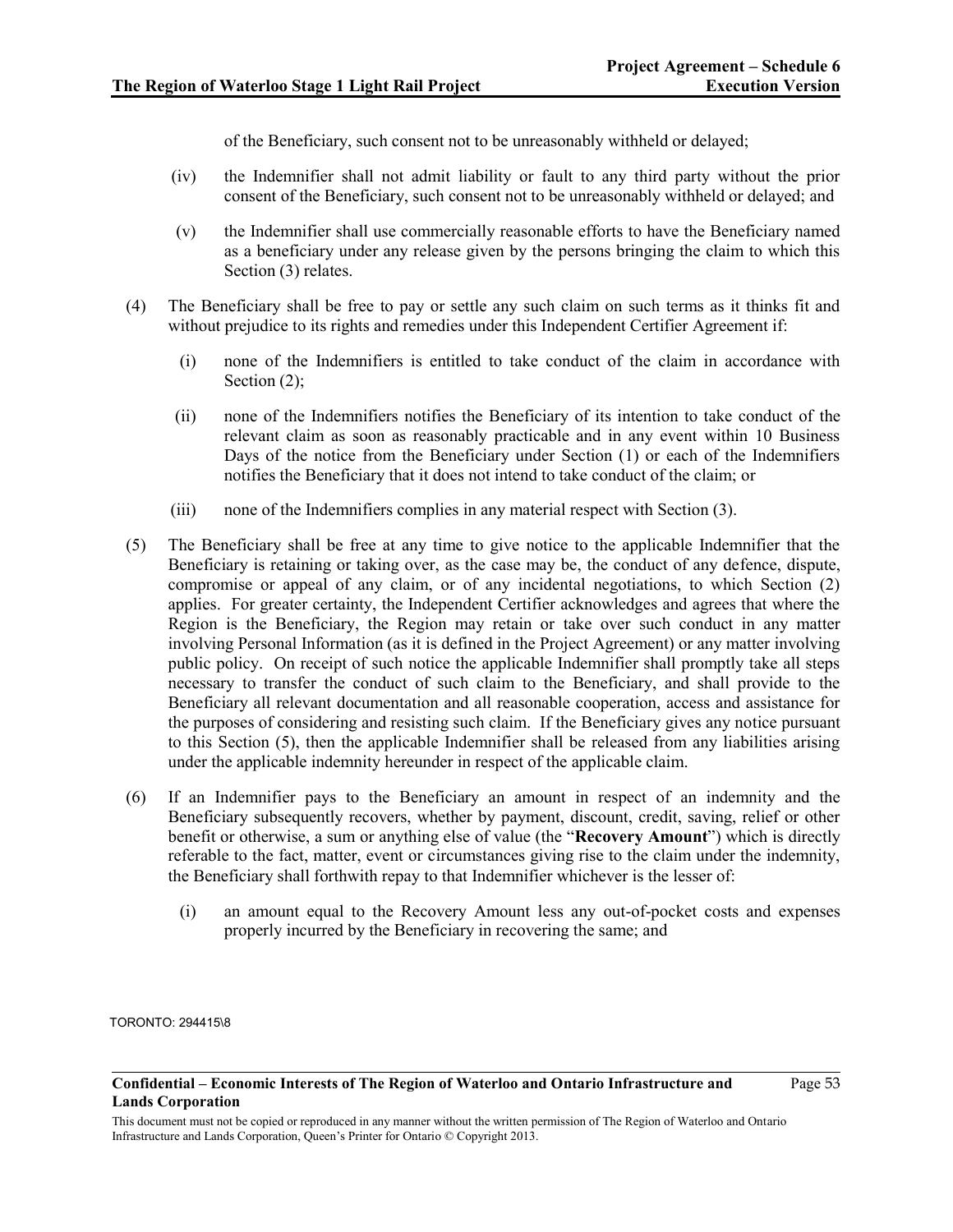of the Beneficiary, such consent not to be unreasonably withheld or delayed;

(iv) the Indemnifier shall not admit liability or fault to any third party without the prior consent of the Beneficiary, such consent not to be unreasonably withheld or delayed; and

(v) the Indemnifier shall use commercially reasonable efforts to have the Beneficiary named as a beneficiary under any release given by the persons bringing the claim to which this Section (3) relates.

(4) The Beneficiary shall be free to pay or settle any such claim on such terms as it thinks fit and without prejudice to its rights and remedies under this Independent Certifier Agreement if:

(i) none of the Indemnifiers is entitled to take conduct of the claim in accordance with Section (2);

(ii) none of the Indemnifiers notifies the Beneficiary of its intention to take conduct of the relevant claim as soon as reasonably practicable and in any event within 10 Business Days of the notice from the Beneficiary under Section (1) or each of the Indemnifiers notifies the Beneficiary that it does not intend to take conduct of the claim; or

(iii) none of the Indemnifiers complies in any material respect with Section (3).

(5) The Beneficiary shall be free at any time to give notice to the applicable Indemnifier that the Beneficiary is retaining or taking over, as the case may be, the conduct of any defence, dispute, compromise or appeal of any claim, or of any incidental negotiations, to which Section (2) applies. For greater certainty, the Independent Certifier acknowledges and agrees that where the Region is the Beneficiary, the Region may retain or take over such conduct in any matter involving Personal Information (as it is defined in the Project Agreement) or any matter involving public policy. On receipt of such notice the applicable Indemnifier shall promptly take all steps necessary to transfer the conduct of such claim to the Beneficiary, and shall provide to the Beneficiary all relevant documentation and all reasonable cooperation, access and assistance for the purposes of considering and resisting such claim. If the Beneficiary gives any notice pursuant to this Section (5), then the applicable Indemnifier shall be released from any liabilities arising under the applicable indemnity hereunder in respect of the applicable claim.

(6) If an Indemnifier pays to the Beneficiary an amount in respect of an indemnity and the Beneficiary subsequently recovers, whether by payment, discount, credit, saving, relief or other benefit or otherwise, a sum or anything else of value (the "**Recovery Amount**") which is directly referable to the fact, matter, event or circumstances giving rise to the claim under the indemnity, the Beneficiary shall forthwith repay to that Indemnifier whichever is the lesser of:

(i) an amount equal to the Recovery Amount less any out-of-pocket costs and expenses properly incurred by the Beneficiary in recovering the same; and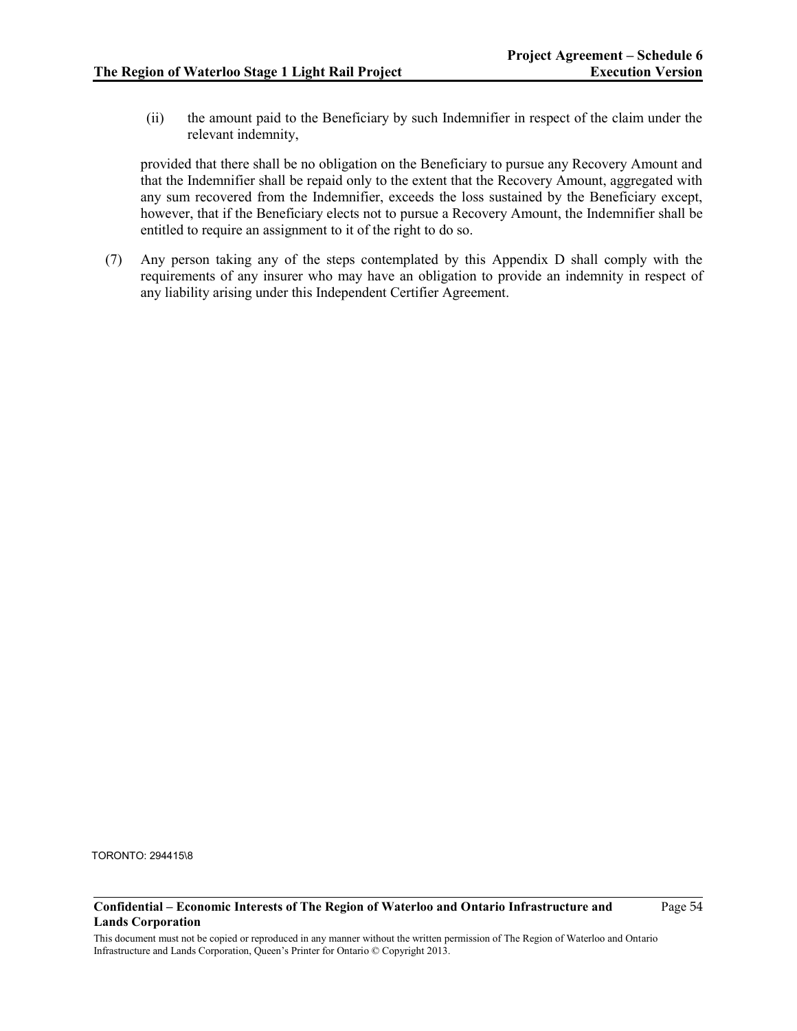(ii) the amount paid to the Beneficiary by such Indemnifier in respect of the claim under the relevant indemnity,

provided that there shall be no obligation on the Beneficiary to pursue any Recovery Amount and that the Indemnifier shall be repaid only to the extent that the Recovery Amount, aggregated with any sum recovered from the Indemnifier, exceeds the loss sustained by the Beneficiary except, however, that if the Beneficiary elects not to pursue a Recovery Amount, the Indemnifier shall be entitled to require an assignment to it of the right to do so.

(7) Any person taking any of the steps contemplated by this Appendix D shall comply with the requirements of any insurer who may have an obligation to provide an indemnity in respect of any liability arising under this Independent Certifier Agreement.